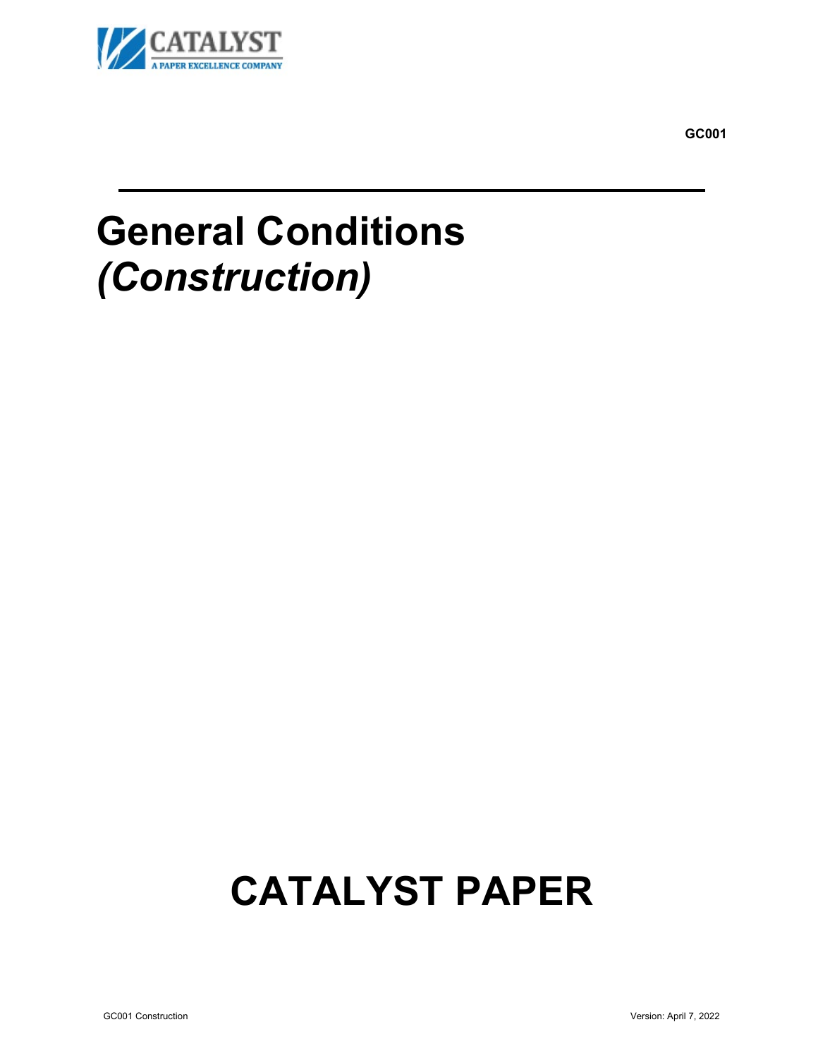CATALYST
A PAPER EXCELLENCE COMPANY

**GC001**

# General Conditions *(Construction)*

# CATALYST PAPER

GC001 Construction

Version: April 7, 2022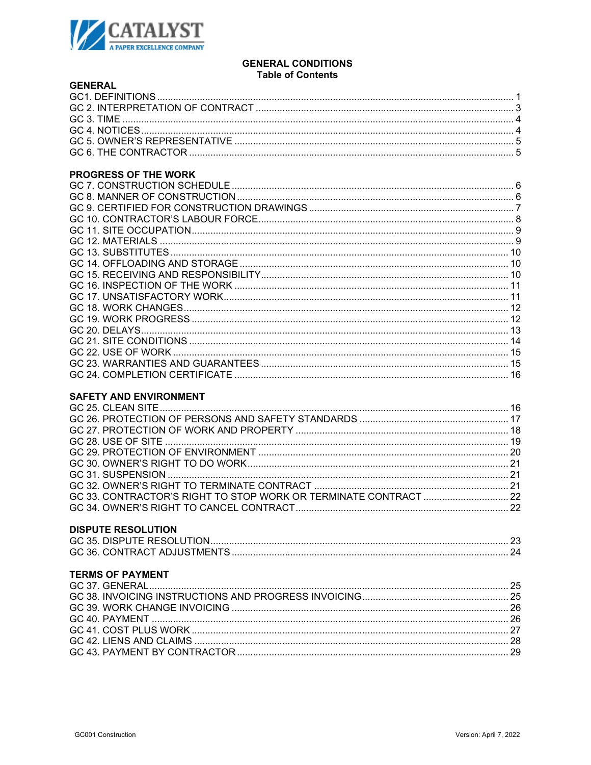# GENERAL CONDITIONS
## Table of Contents

### GENERAL

GC1. DEFINITIONS ..... 1
GC 2. INTERPRETATION OF CONTRACT ..... 3
GC 3. TIME ..... 4
GC 4. NOTICES ..... 4
GC 5. OWNER'S REPRESENTATIVE ..... 5
GC 6. THE CONTRACTOR ..... 5

### PROGRESS OF THE WORK

GC 7. CONSTRUCTION SCHEDULE ..... 6
GC 8. MANNER OF CONSTRUCTION ..... 6
GC 9. CERTIFIED FOR CONSTRUCTION DRAWINGS ..... 7
GC 10. CONTRACTOR'S LABOUR FORCE ..... 8
GC 11. SITE OCCUPATION ..... 9
GC 12. MATERIALS ..... 9
GC 13. SUBSTITUTES ..... 10
GC 14. OFFLOADING AND STORAGE ..... 10
GC 15. RECEIVING AND RESPONSIBILITY ..... 10
GC 16. INSPECTION OF THE WORK ..... 11
GC 17. UNSATISFACTORY WORK ..... 11
GC 18. WORK CHANGES ..... 12
GC 19. WORK PROGRESS ..... 12
GC 20. DELAYS ..... 13
GC 21. SITE CONDITIONS ..... 14
GC 22. USE OF WORK ..... 15
GC 23. WARRANTIES AND GUARANTEES ..... 15
GC 24. COMPLETION CERTIFICATE ..... 16

### SAFETY AND ENVIRONMENT

GC 25. CLEAN SITE ..... 16
GC 26. PROTECTION OF PERSONS AND SAFETY STANDARDS ..... 17
GC 27. PROTECTION OF WORK AND PROPERTY ..... 18
GC 28. USE OF SITE ..... 19
GC 29. PROTECTION OF ENVIRONMENT ..... 20
GC 30. OWNER'S RIGHT TO DO WORK ..... 21
GC 31. SUSPENSION ..... 21
GC 32. OWNER'S RIGHT TO TERMINATE CONTRACT ..... 21
GC 33. CONTRACTOR'S RIGHT TO STOP WORK OR TERMINATE CONTRACT ..... 22
GC 34. OWNER'S RIGHT TO CANCEL CONTRACT ..... 22

### DISPUTE RESOLUTION

GC 35. DISPUTE RESOLUTION ..... 23
GC 36. CONTRACT ADJUSTMENTS ..... 24

### TERMS OF PAYMENT

GC 37. GENERAL ..... 25
GC 38. INVOICING INSTRUCTIONS AND PROGRESS INVOICING ..... 25
GC 39. WORK CHANGE INVOICING ..... 26
GC 40. PAYMENT ..... 26
GC 41. COST PLUS WORK ..... 27
GC 42. LIENS AND CLAIMS ..... 28
GC 43. PAYMENT BY CONTRACTOR ..... 29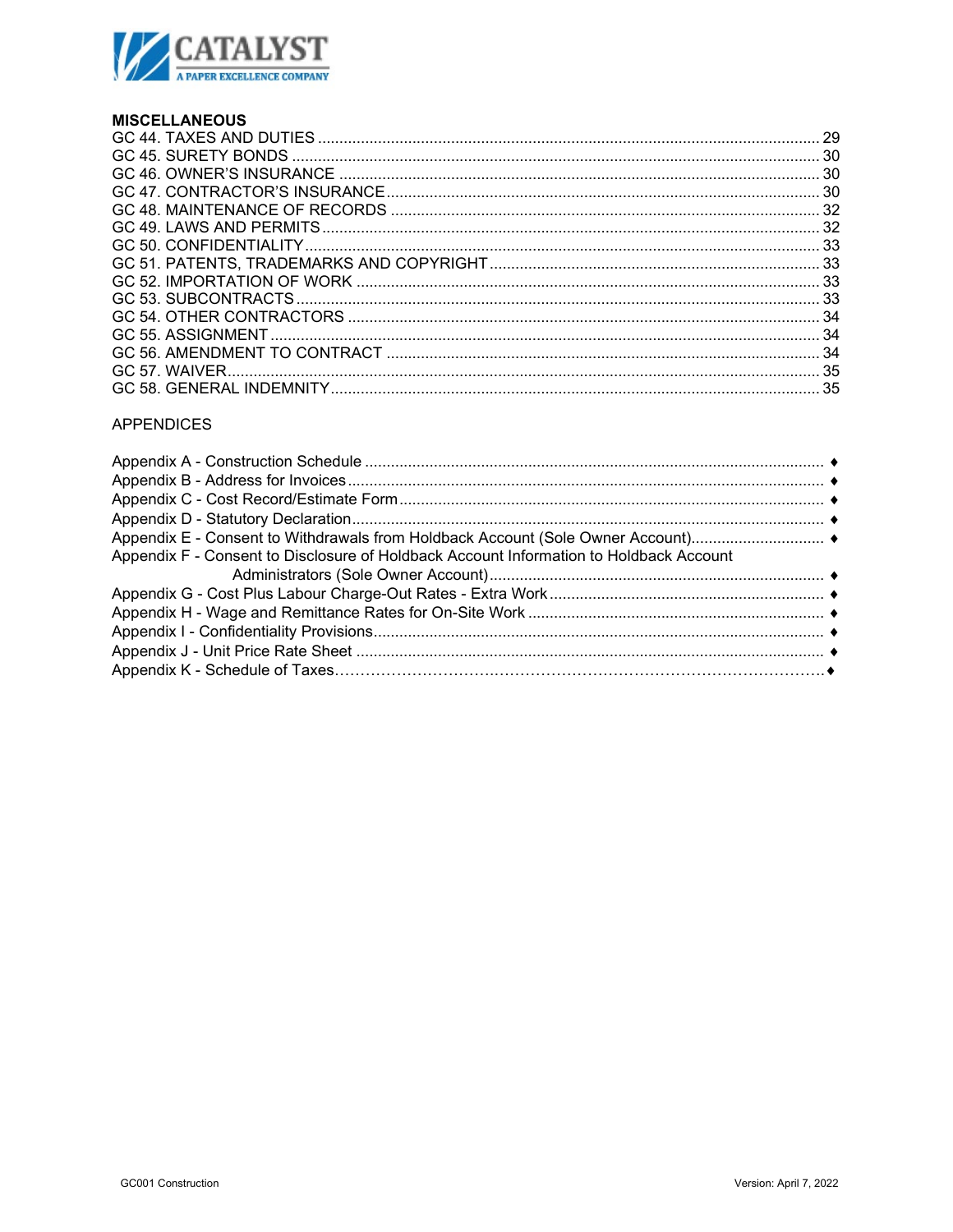**MISCELLANEOUS**

GC 44. TAXES AND DUTIES ..... 29
GC 45. SURETY BONDS ..... 30
GC 46. OWNER'S INSURANCE ..... 30
GC 47. CONTRACTOR'S INSURANCE ..... 30
GC 48. MAINTENANCE OF RECORDS ..... 32
GC 49. LAWS AND PERMITS ..... 32
GC 50. CONFIDENTIALITY ..... 33
GC 51. PATENTS, TRADEMARKS AND COPYRIGHT ..... 33
GC 52. IMPORTATION OF WORK ..... 33
GC 53. SUBCONTRACTS ..... 33
GC 54. OTHER CONTRACTORS ..... 34
GC 55. ASSIGNMENT ..... 34
GC 56. AMENDMENT TO CONTRACT ..... 34
GC 57. WAIVER ..... 35
GC 58. GENERAL INDEMNITY ..... 35

APPENDICES

Appendix A - Construction Schedule ..... ♦
Appendix B - Address for Invoices ..... ♦
Appendix C - Cost Record/Estimate Form ..... ♦
Appendix D - Statutory Declaration ..... ♦
Appendix E - Consent to Withdrawals from Holdback Account (Sole Owner Account) ..... ♦
Appendix F - Consent to Disclosure of Holdback Account Information to Holdback Account Administrators (Sole Owner Account) ..... ♦
Appendix G - Cost Plus Labour Charge-Out Rates - Extra Work ..... ♦
Appendix H - Wage and Remittance Rates for On-Site Work ..... ♦
Appendix I - Confidentiality Provisions ..... ♦
Appendix J - Unit Price Rate Sheet ..... ♦
Appendix K - Schedule of Taxes ..... ♦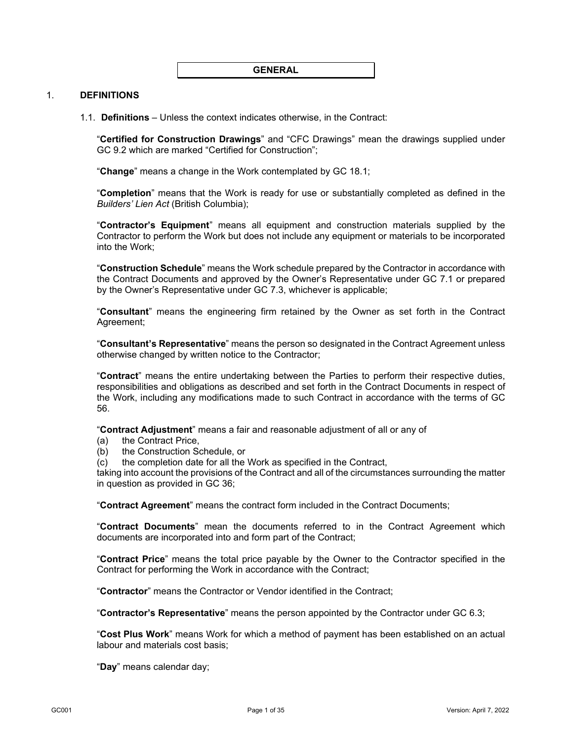## GENERAL

## 1. DEFINITIONS

1.1. **Definitions** – Unless the context indicates otherwise, in the Contract:

"**Certified for Construction Drawings**" and "CFC Drawings" mean the drawings supplied under GC 9.2 which are marked "Certified for Construction";

"**Change**" means a change in the Work contemplated by GC 18.1;

"**Completion**" means that the Work is ready for use or substantially completed as defined in the *Builders' Lien Act* (British Columbia);

"**Contractor's Equipment**" means all equipment and construction materials supplied by the Contractor to perform the Work but does not include any equipment or materials to be incorporated into the Work;

"**Construction Schedule**" means the Work schedule prepared by the Contractor in accordance with the Contract Documents and approved by the Owner's Representative under GC 7.1 or prepared by the Owner's Representative under GC 7.3, whichever is applicable;

"**Consultant**" means the engineering firm retained by the Owner as set forth in the Contract Agreement;

"**Consultant's Representative**" means the person so designated in the Contract Agreement unless otherwise changed by written notice to the Contractor;

"**Contract**" means the entire undertaking between the Parties to perform their respective duties, responsibilities and obligations as described and set forth in the Contract Documents in respect of the Work, including any modifications made to such Contract in accordance with the terms of GC 56.

"**Contract Adjustment**" means a fair and reasonable adjustment of all or any of

(a) the Contract Price,
(b) the Construction Schedule, or
(c) the completion date for all the Work as specified in the Contract,

taking into account the provisions of the Contract and all of the circumstances surrounding the matter in question as provided in GC 36;

"**Contract Agreement**" means the contract form included in the Contract Documents;

"**Contract Documents**" mean the documents referred to in the Contract Agreement which documents are incorporated into and form part of the Contract;

"**Contract Price**" means the total price payable by the Owner to the Contractor specified in the Contract for performing the Work in accordance with the Contract;

"**Contractor**" means the Contractor or Vendor identified in the Contract;

"**Contractor's Representative**" means the person appointed by the Contractor under GC 6.3;

"**Cost Plus Work**" means Work for which a method of payment has been established on an actual labour and materials cost basis;

"**Day**" means calendar day;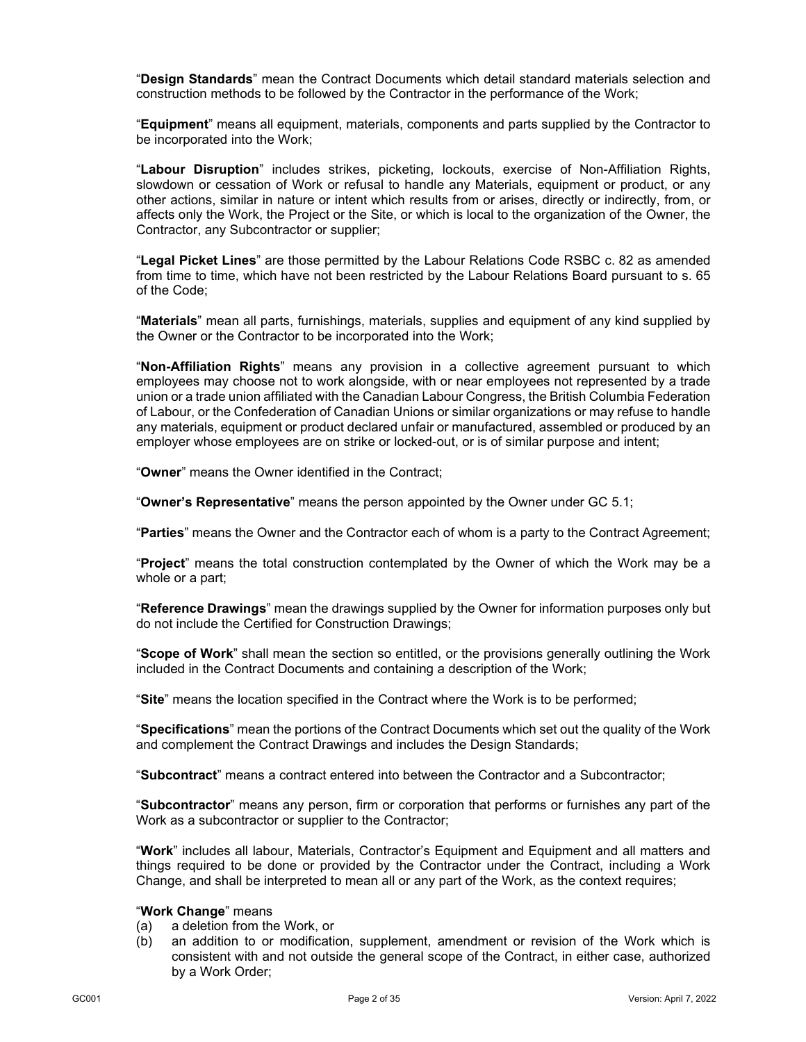"**Design Standards**" mean the Contract Documents which detail standard materials selection and construction methods to be followed by the Contractor in the performance of the Work;

"**Equipment**" means all equipment, materials, components and parts supplied by the Contractor to be incorporated into the Work;

"**Labour Disruption**" includes strikes, picketing, lockouts, exercise of Non-Affiliation Rights, slowdown or cessation of Work or refusal to handle any Materials, equipment or product, or any other actions, similar in nature or intent which results from or arises, directly or indirectly, from, or affects only the Work, the Project or the Site, or which is local to the organization of the Owner, the Contractor, any Subcontractor or supplier;

"**Legal Picket Lines**" are those permitted by the Labour Relations Code RSBC c. 82 as amended from time to time, which have not been restricted by the Labour Relations Board pursuant to s. 65 of the Code;

"**Materials**" mean all parts, furnishings, materials, supplies and equipment of any kind supplied by the Owner or the Contractor to be incorporated into the Work;

"**Non-Affiliation Rights**" means any provision in a collective agreement pursuant to which employees may choose not to work alongside, with or near employees not represented by a trade union or a trade union affiliated with the Canadian Labour Congress, the British Columbia Federation of Labour, or the Confederation of Canadian Unions or similar organizations or may refuse to handle any materials, equipment or product declared unfair or manufactured, assembled or produced by an employer whose employees are on strike or locked-out, or is of similar purpose and intent;

"**Owner**" means the Owner identified in the Contract;

"**Owner's Representative**" means the person appointed by the Owner under GC 5.1;

"**Parties**" means the Owner and the Contractor each of whom is a party to the Contract Agreement;

"**Project**" means the total construction contemplated by the Owner of which the Work may be a whole or a part;

"**Reference Drawings**" mean the drawings supplied by the Owner for information purposes only but do not include the Certified for Construction Drawings;

"**Scope of Work**" shall mean the section so entitled, or the provisions generally outlining the Work included in the Contract Documents and containing a description of the Work;

"**Site**" means the location specified in the Contract where the Work is to be performed;

"**Specifications**" mean the portions of the Contract Documents which set out the quality of the Work and complement the Contract Drawings and includes the Design Standards;

"**Subcontract**" means a contract entered into between the Contractor and a Subcontractor;

"**Subcontractor**" means any person, firm or corporation that performs or furnishes any part of the Work as a subcontractor or supplier to the Contractor;

"**Work**" includes all labour, Materials, Contractor's Equipment and Equipment and all matters and things required to be done or provided by the Contractor under the Contract, including a Work Change, and shall be interpreted to mean all or any part of the Work, as the context requires;

"**Work Change**" means

(a) a deletion from the Work, or

(b) an addition to or modification, supplement, amendment or revision of the Work which is consistent with and not outside the general scope of the Contract, in either case, authorized by a Work Order;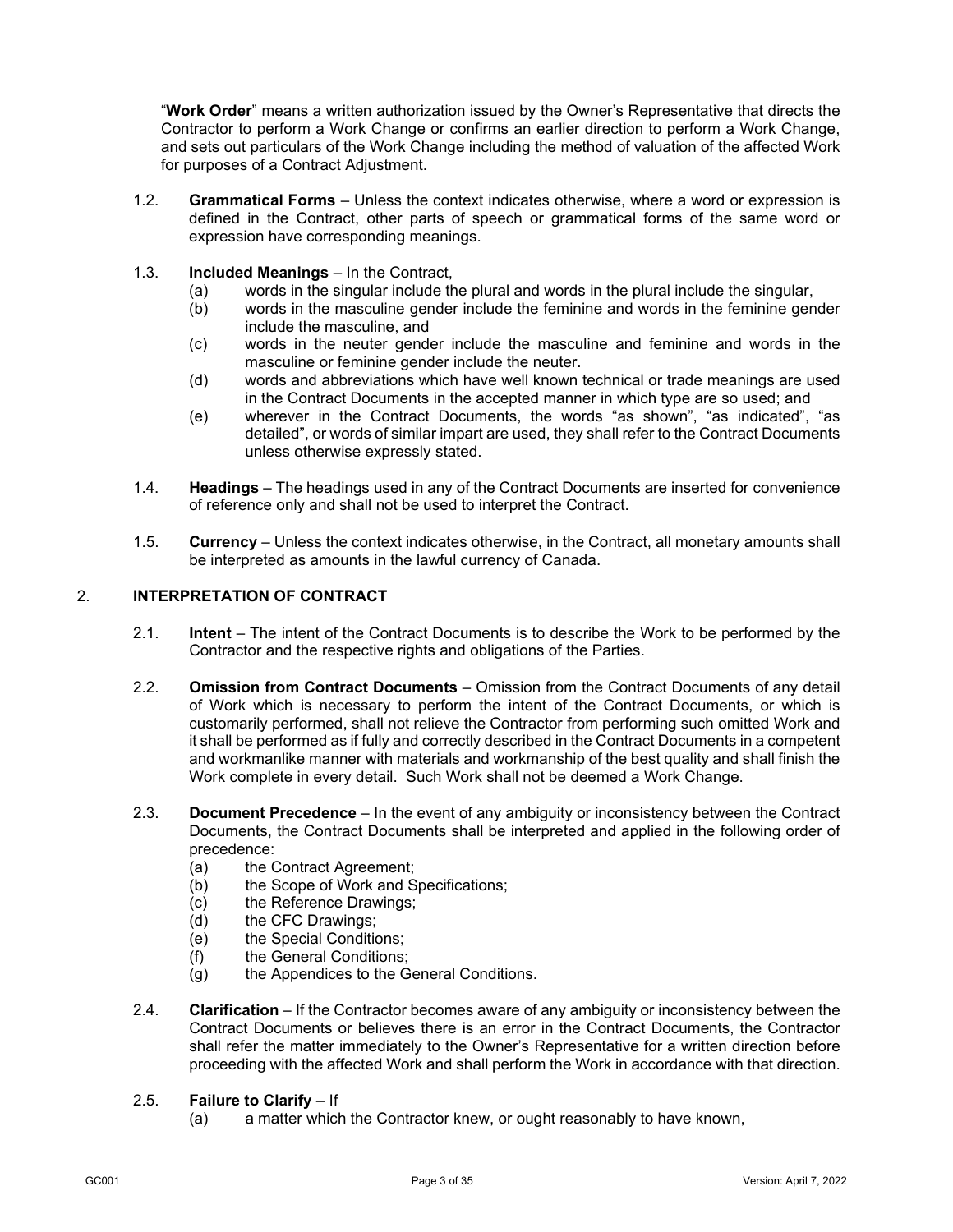"**Work Order**" means a written authorization issued by the Owner's Representative that directs the Contractor to perform a Work Change or confirms an earlier direction to perform a Work Change, and sets out particulars of the Work Change including the method of valuation of the affected Work for purposes of a Contract Adjustment.

1.2. **Grammatical Forms** – Unless the context indicates otherwise, where a word or expression is defined in the Contract, other parts of speech or grammatical forms of the same word or expression have corresponding meanings.

1.3. **Included Meanings** – In the Contract,

(a) words in the singular include the plural and words in the plural include the singular,

(b) words in the masculine gender include the feminine and words in the feminine gender include the masculine, and

(c) words in the neuter gender include the masculine and feminine and words in the masculine or feminine gender include the neuter.

(d) words and abbreviations which have well known technical or trade meanings are used in the Contract Documents in the accepted manner in which type are so used; and

(e) wherever in the Contract Documents, the words "as shown", "as indicated", "as detailed", or words of similar impart are used, they shall refer to the Contract Documents unless otherwise expressly stated.

1.4. **Headings** – The headings used in any of the Contract Documents are inserted for convenience of reference only and shall not be used to interpret the Contract.

1.5. **Currency** – Unless the context indicates otherwise, in the Contract, all monetary amounts shall be interpreted as amounts in the lawful currency of Canada.

## 2. INTERPRETATION OF CONTRACT

2.1. **Intent** – The intent of the Contract Documents is to describe the Work to be performed by the Contractor and the respective rights and obligations of the Parties.

2.2. **Omission from Contract Documents** – Omission from the Contract Documents of any detail of Work which is necessary to perform the intent of the Contract Documents, or which is customarily performed, shall not relieve the Contractor from performing such omitted Work and it shall be performed as if fully and correctly described in the Contract Documents in a competent and workmanlike manner with materials and workmanship of the best quality and shall finish the Work complete in every detail. Such Work shall not be deemed a Work Change.

2.3. **Document Precedence** – In the event of any ambiguity or inconsistency between the Contract Documents, the Contract Documents shall be interpreted and applied in the following order of precedence:

(a) the Contract Agreement;

(b) the Scope of Work and Specifications;

(c) the Reference Drawings;

(d) the CFC Drawings;

(e) the Special Conditions;

(f) the General Conditions;

(g) the Appendices to the General Conditions.

2.4. **Clarification** – If the Contractor becomes aware of any ambiguity or inconsistency between the Contract Documents or believes there is an error in the Contract Documents, the Contractor shall refer the matter immediately to the Owner's Representative for a written direction before proceeding with the affected Work and shall perform the Work in accordance with that direction.

2.5. **Failure to Clarify** – If

(a) a matter which the Contractor knew, or ought reasonably to have known,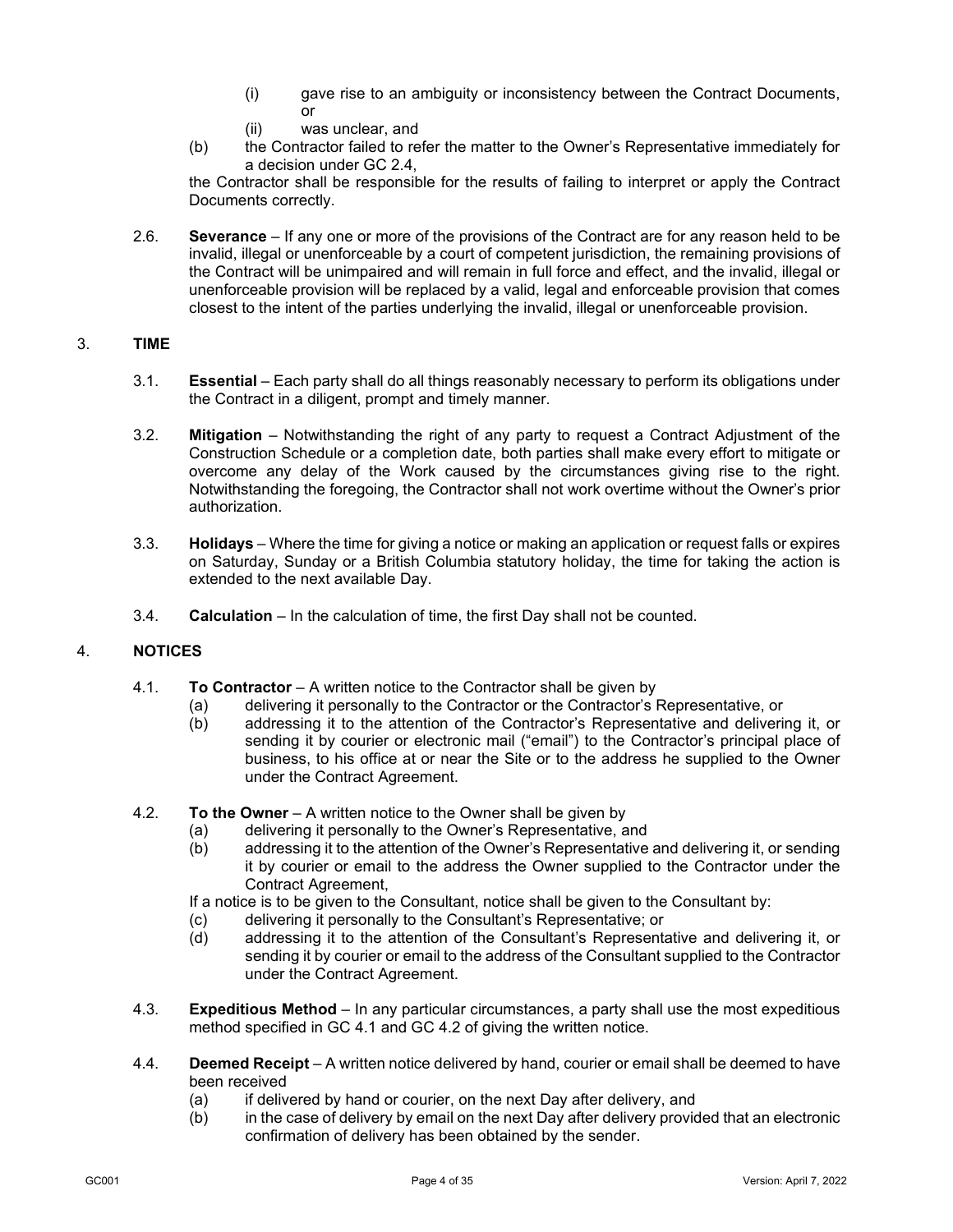(i) gave rise to an ambiguity or inconsistency between the Contract Documents, or

(ii) was unclear, and

(b) the Contractor failed to refer the matter to the Owner's Representative immediately for a decision under GC 2.4,

the Contractor shall be responsible for the results of failing to interpret or apply the Contract Documents correctly.

2.6. **Severance** – If any one or more of the provisions of the Contract are for any reason held to be invalid, illegal or unenforceable by a court of competent jurisdiction, the remaining provisions of the Contract will be unimpaired and will remain in full force and effect, and the invalid, illegal or unenforceable provision will be replaced by a valid, legal and enforceable provision that comes closest to the intent of the parties underlying the invalid, illegal or unenforceable provision.

## 3. TIME

3.1. **Essential** – Each party shall do all things reasonably necessary to perform its obligations under the Contract in a diligent, prompt and timely manner.

3.2. **Mitigation** – Notwithstanding the right of any party to request a Contract Adjustment of the Construction Schedule or a completion date, both parties shall make every effort to mitigate or overcome any delay of the Work caused by the circumstances giving rise to the right. Notwithstanding the foregoing, the Contractor shall not work overtime without the Owner's prior authorization.

3.3. **Holidays** – Where the time for giving a notice or making an application or request falls or expires on Saturday, Sunday or a British Columbia statutory holiday, the time for taking the action is extended to the next available Day.

3.4. **Calculation** – In the calculation of time, the first Day shall not be counted.

## 4. NOTICES

4.1. **To Contractor** – A written notice to the Contractor shall be given by

(a) delivering it personally to the Contractor or the Contractor's Representative, or

(b) addressing it to the attention of the Contractor's Representative and delivering it, or sending it by courier or electronic mail ("email") to the Contractor's principal place of business, to his office at or near the Site or to the address he supplied to the Owner under the Contract Agreement.

4.2. **To the Owner** – A written notice to the Owner shall be given by

(a) delivering it personally to the Owner's Representative, and

(b) addressing it to the attention of the Owner's Representative and delivering it, or sending it by courier or email to the address the Owner supplied to the Contractor under the Contract Agreement,

If a notice is to be given to the Consultant, notice shall be given to the Consultant by:

(c) delivering it personally to the Consultant's Representative; or

(d) addressing it to the attention of the Consultant's Representative and delivering it, or sending it by courier or email to the address of the Consultant supplied to the Contractor under the Contract Agreement.

4.3. **Expeditious Method** – In any particular circumstances, a party shall use the most expeditious method specified in GC 4.1 and GC 4.2 of giving the written notice.

4.4. **Deemed Receipt** – A written notice delivered by hand, courier or email shall be deemed to have been received

(a) if delivered by hand or courier, on the next Day after delivery, and

(b) in the case of delivery by email on the next Day after delivery provided that an electronic confirmation of delivery has been obtained by the sender.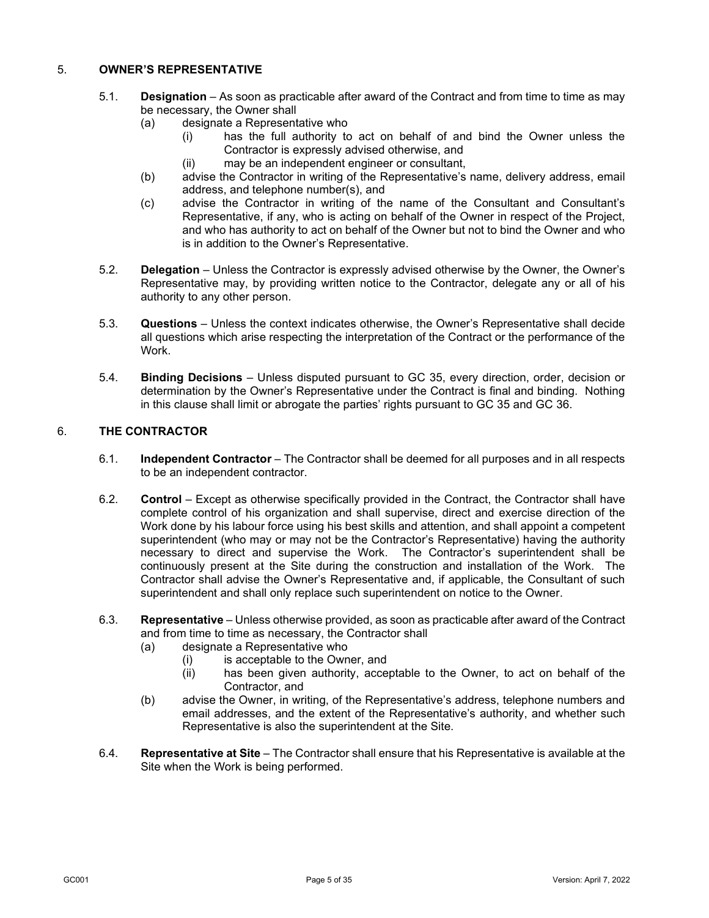## 5. OWNER'S REPRESENTATIVE

5.1. **Designation** – As soon as practicable after award of the Contract and from time to time as may be necessary, the Owner shall

- (a) designate a Representative who
  - (i) has the full authority to act on behalf of and bind the Owner unless the Contractor is expressly advised otherwise, and
  - (ii) may be an independent engineer or consultant,
- (b) advise the Contractor in writing of the Representative's name, delivery address, email address, and telephone number(s), and
- (c) advise the Contractor in writing of the name of the Consultant and Consultant's Representative, if any, who is acting on behalf of the Owner in respect of the Project, and who has authority to act on behalf of the Owner but not to bind the Owner and who is in addition to the Owner's Representative.

5.2. **Delegation** – Unless the Contractor is expressly advised otherwise by the Owner, the Owner's Representative may, by providing written notice to the Contractor, delegate any or all of his authority to any other person.

5.3. **Questions** – Unless the context indicates otherwise, the Owner's Representative shall decide all questions which arise respecting the interpretation of the Contract or the performance of the Work.

5.4. **Binding Decisions** – Unless disputed pursuant to GC 35, every direction, order, decision or determination by the Owner's Representative under the Contract is final and binding. Nothing in this clause shall limit or abrogate the parties' rights pursuant to GC 35 and GC 36.

## 6. THE CONTRACTOR

6.1. **Independent Contractor** – The Contractor shall be deemed for all purposes and in all respects to be an independent contractor.

6.2. **Control** – Except as otherwise specifically provided in the Contract, the Contractor shall have complete control of his organization and shall supervise, direct and exercise direction of the Work done by his labour force using his best skills and attention, and shall appoint a competent superintendent (who may or may not be the Contractor's Representative) having the authority necessary to direct and supervise the Work. The Contractor's superintendent shall be continuously present at the Site during the construction and installation of the Work. The Contractor shall advise the Owner's Representative and, if applicable, the Consultant of such superintendent and shall only replace such superintendent on notice to the Owner.

6.3. **Representative** – Unless otherwise provided, as soon as practicable after award of the Contract and from time to time as necessary, the Contractor shall

- (a) designate a Representative who
  - (i) is acceptable to the Owner, and
  - (ii) has been given authority, acceptable to the Owner, to act on behalf of the Contractor, and
- (b) advise the Owner, in writing, of the Representative's address, telephone numbers and email addresses, and the extent of the Representative's authority, and whether such Representative is also the superintendent at the Site.

6.4. **Representative at Site** – The Contractor shall ensure that his Representative is available at the Site when the Work is being performed.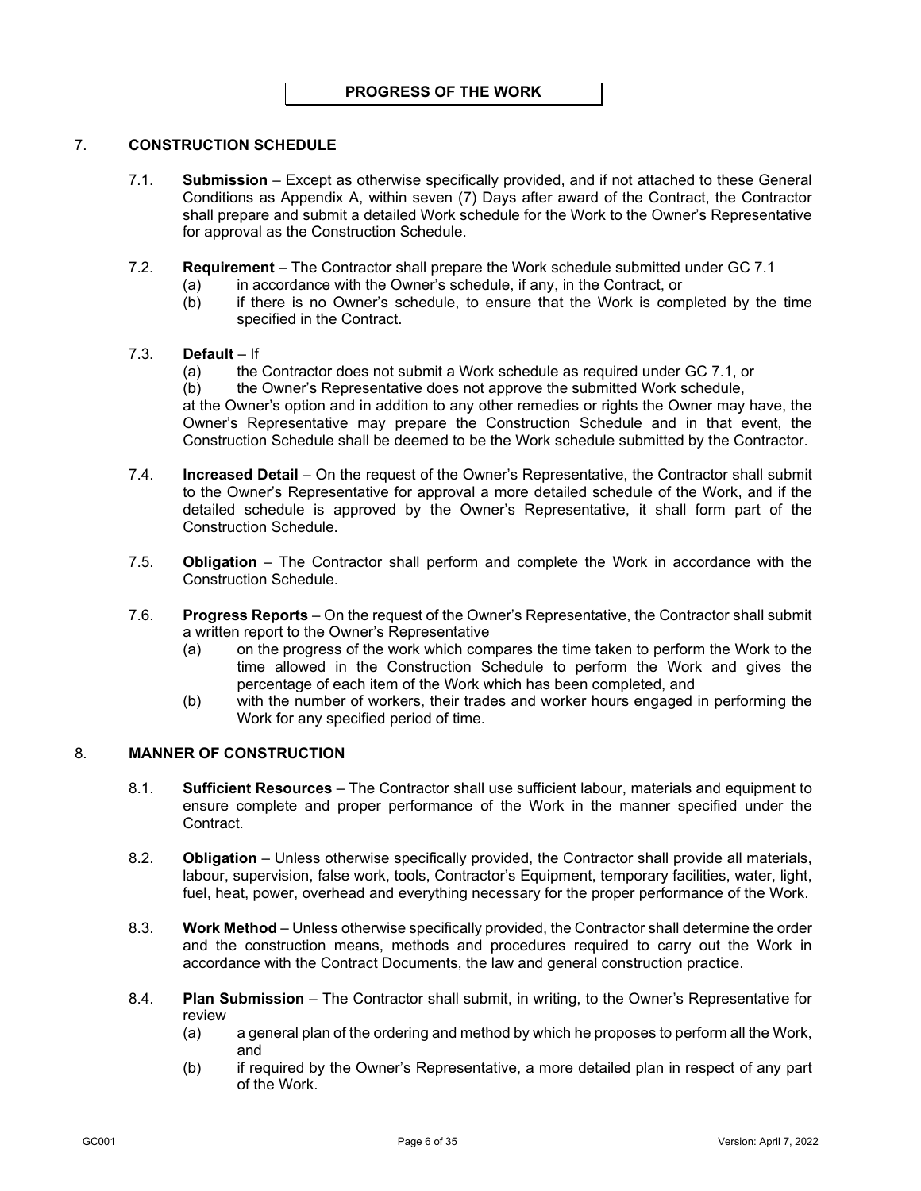## PROGRESS OF THE WORK

### 7. CONSTRUCTION SCHEDULE

7.1. **Submission** – Except as otherwise specifically provided, and if not attached to these General Conditions as Appendix A, within seven (7) Days after award of the Contract, the Contractor shall prepare and submit a detailed Work schedule for the Work to the Owner's Representative for approval as the Construction Schedule.

7.2. **Requirement** – The Contractor shall prepare the Work schedule submitted under GC 7.1

- (a) in accordance with the Owner's schedule, if any, in the Contract, or
- (b) if there is no Owner's schedule, to ensure that the Work is completed by the time specified in the Contract.

7.3. **Default** – If

- (a) the Contractor does not submit a Work schedule as required under GC 7.1, or
- (b) the Owner's Representative does not approve the submitted Work schedule,

at the Owner's option and in addition to any other remedies or rights the Owner may have, the Owner's Representative may prepare the Construction Schedule and in that event, the Construction Schedule shall be deemed to be the Work schedule submitted by the Contractor.

7.4. **Increased Detail** – On the request of the Owner's Representative, the Contractor shall submit to the Owner's Representative for approval a more detailed schedule of the Work, and if the detailed schedule is approved by the Owner's Representative, it shall form part of the Construction Schedule.

7.5. **Obligation** – The Contractor shall perform and complete the Work in accordance with the Construction Schedule.

7.6. **Progress Reports** – On the request of the Owner's Representative, the Contractor shall submit a written report to the Owner's Representative

- (a) on the progress of the work which compares the time taken to perform the Work to the time allowed in the Construction Schedule to perform the Work and gives the percentage of each item of the Work which has been completed, and
- (b) with the number of workers, their trades and worker hours engaged in performing the Work for any specified period of time.

### 8. MANNER OF CONSTRUCTION

8.1. **Sufficient Resources** – The Contractor shall use sufficient labour, materials and equipment to ensure complete and proper performance of the Work in the manner specified under the Contract.

8.2. **Obligation** – Unless otherwise specifically provided, the Contractor shall provide all materials, labour, supervision, false work, tools, Contractor's Equipment, temporary facilities, water, light, fuel, heat, power, overhead and everything necessary for the proper performance of the Work.

8.3. **Work Method** – Unless otherwise specifically provided, the Contractor shall determine the order and the construction means, methods and procedures required to carry out the Work in accordance with the Contract Documents, the law and general construction practice.

8.4. **Plan Submission** – The Contractor shall submit, in writing, to the Owner's Representative for review

- (a) a general plan of the ordering and method by which he proposes to perform all the Work, and
- (b) if required by the Owner's Representative, a more detailed plan in respect of any part of the Work.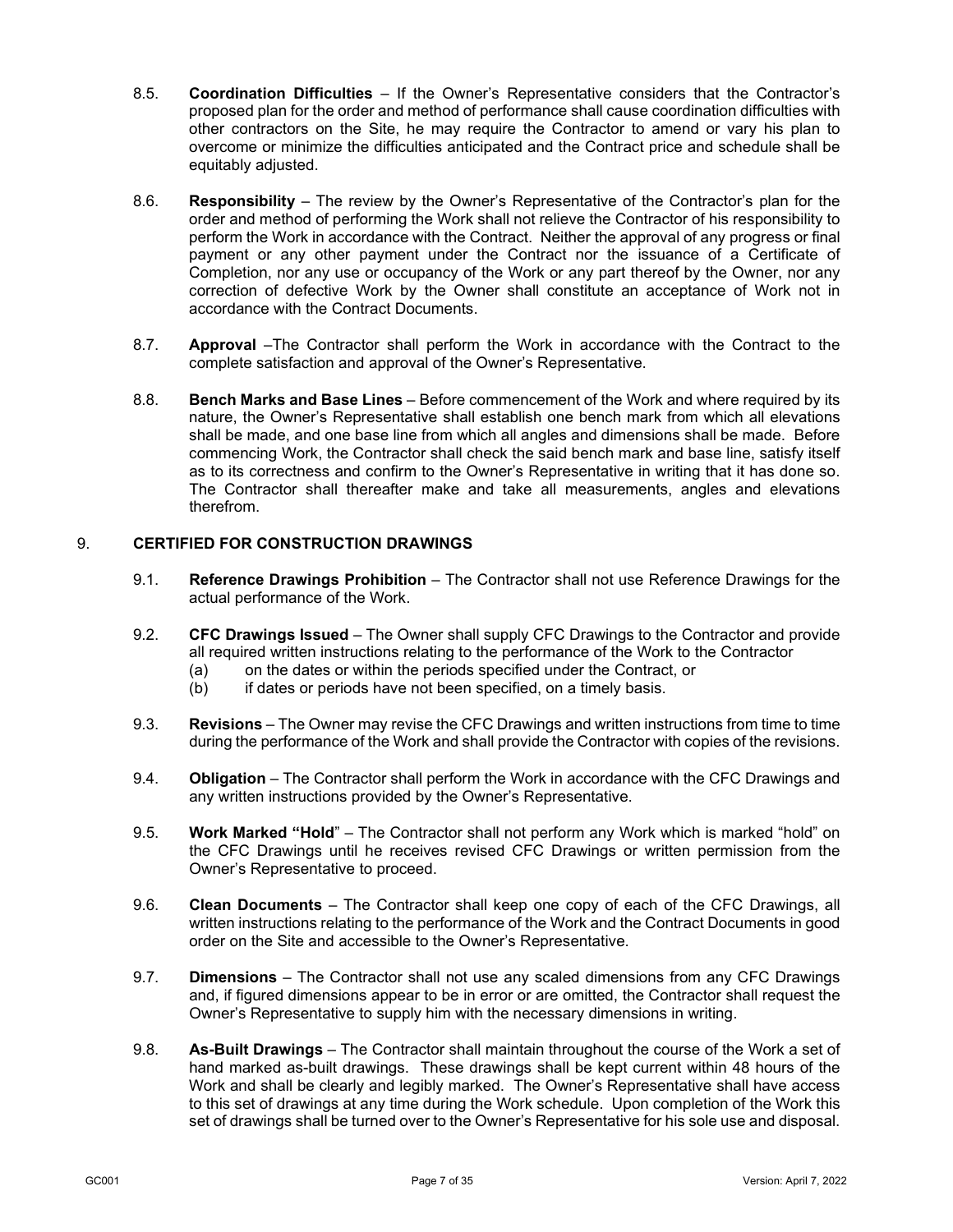8.5. **Coordination Difficulties** – If the Owner's Representative considers that the Contractor's proposed plan for the order and method of performance shall cause coordination difficulties with other contractors on the Site, he may require the Contractor to amend or vary his plan to overcome or minimize the difficulties anticipated and the Contract price and schedule shall be equitably adjusted.

8.6. **Responsibility** – The review by the Owner's Representative of the Contractor's plan for the order and method of performing the Work shall not relieve the Contractor of his responsibility to perform the Work in accordance with the Contract. Neither the approval of any progress or final payment or any other payment under the Contract nor the issuance of a Certificate of Completion, nor any use or occupancy of the Work or any part thereof by the Owner, nor any correction of defective Work by the Owner shall constitute an acceptance of Work not in accordance with the Contract Documents.

8.7. **Approval** –The Contractor shall perform the Work in accordance with the Contract to the complete satisfaction and approval of the Owner's Representative.

8.8. **Bench Marks and Base Lines** – Before commencement of the Work and where required by its nature, the Owner's Representative shall establish one bench mark from which all elevations shall be made, and one base line from which all angles and dimensions shall be made. Before commencing Work, the Contractor shall check the said bench mark and base line, satisfy itself as to its correctness and confirm to the Owner's Representative in writing that it has done so. The Contractor shall thereafter make and take all measurements, angles and elevations therefrom.

## 9. CERTIFIED FOR CONSTRUCTION DRAWINGS

9.1. **Reference Drawings Prohibition** – The Contractor shall not use Reference Drawings for the actual performance of the Work.

9.2. **CFC Drawings Issued** – The Owner shall supply CFC Drawings to the Contractor and provide all required written instructions relating to the performance of the Work to the Contractor

- (a) on the dates or within the periods specified under the Contract, or
- (b) if dates or periods have not been specified, on a timely basis.

9.3. **Revisions** – The Owner may revise the CFC Drawings and written instructions from time to time during the performance of the Work and shall provide the Contractor with copies of the revisions.

9.4. **Obligation** – The Contractor shall perform the Work in accordance with the CFC Drawings and any written instructions provided by the Owner's Representative.

9.5. **Work Marked "Hold**" – The Contractor shall not perform any Work which is marked "hold" on the CFC Drawings until he receives revised CFC Drawings or written permission from the Owner's Representative to proceed.

9.6. **Clean Documents** – The Contractor shall keep one copy of each of the CFC Drawings, all written instructions relating to the performance of the Work and the Contract Documents in good order on the Site and accessible to the Owner's Representative.

9.7. **Dimensions** – The Contractor shall not use any scaled dimensions from any CFC Drawings and, if figured dimensions appear to be in error or are omitted, the Contractor shall request the Owner's Representative to supply him with the necessary dimensions in writing.

9.8. **As-Built Drawings** – The Contractor shall maintain throughout the course of the Work a set of hand marked as-built drawings. These drawings shall be kept current within 48 hours of the Work and shall be clearly and legibly marked. The Owner's Representative shall have access to this set of drawings at any time during the Work schedule. Upon completion of the Work this set of drawings shall be turned over to the Owner's Representative for his sole use and disposal.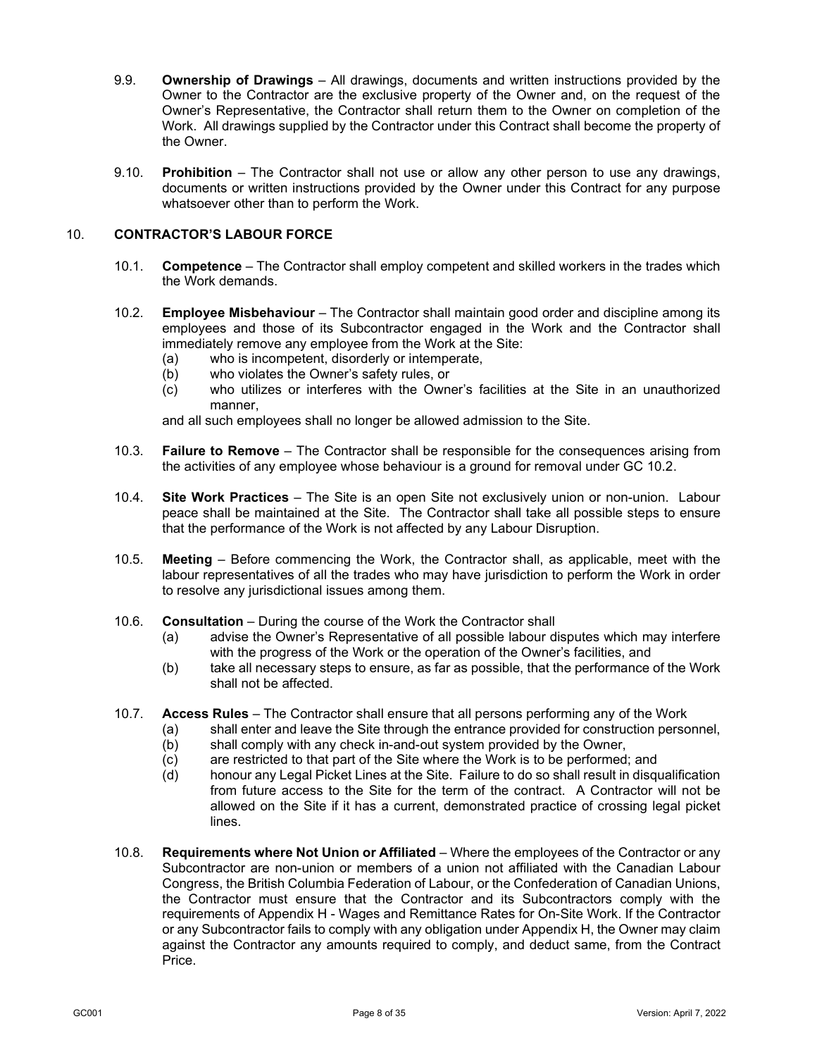9.9. **Ownership of Drawings** – All drawings, documents and written instructions provided by the Owner to the Contractor are the exclusive property of the Owner and, on the request of the Owner's Representative, the Contractor shall return them to the Owner on completion of the Work. All drawings supplied by the Contractor under this Contract shall become the property of the Owner.

9.10. **Prohibition** – The Contractor shall not use or allow any other person to use any drawings, documents or written instructions provided by the Owner under this Contract for any purpose whatsoever other than to perform the Work.

## 10. CONTRACTOR'S LABOUR FORCE

10.1. **Competence** – The Contractor shall employ competent and skilled workers in the trades which the Work demands.

10.2. **Employee Misbehaviour** – The Contractor shall maintain good order and discipline among its employees and those of its Subcontractor engaged in the Work and the Contractor shall immediately remove any employee from the Work at the Site:

- (a) who is incompetent, disorderly or intemperate,
- (b) who violates the Owner's safety rules, or
- (c) who utilizes or interferes with the Owner's facilities at the Site in an unauthorized manner,

and all such employees shall no longer be allowed admission to the Site.

10.3. **Failure to Remove** – The Contractor shall be responsible for the consequences arising from the activities of any employee whose behaviour is a ground for removal under GC 10.2.

10.4. **Site Work Practices** – The Site is an open Site not exclusively union or non-union. Labour peace shall be maintained at the Site. The Contractor shall take all possible steps to ensure that the performance of the Work is not affected by any Labour Disruption.

10.5. **Meeting** – Before commencing the Work, the Contractor shall, as applicable, meet with the labour representatives of all the trades who may have jurisdiction to perform the Work in order to resolve any jurisdictional issues among them.

10.6. **Consultation** – During the course of the Work the Contractor shall

- (a) advise the Owner's Representative of all possible labour disputes which may interfere with the progress of the Work or the operation of the Owner's facilities, and
- (b) take all necessary steps to ensure, as far as possible, that the performance of the Work shall not be affected.

10.7. **Access Rules** – The Contractor shall ensure that all persons performing any of the Work

- (a) shall enter and leave the Site through the entrance provided for construction personnel,
- (b) shall comply with any check in-and-out system provided by the Owner,
- (c) are restricted to that part of the Site where the Work is to be performed; and
- (d) honour any Legal Picket Lines at the Site. Failure to do so shall result in disqualification from future access to the Site for the term of the contract. A Contractor will not be allowed on the Site if it has a current, demonstrated practice of crossing legal picket lines.

10.8. **Requirements where Not Union or Affiliated** – Where the employees of the Contractor or any Subcontractor are non-union or members of a union not affiliated with the Canadian Labour Congress, the British Columbia Federation of Labour, or the Confederation of Canadian Unions, the Contractor must ensure that the Contractor and its Subcontractors comply with the requirements of Appendix H - Wages and Remittance Rates for On-Site Work. If the Contractor or any Subcontractor fails to comply with any obligation under Appendix H, the Owner may claim against the Contractor any amounts required to comply, and deduct same, from the Contract Price.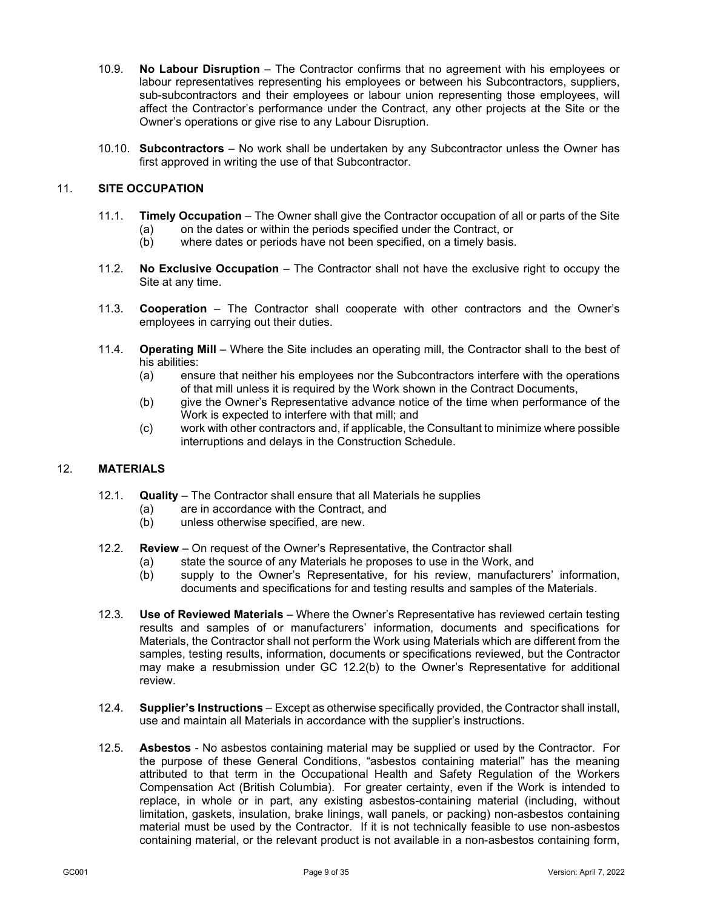10.9. **No Labour Disruption** – The Contractor confirms that no agreement with his employees or labour representatives representing his employees or between his Subcontractors, suppliers, sub-subcontractors and their employees or labour union representing those employees, will affect the Contractor's performance under the Contract, any other projects at the Site or the Owner's operations or give rise to any Labour Disruption.

10.10. **Subcontractors** – No work shall be undertaken by any Subcontractor unless the Owner has first approved in writing the use of that Subcontractor.

## 11. SITE OCCUPATION

11.1. **Timely Occupation** – The Owner shall give the Contractor occupation of all or parts of the Site
- (a) on the dates or within the periods specified under the Contract, or
- (b) where dates or periods have not been specified, on a timely basis.

11.2. **No Exclusive Occupation** – The Contractor shall not have the exclusive right to occupy the Site at any time.

11.3. **Cooperation** – The Contractor shall cooperate with other contractors and the Owner's employees in carrying out their duties.

11.4. **Operating Mill** – Where the Site includes an operating mill, the Contractor shall to the best of his abilities:
- (a) ensure that neither his employees nor the Subcontractors interfere with the operations of that mill unless it is required by the Work shown in the Contract Documents,
- (b) give the Owner's Representative advance notice of the time when performance of the Work is expected to interfere with that mill; and
- (c) work with other contractors and, if applicable, the Consultant to minimize where possible interruptions and delays in the Construction Schedule.

## 12. MATERIALS

12.1. **Quality** – The Contractor shall ensure that all Materials he supplies
- (a) are in accordance with the Contract, and
- (b) unless otherwise specified, are new.

12.2. **Review** – On request of the Owner's Representative, the Contractor shall
- (a) state the source of any Materials he proposes to use in the Work, and
- (b) supply to the Owner's Representative, for his review, manufacturers' information, documents and specifications for and testing results and samples of the Materials.

12.3. **Use of Reviewed Materials** – Where the Owner's Representative has reviewed certain testing results and samples of or manufacturers' information, documents and specifications for Materials, the Contractor shall not perform the Work using Materials which are different from the samples, testing results, information, documents or specifications reviewed, but the Contractor may make a resubmission under GC 12.2(b) to the Owner's Representative for additional review.

12.4. **Supplier's Instructions** – Except as otherwise specifically provided, the Contractor shall install, use and maintain all Materials in accordance with the supplier's instructions.

12.5. **Asbestos** - No asbestos containing material may be supplied or used by the Contractor. For the purpose of these General Conditions, "asbestos containing material" has the meaning attributed to that term in the Occupational Health and Safety Regulation of the Workers Compensation Act (British Columbia). For greater certainty, even if the Work is intended to replace, in whole or in part, any existing asbestos-containing material (including, without limitation, gaskets, insulation, brake linings, wall panels, or packing) non-asbestos containing material must be used by the Contractor. If it is not technically feasible to use non-asbestos containing material, or the relevant product is not available in a non-asbestos containing form,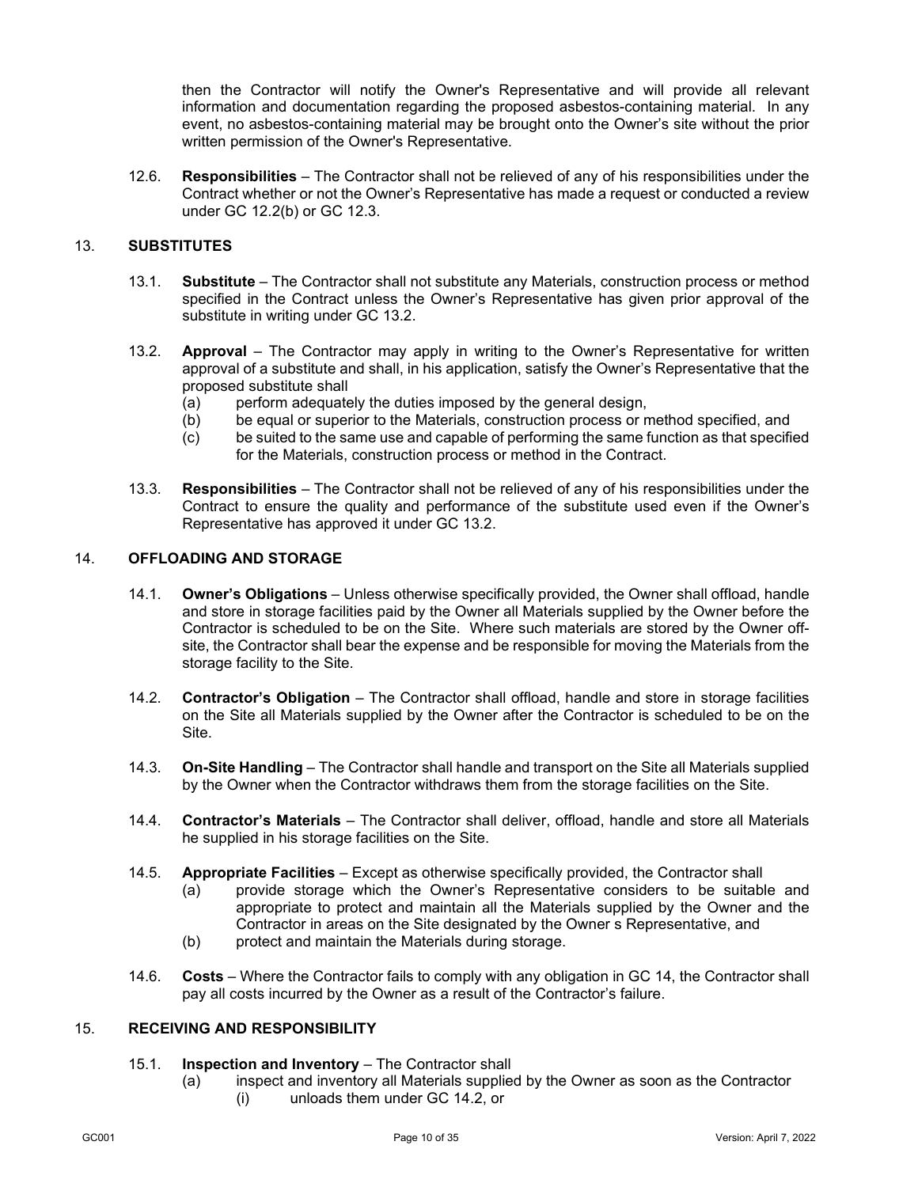then the Contractor will notify the Owner's Representative and will provide all relevant information and documentation regarding the proposed asbestos-containing material. In any event, no asbestos-containing material may be brought onto the Owner's site without the prior written permission of the Owner's Representative.

12.6. **Responsibilities** – The Contractor shall not be relieved of any of his responsibilities under the Contract whether or not the Owner's Representative has made a request or conducted a review under GC 12.2(b) or GC 12.3.

## 13. SUBSTITUTES

13.1. **Substitute** – The Contractor shall not substitute any Materials, construction process or method specified in the Contract unless the Owner's Representative has given prior approval of the substitute in writing under GC 13.2.

13.2. **Approval** – The Contractor may apply in writing to the Owner's Representative for written approval of a substitute and shall, in his application, satisfy the Owner's Representative that the proposed substitute shall

- (a) perform adequately the duties imposed by the general design,
- (b) be equal or superior to the Materials, construction process or method specified, and
- (c) be suited to the same use and capable of performing the same function as that specified for the Materials, construction process or method in the Contract.

13.3. **Responsibilities** – The Contractor shall not be relieved of any of his responsibilities under the Contract to ensure the quality and performance of the substitute used even if the Owner's Representative has approved it under GC 13.2.

## 14. OFFLOADING AND STORAGE

14.1. **Owner's Obligations** – Unless otherwise specifically provided, the Owner shall offload, handle and store in storage facilities paid by the Owner all Materials supplied by the Owner before the Contractor is scheduled to be on the Site. Where such materials are stored by the Owner off-site, the Contractor shall bear the expense and be responsible for moving the Materials from the storage facility to the Site.

14.2. **Contractor's Obligation** – The Contractor shall offload, handle and store in storage facilities on the Site all Materials supplied by the Owner after the Contractor is scheduled to be on the Site.

14.3. **On-Site Handling** – The Contractor shall handle and transport on the Site all Materials supplied by the Owner when the Contractor withdraws them from the storage facilities on the Site.

14.4. **Contractor's Materials** – The Contractor shall deliver, offload, handle and store all Materials he supplied in his storage facilities on the Site.

14.5. **Appropriate Facilities** – Except as otherwise specifically provided, the Contractor shall

- (a) provide storage which the Owner's Representative considers to be suitable and appropriate to protect and maintain all the Materials supplied by the Owner and the Contractor in areas on the Site designated by the Owner s Representative, and
- (b) protect and maintain the Materials during storage.

14.6. **Costs** – Where the Contractor fails to comply with any obligation in GC 14, the Contractor shall pay all costs incurred by the Owner as a result of the Contractor's failure.

## 15. RECEIVING AND RESPONSIBILITY

15.1. **Inspection and Inventory** – The Contractor shall

- (a) inspect and inventory all Materials supplied by the Owner as soon as the Contractor
  - (i) unloads them under GC 14.2, or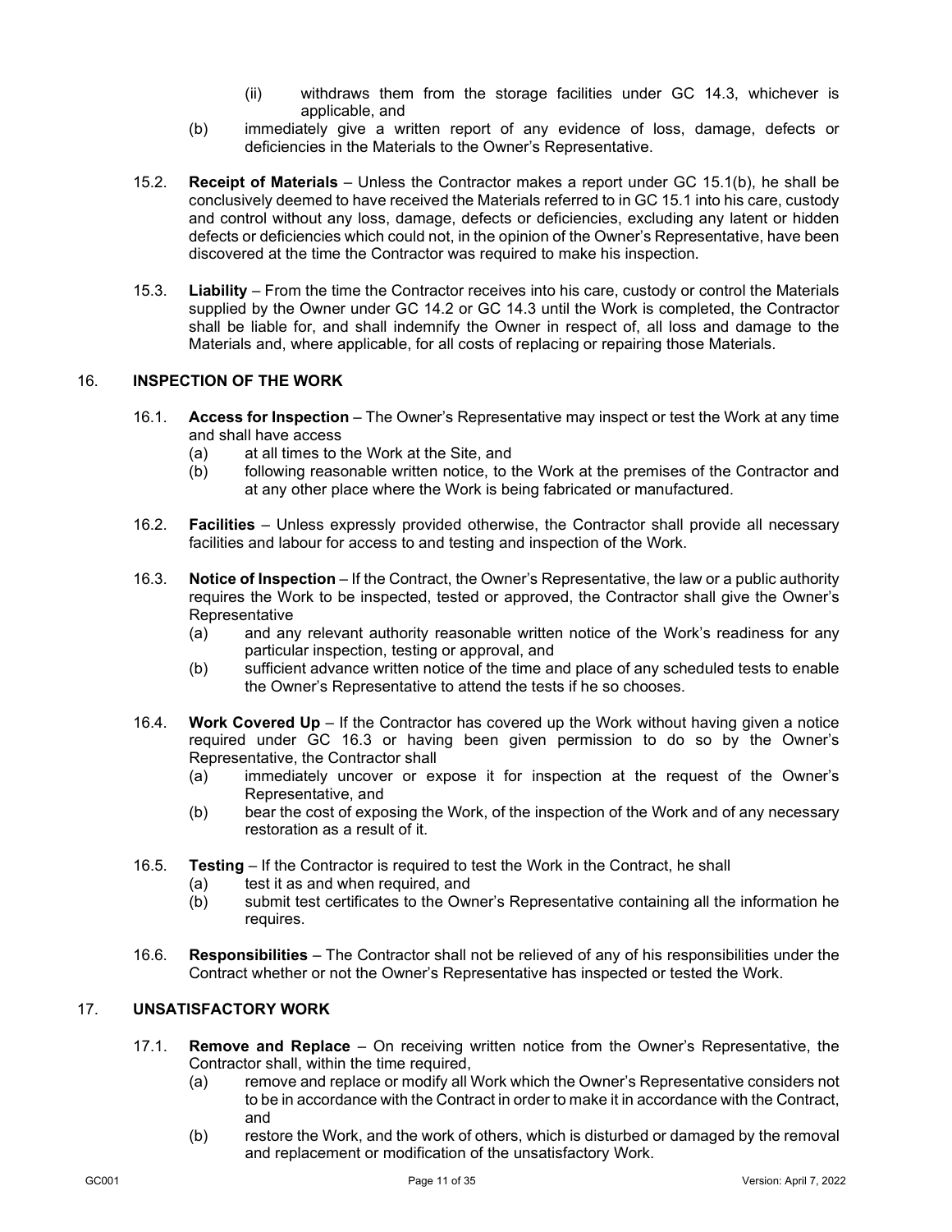(ii) withdraws them from the storage facilities under GC 14.3, whichever is applicable, and

(b) immediately give a written report of any evidence of loss, damage, defects or deficiencies in the Materials to the Owner's Representative.

15.2. **Receipt of Materials** – Unless the Contractor makes a report under GC 15.1(b), he shall be conclusively deemed to have received the Materials referred to in GC 15.1 into his care, custody and control without any loss, damage, defects or deficiencies, excluding any latent or hidden defects or deficiencies which could not, in the opinion of the Owner's Representative, have been discovered at the time the Contractor was required to make his inspection.

15.3. **Liability** – From the time the Contractor receives into his care, custody or control the Materials supplied by the Owner under GC 14.2 or GC 14.3 until the Work is completed, the Contractor shall be liable for, and shall indemnify the Owner in respect of, all loss and damage to the Materials and, where applicable, for all costs of replacing or repairing those Materials.

## 16. INSPECTION OF THE WORK

16.1. **Access for Inspection** – The Owner's Representative may inspect or test the Work at any time and shall have access

(a) at all times to the Work at the Site, and

(b) following reasonable written notice, to the Work at the premises of the Contractor and at any other place where the Work is being fabricated or manufactured.

16.2. **Facilities** – Unless expressly provided otherwise, the Contractor shall provide all necessary facilities and labour for access to and testing and inspection of the Work.

16.3. **Notice of Inspection** – If the Contract, the Owner's Representative, the law or a public authority requires the Work to be inspected, tested or approved, the Contractor shall give the Owner's Representative

(a) and any relevant authority reasonable written notice of the Work's readiness for any particular inspection, testing or approval, and

(b) sufficient advance written notice of the time and place of any scheduled tests to enable the Owner's Representative to attend the tests if he so chooses.

16.4. **Work Covered Up** – If the Contractor has covered up the Work without having given a notice required under GC 16.3 or having been given permission to do so by the Owner's Representative, the Contractor shall

(a) immediately uncover or expose it for inspection at the request of the Owner's Representative, and

(b) bear the cost of exposing the Work, of the inspection of the Work and of any necessary restoration as a result of it.

16.5. **Testing** – If the Contractor is required to test the Work in the Contract, he shall

(a) test it as and when required, and

(b) submit test certificates to the Owner's Representative containing all the information he requires.

16.6. **Responsibilities** – The Contractor shall not be relieved of any of his responsibilities under the Contract whether or not the Owner's Representative has inspected or tested the Work.

## 17. UNSATISFACTORY WORK

17.1. **Remove and Replace** – On receiving written notice from the Owner's Representative, the Contractor shall, within the time required,

(a) remove and replace or modify all Work which the Owner's Representative considers not to be in accordance with the Contract in order to make it in accordance with the Contract, and

(b) restore the Work, and the work of others, which is disturbed or damaged by the removal and replacement or modification of the unsatisfactory Work.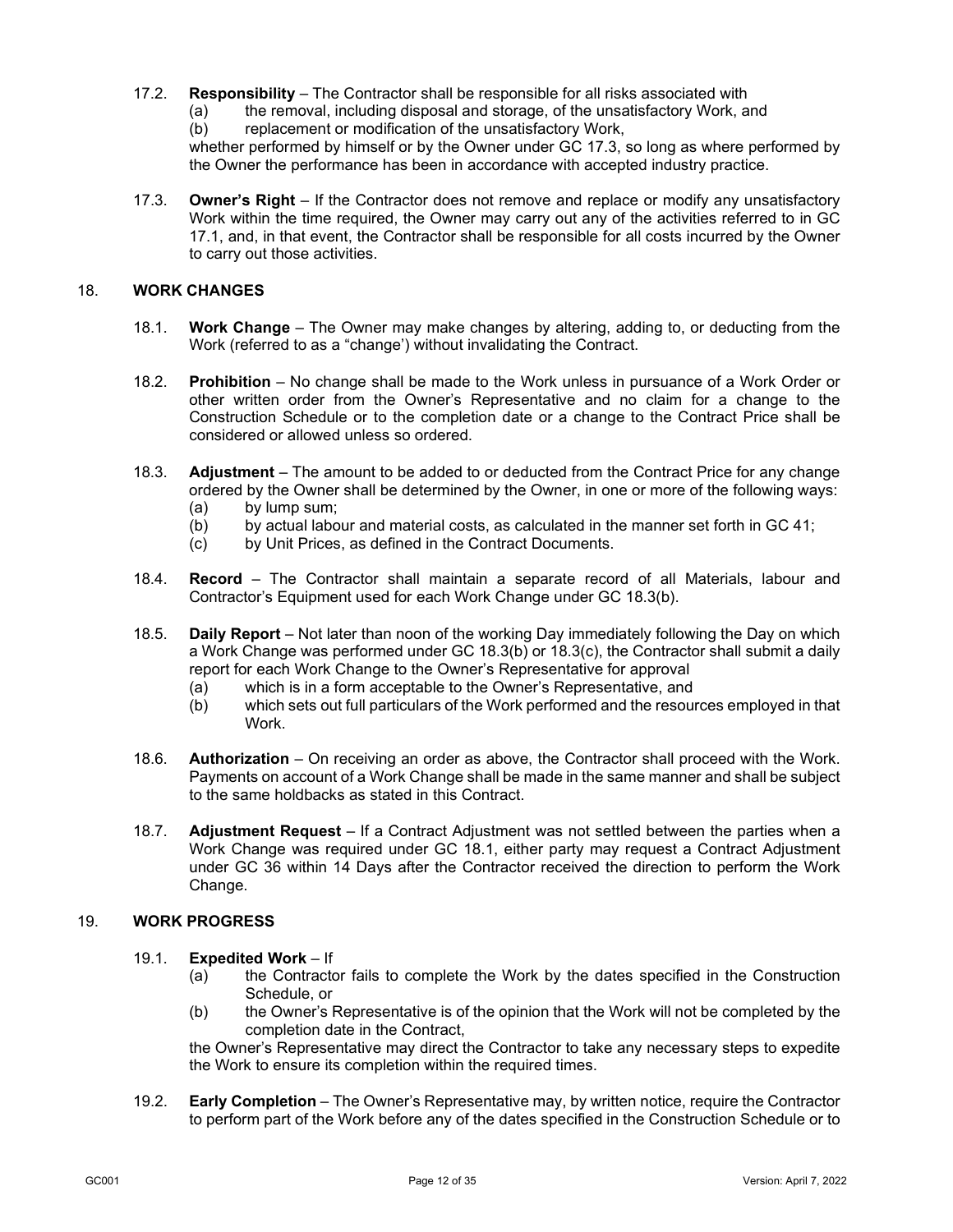17.2. **Responsibility** – The Contractor shall be responsible for all risks associated with

(a) the removal, including disposal and storage, of the unsatisfactory Work, and

(b) replacement or modification of the unsatisfactory Work,

whether performed by himself or by the Owner under GC 17.3, so long as where performed by the Owner the performance has been in accordance with accepted industry practice.

17.3. **Owner's Right** – If the Contractor does not remove and replace or modify any unsatisfactory Work within the time required, the Owner may carry out any of the activities referred to in GC 17.1, and, in that event, the Contractor shall be responsible for all costs incurred by the Owner to carry out those activities.

## 18. WORK CHANGES

18.1. **Work Change** – The Owner may make changes by altering, adding to, or deducting from the Work (referred to as a "change') without invalidating the Contract.

18.2. **Prohibition** – No change shall be made to the Work unless in pursuance of a Work Order or other written order from the Owner's Representative and no claim for a change to the Construction Schedule or to the completion date or a change to the Contract Price shall be considered or allowed unless so ordered.

18.3. **Adjustment** – The amount to be added to or deducted from the Contract Price for any change ordered by the Owner shall be determined by the Owner, in one or more of the following ways:

(a) by lump sum;

(b) by actual labour and material costs, as calculated in the manner set forth in GC 41;

(c) by Unit Prices, as defined in the Contract Documents.

18.4. **Record** – The Contractor shall maintain a separate record of all Materials, labour and Contractor's Equipment used for each Work Change under GC 18.3(b).

18.5. **Daily Report** – Not later than noon of the working Day immediately following the Day on which a Work Change was performed under GC 18.3(b) or 18.3(c), the Contractor shall submit a daily report for each Work Change to the Owner's Representative for approval

(a) which is in a form acceptable to the Owner's Representative, and

(b) which sets out full particulars of the Work performed and the resources employed in that Work.

18.6. **Authorization** – On receiving an order as above, the Contractor shall proceed with the Work. Payments on account of a Work Change shall be made in the same manner and shall be subject to the same holdbacks as stated in this Contract.

18.7. **Adjustment Request** – If a Contract Adjustment was not settled between the parties when a Work Change was required under GC 18.1, either party may request a Contract Adjustment under GC 36 within 14 Days after the Contractor received the direction to perform the Work Change.

## 19. WORK PROGRESS

19.1. **Expedited Work** – If

(a) the Contractor fails to complete the Work by the dates specified in the Construction Schedule, or

(b) the Owner's Representative is of the opinion that the Work will not be completed by the completion date in the Contract,

the Owner's Representative may direct the Contractor to take any necessary steps to expedite the Work to ensure its completion within the required times.

19.2. **Early Completion** – The Owner's Representative may, by written notice, require the Contractor to perform part of the Work before any of the dates specified in the Construction Schedule or to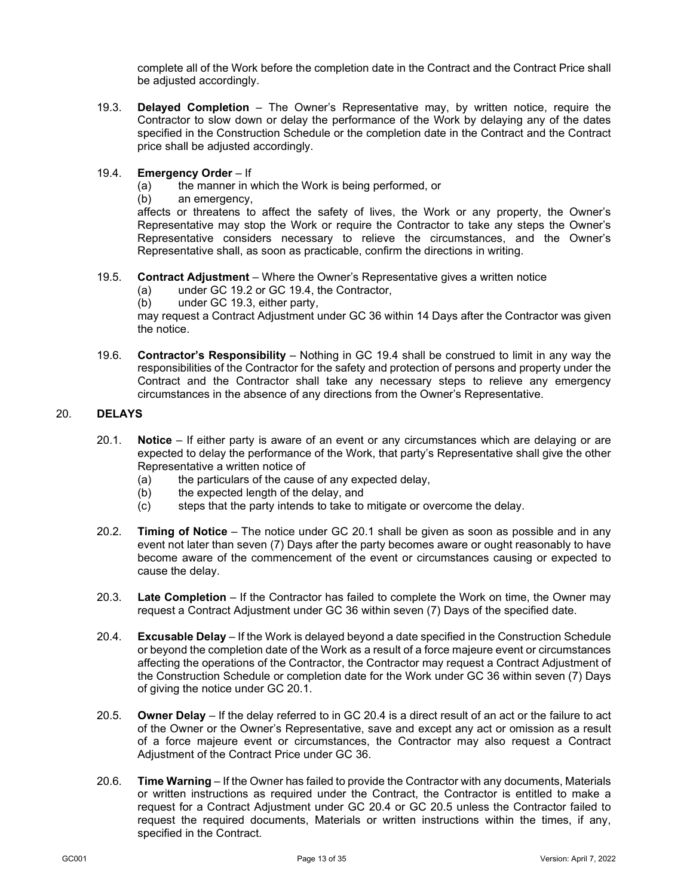complete all of the Work before the completion date in the Contract and the Contract Price shall be adjusted accordingly.

19.3. **Delayed Completion** – The Owner's Representative may, by written notice, require the Contractor to slow down or delay the performance of the Work by delaying any of the dates specified in the Construction Schedule or the completion date in the Contract and the Contract price shall be adjusted accordingly.

19.4. **Emergency Order** – If

(a) the manner in which the Work is being performed, or

(b) an emergency,

affects or threatens to affect the safety of lives, the Work or any property, the Owner's Representative may stop the Work or require the Contractor to take any steps the Owner's Representative considers necessary to relieve the circumstances, and the Owner's Representative shall, as soon as practicable, confirm the directions in writing.

19.5. **Contract Adjustment** – Where the Owner's Representative gives a written notice

(a) under GC 19.2 or GC 19.4, the Contractor,

(b) under GC 19.3, either party,

may request a Contract Adjustment under GC 36 within 14 Days after the Contractor was given the notice.

19.6. **Contractor's Responsibility** – Nothing in GC 19.4 shall be construed to limit in any way the responsibilities of the Contractor for the safety and protection of persons and property under the Contract and the Contractor shall take any necessary steps to relieve any emergency circumstances in the absence of any directions from the Owner's Representative.

## 20. DELAYS

20.1. **Notice** – If either party is aware of an event or any circumstances which are delaying or are expected to delay the performance of the Work, that party's Representative shall give the other Representative a written notice of

(a) the particulars of the cause of any expected delay,

(b) the expected length of the delay, and

(c) steps that the party intends to take to mitigate or overcome the delay.

20.2. **Timing of Notice** – The notice under GC 20.1 shall be given as soon as possible and in any event not later than seven (7) Days after the party becomes aware or ought reasonably to have become aware of the commencement of the event or circumstances causing or expected to cause the delay.

20.3. **Late Completion** – If the Contractor has failed to complete the Work on time, the Owner may request a Contract Adjustment under GC 36 within seven (7) Days of the specified date.

20.4. **Excusable Delay** – If the Work is delayed beyond a date specified in the Construction Schedule or beyond the completion date of the Work as a result of a force majeure event or circumstances affecting the operations of the Contractor, the Contractor may request a Contract Adjustment of the Construction Schedule or completion date for the Work under GC 36 within seven (7) Days of giving the notice under GC 20.1.

20.5. **Owner Delay** – If the delay referred to in GC 20.4 is a direct result of an act or the failure to act of the Owner or the Owner's Representative, save and except any act or omission as a result of a force majeure event or circumstances, the Contractor may also request a Contract Adjustment of the Contract Price under GC 36.

20.6. **Time Warning** – If the Owner has failed to provide the Contractor with any documents, Materials or written instructions as required under the Contract, the Contractor is entitled to make a request for a Contract Adjustment under GC 20.4 or GC 20.5 unless the Contractor failed to request the required documents, Materials or written instructions within the times, if any, specified in the Contract.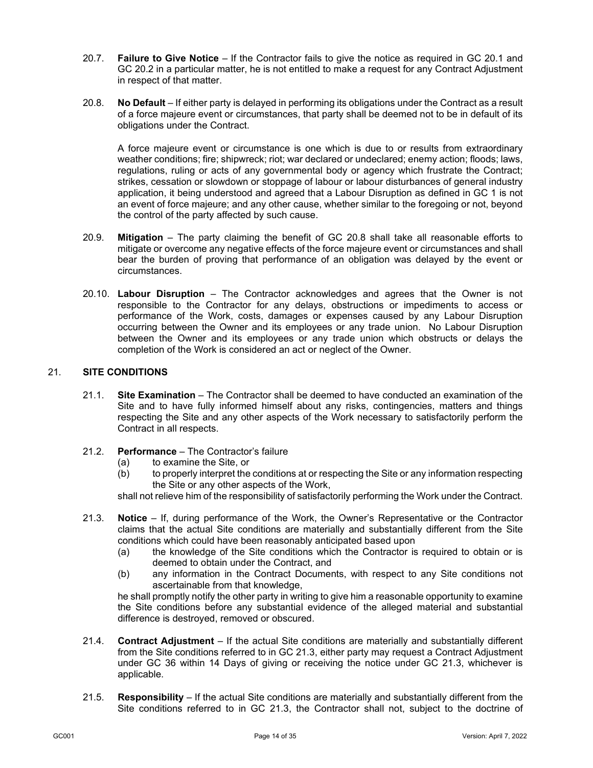20.7. **Failure to Give Notice** – If the Contractor fails to give the notice as required in GC 20.1 and GC 20.2 in a particular matter, he is not entitled to make a request for any Contract Adjustment in respect of that matter.

20.8. **No Default** – If either party is delayed in performing its obligations under the Contract as a result of a force majeure event or circumstances, that party shall be deemed not to be in default of its obligations under the Contract.

A force majeure event or circumstance is one which is due to or results from extraordinary weather conditions; fire; shipwreck; riot; war declared or undeclared; enemy action; floods; laws, regulations, ruling or acts of any governmental body or agency which frustrate the Contract; strikes, cessation or slowdown or stoppage of labour or labour disturbances of general industry application, it being understood and agreed that a Labour Disruption as defined in GC 1 is not an event of force majeure; and any other cause, whether similar to the foregoing or not, beyond the control of the party affected by such cause.

20.9. **Mitigation** – The party claiming the benefit of GC 20.8 shall take all reasonable efforts to mitigate or overcome any negative effects of the force majeure event or circumstances and shall bear the burden of proving that performance of an obligation was delayed by the event or circumstances.

20.10. **Labour Disruption** – The Contractor acknowledges and agrees that the Owner is not responsible to the Contractor for any delays, obstructions or impediments to access or performance of the Work, costs, damages or expenses caused by any Labour Disruption occurring between the Owner and its employees or any trade union. No Labour Disruption between the Owner and its employees or any trade union which obstructs or delays the completion of the Work is considered an act or neglect of the Owner.

## 21. SITE CONDITIONS

21.1. **Site Examination** – The Contractor shall be deemed to have conducted an examination of the Site and to have fully informed himself about any risks, contingencies, matters and things respecting the Site and any other aspects of the Work necessary to satisfactorily perform the Contract in all respects.

21.2. **Performance** – The Contractor's failure

(a) to examine the Site, or

(b) to properly interpret the conditions at or respecting the Site or any information respecting the Site or any other aspects of the Work,

shall not relieve him of the responsibility of satisfactorily performing the Work under the Contract.

21.3. **Notice** – If, during performance of the Work, the Owner's Representative or the Contractor claims that the actual Site conditions are materially and substantially different from the Site conditions which could have been reasonably anticipated based upon

(a) the knowledge of the Site conditions which the Contractor is required to obtain or is deemed to obtain under the Contract, and

(b) any information in the Contract Documents, with respect to any Site conditions not ascertainable from that knowledge,

he shall promptly notify the other party in writing to give him a reasonable opportunity to examine the Site conditions before any substantial evidence of the alleged material and substantial difference is destroyed, removed or obscured.

21.4. **Contract Adjustment** – If the actual Site conditions are materially and substantially different from the Site conditions referred to in GC 21.3, either party may request a Contract Adjustment under GC 36 within 14 Days of giving or receiving the notice under GC 21.3, whichever is applicable.

21.5. **Responsibility** – If the actual Site conditions are materially and substantially different from the Site conditions referred to in GC 21.3, the Contractor shall not, subject to the doctrine of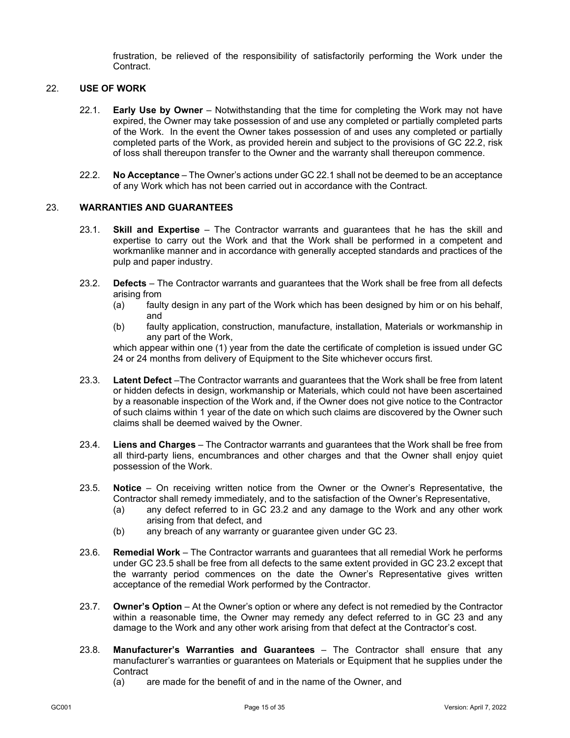frustration, be relieved of the responsibility of satisfactorily performing the Work under the Contract.

## 22. USE OF WORK

22.1. **Early Use by Owner** – Notwithstanding that the time for completing the Work may not have expired, the Owner may take possession of and use any completed or partially completed parts of the Work. In the event the Owner takes possession of and uses any completed or partially completed parts of the Work, as provided herein and subject to the provisions of GC 22.2, risk of loss shall thereupon transfer to the Owner and the warranty shall thereupon commence.

22.2. **No Acceptance** – The Owner's actions under GC 22.1 shall not be deemed to be an acceptance of any Work which has not been carried out in accordance with the Contract.

## 23. WARRANTIES AND GUARANTEES

23.1. **Skill and Expertise** – The Contractor warrants and guarantees that he has the skill and expertise to carry out the Work and that the Work shall be performed in a competent and workmanlike manner and in accordance with generally accepted standards and practices of the pulp and paper industry.

23.2. **Defects** – The Contractor warrants and guarantees that the Work shall be free from all defects arising from

(a) faulty design in any part of the Work which has been designed by him or on his behalf, and

(b) faulty application, construction, manufacture, installation, Materials or workmanship in any part of the Work,

which appear within one (1) year from the date the certificate of completion is issued under GC 24 or 24 months from delivery of Equipment to the Site whichever occurs first.

23.3. **Latent Defect** –The Contractor warrants and guarantees that the Work shall be free from latent or hidden defects in design, workmanship or Materials, which could not have been ascertained by a reasonable inspection of the Work and, if the Owner does not give notice to the Contractor of such claims within 1 year of the date on which such claims are discovered by the Owner such claims shall be deemed waived by the Owner.

23.4. **Liens and Charges** – The Contractor warrants and guarantees that the Work shall be free from all third-party liens, encumbrances and other charges and that the Owner shall enjoy quiet possession of the Work.

23.5. **Notice** – On receiving written notice from the Owner or the Owner's Representative, the Contractor shall remedy immediately, and to the satisfaction of the Owner's Representative,

(a) any defect referred to in GC 23.2 and any damage to the Work and any other work arising from that defect, and

(b) any breach of any warranty or guarantee given under GC 23.

23.6. **Remedial Work** – The Contractor warrants and guarantees that all remedial Work he performs under GC 23.5 shall be free from all defects to the same extent provided in GC 23.2 except that the warranty period commences on the date the Owner's Representative gives written acceptance of the remedial Work performed by the Contractor.

23.7. **Owner's Option** – At the Owner's option or where any defect is not remedied by the Contractor within a reasonable time, the Owner may remedy any defect referred to in GC 23 and any damage to the Work and any other work arising from that defect at the Contractor's cost.

23.8. **Manufacturer's Warranties and Guarantees** – The Contractor shall ensure that any manufacturer's warranties or guarantees on Materials or Equipment that he supplies under the Contract

(a) are made for the benefit of and in the name of the Owner, and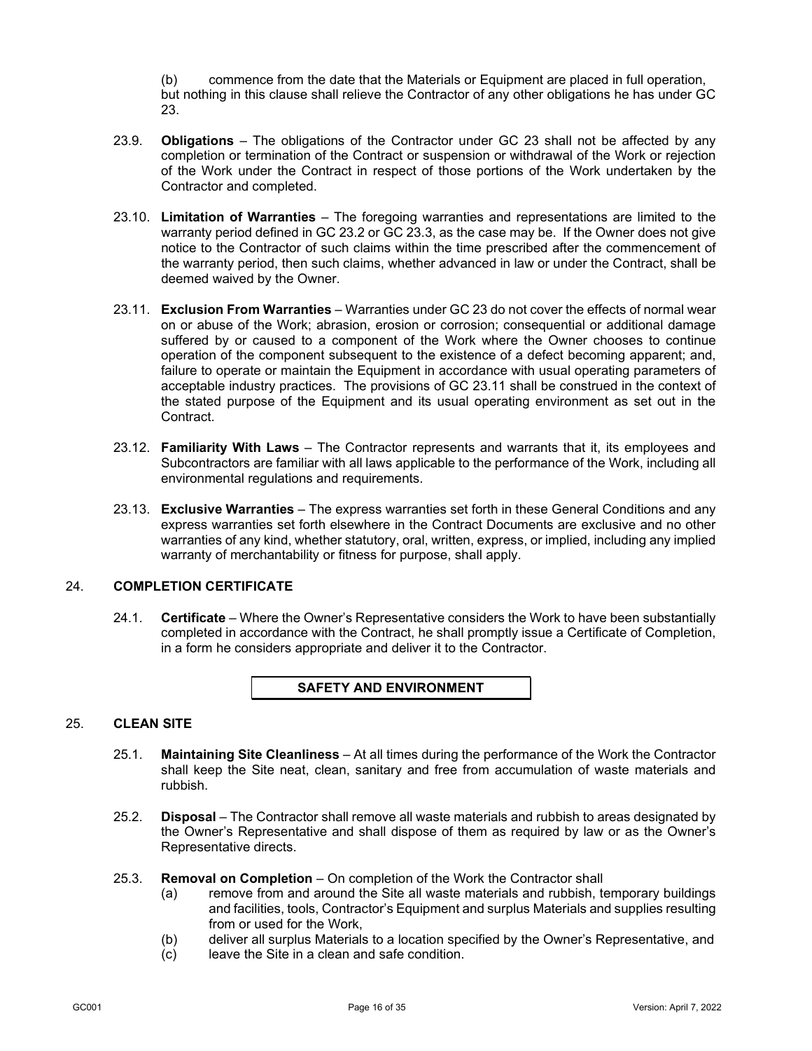(b) commence from the date that the Materials or Equipment are placed in full operation, but nothing in this clause shall relieve the Contractor of any other obligations he has under GC 23.

23.9. **Obligations** – The obligations of the Contractor under GC 23 shall not be affected by any completion or termination of the Contract or suspension or withdrawal of the Work or rejection of the Work under the Contract in respect of those portions of the Work undertaken by the Contractor and completed.

23.10. **Limitation of Warranties** – The foregoing warranties and representations are limited to the warranty period defined in GC 23.2 or GC 23.3, as the case may be. If the Owner does not give notice to the Contractor of such claims within the time prescribed after the commencement of the warranty period, then such claims, whether advanced in law or under the Contract, shall be deemed waived by the Owner.

23.11. **Exclusion From Warranties** – Warranties under GC 23 do not cover the effects of normal wear on or abuse of the Work; abrasion, erosion or corrosion; consequential or additional damage suffered by or caused to a component of the Work where the Owner chooses to continue operation of the component subsequent to the existence of a defect becoming apparent; and, failure to operate or maintain the Equipment in accordance with usual operating parameters of acceptable industry practices. The provisions of GC 23.11 shall be construed in the context of the stated purpose of the Equipment and its usual operating environment as set out in the Contract.

23.12. **Familiarity With Laws** – The Contractor represents and warrants that it, its employees and Subcontractors are familiar with all laws applicable to the performance of the Work, including all environmental regulations and requirements.

23.13. **Exclusive Warranties** – The express warranties set forth in these General Conditions and any express warranties set forth elsewhere in the Contract Documents are exclusive and no other warranties of any kind, whether statutory, oral, written, express, or implied, including any implied warranty of merchantability or fitness for purpose, shall apply.

## 24. COMPLETION CERTIFICATE

24.1. **Certificate** – Where the Owner's Representative considers the Work to have been substantially completed in accordance with the Contract, he shall promptly issue a Certificate of Completion, in a form he considers appropriate and deliver it to the Contractor.

# SAFETY AND ENVIRONMENT

## 25. CLEAN SITE

25.1. **Maintaining Site Cleanliness** – At all times during the performance of the Work the Contractor shall keep the Site neat, clean, sanitary and free from accumulation of waste materials and rubbish.

25.2. **Disposal** – The Contractor shall remove all waste materials and rubbish to areas designated by the Owner's Representative and shall dispose of them as required by law or as the Owner's Representative directs.

25.3. **Removal on Completion** – On completion of the Work the Contractor shall

(a) remove from and around the Site all waste materials and rubbish, temporary buildings and facilities, tools, Contractor's Equipment and surplus Materials and supplies resulting from or used for the Work,

(b) deliver all surplus Materials to a location specified by the Owner's Representative, and

(c) leave the Site in a clean and safe condition.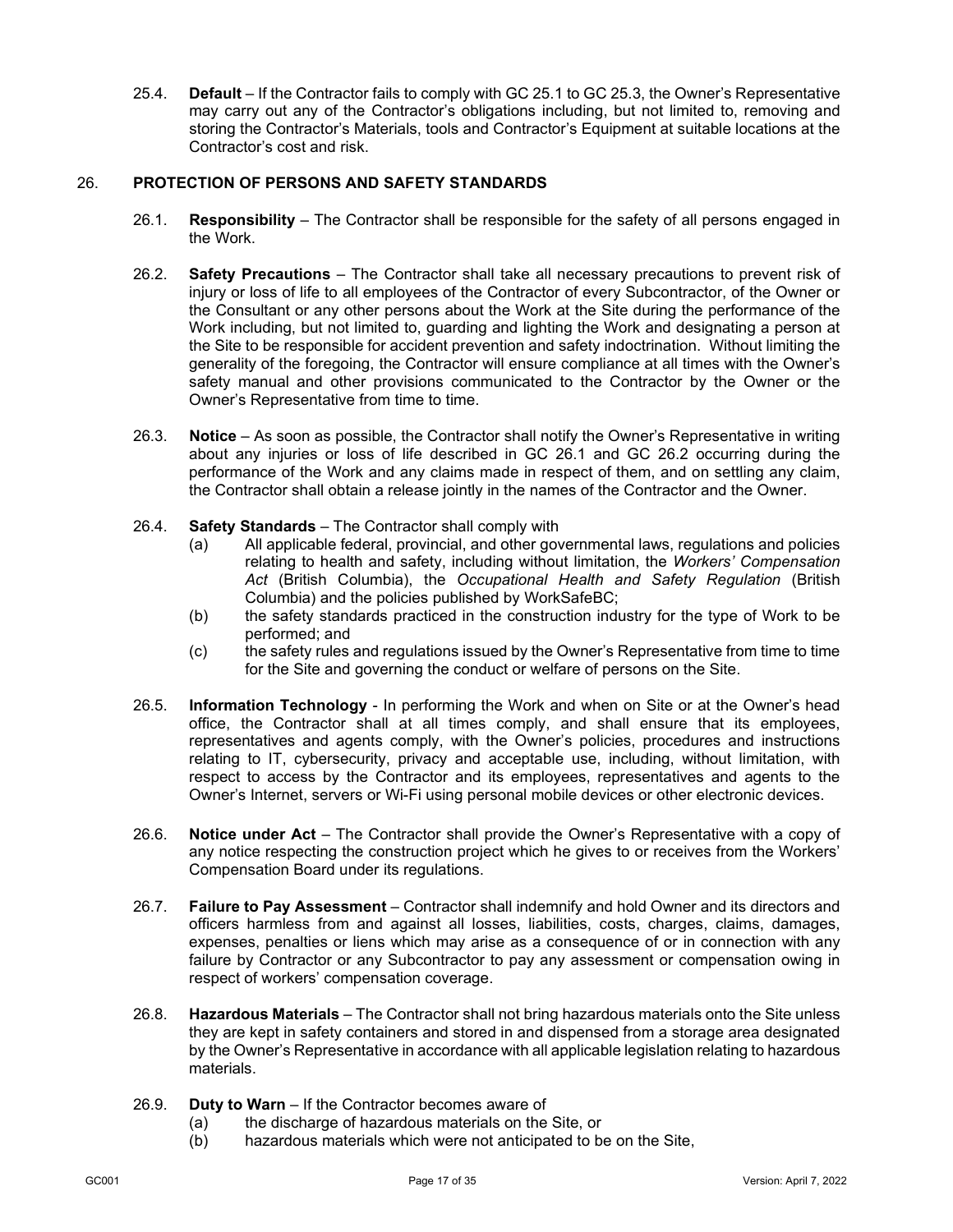25.4. **Default** – If the Contractor fails to comply with GC 25.1 to GC 25.3, the Owner's Representative may carry out any of the Contractor's obligations including, but not limited to, removing and storing the Contractor's Materials, tools and Contractor's Equipment at suitable locations at the Contractor's cost and risk.

## 26. PROTECTION OF PERSONS AND SAFETY STANDARDS

26.1. **Responsibility** – The Contractor shall be responsible for the safety of all persons engaged in the Work.

26.2. **Safety Precautions** – The Contractor shall take all necessary precautions to prevent risk of injury or loss of life to all employees of the Contractor of every Subcontractor, of the Owner or the Consultant or any other persons about the Work at the Site during the performance of the Work including, but not limited to, guarding and lighting the Work and designating a person at the Site to be responsible for accident prevention and safety indoctrination. Without limiting the generality of the foregoing, the Contractor will ensure compliance at all times with the Owner's safety manual and other provisions communicated to the Contractor by the Owner or the Owner's Representative from time to time.

26.3. **Notice** – As soon as possible, the Contractor shall notify the Owner's Representative in writing about any injuries or loss of life described in GC 26.1 and GC 26.2 occurring during the performance of the Work and any claims made in respect of them, and on settling any claim, the Contractor shall obtain a release jointly in the names of the Contractor and the Owner.

26.4. **Safety Standards** – The Contractor shall comply with

(a) All applicable federal, provincial, and other governmental laws, regulations and policies relating to health and safety, including without limitation, the *Workers' Compensation Act* (British Columbia), the *Occupational Health and Safety Regulation* (British Columbia) and the policies published by WorkSafeBC;

(b) the safety standards practiced in the construction industry for the type of Work to be performed; and

(c) the safety rules and regulations issued by the Owner's Representative from time to time for the Site and governing the conduct or welfare of persons on the Site.

26.5. **Information Technology** - In performing the Work and when on Site or at the Owner's head office, the Contractor shall at all times comply, and shall ensure that its employees, representatives and agents comply, with the Owner's policies, procedures and instructions relating to IT, cybersecurity, privacy and acceptable use, including, without limitation, with respect to access by the Contractor and its employees, representatives and agents to the Owner's Internet, servers or Wi-Fi using personal mobile devices or other electronic devices.

26.6. **Notice under Act** – The Contractor shall provide the Owner's Representative with a copy of any notice respecting the construction project which he gives to or receives from the Workers' Compensation Board under its regulations.

26.7. **Failure to Pay Assessment** – Contractor shall indemnify and hold Owner and its directors and officers harmless from and against all losses, liabilities, costs, charges, claims, damages, expenses, penalties or liens which may arise as a consequence of or in connection with any failure by Contractor or any Subcontractor to pay any assessment or compensation owing in respect of workers' compensation coverage.

26.8. **Hazardous Materials** – The Contractor shall not bring hazardous materials onto the Site unless they are kept in safety containers and stored in and dispensed from a storage area designated by the Owner's Representative in accordance with all applicable legislation relating to hazardous materials.

26.9. **Duty to Warn** – If the Contractor becomes aware of

(a) the discharge of hazardous materials on the Site, or

(b) hazardous materials which were not anticipated to be on the Site,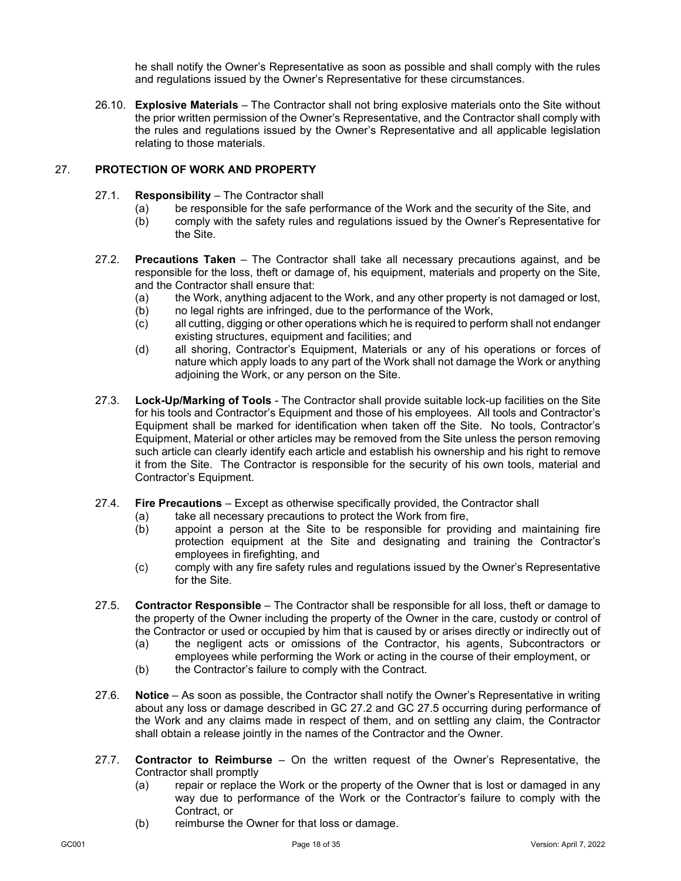he shall notify the Owner's Representative as soon as possible and shall comply with the rules and regulations issued by the Owner's Representative for these circumstances.

26.10. **Explosive Materials** – The Contractor shall not bring explosive materials onto the Site without the prior written permission of the Owner's Representative, and the Contractor shall comply with the rules and regulations issued by the Owner's Representative and all applicable legislation relating to those materials.

## 27. PROTECTION OF WORK AND PROPERTY

27.1. **Responsibility** – The Contractor shall

- (a) be responsible for the safe performance of the Work and the security of the Site, and
- (b) comply with the safety rules and regulations issued by the Owner's Representative for the Site.

27.2. **Precautions Taken** – The Contractor shall take all necessary precautions against, and be responsible for the loss, theft or damage of, his equipment, materials and property on the Site, and the Contractor shall ensure that:

- (a) the Work, anything adjacent to the Work, and any other property is not damaged or lost,
- (b) no legal rights are infringed, due to the performance of the Work,
- (c) all cutting, digging or other operations which he is required to perform shall not endanger existing structures, equipment and facilities; and
- (d) all shoring, Contractor's Equipment, Materials or any of his operations or forces of nature which apply loads to any part of the Work shall not damage the Work or anything adjoining the Work, or any person on the Site.

27.3. **Lock-Up/Marking of Tools** - The Contractor shall provide suitable lock-up facilities on the Site for his tools and Contractor's Equipment and those of his employees. All tools and Contractor's Equipment shall be marked for identification when taken off the Site. No tools, Contractor's Equipment, Material or other articles may be removed from the Site unless the person removing such article can clearly identify each article and establish his ownership and his right to remove it from the Site. The Contractor is responsible for the security of his own tools, material and Contractor's Equipment.

27.4. **Fire Precautions** – Except as otherwise specifically provided, the Contractor shall

- (a) take all necessary precautions to protect the Work from fire,
- (b) appoint a person at the Site to be responsible for providing and maintaining fire protection equipment at the Site and designating and training the Contractor's employees in firefighting, and
- (c) comply with any fire safety rules and regulations issued by the Owner's Representative for the Site.

27.5. **Contractor Responsible** – The Contractor shall be responsible for all loss, theft or damage to the property of the Owner including the property of the Owner in the care, custody or control of the Contractor or used or occupied by him that is caused by or arises directly or indirectly out of

- (a) the negligent acts or omissions of the Contractor, his agents, Subcontractors or employees while performing the Work or acting in the course of their employment, or
- (b) the Contractor's failure to comply with the Contract.

27.6. **Notice** – As soon as possible, the Contractor shall notify the Owner's Representative in writing about any loss or damage described in GC 27.2 and GC 27.5 occurring during performance of the Work and any claims made in respect of them, and on settling any claim, the Contractor shall obtain a release jointly in the names of the Contractor and the Owner.

27.7. **Contractor to Reimburse** – On the written request of the Owner's Representative, the Contractor shall promptly

- (a) repair or replace the Work or the property of the Owner that is lost or damaged in any way due to performance of the Work or the Contractor's failure to comply with the Contract, or
- (b) reimburse the Owner for that loss or damage.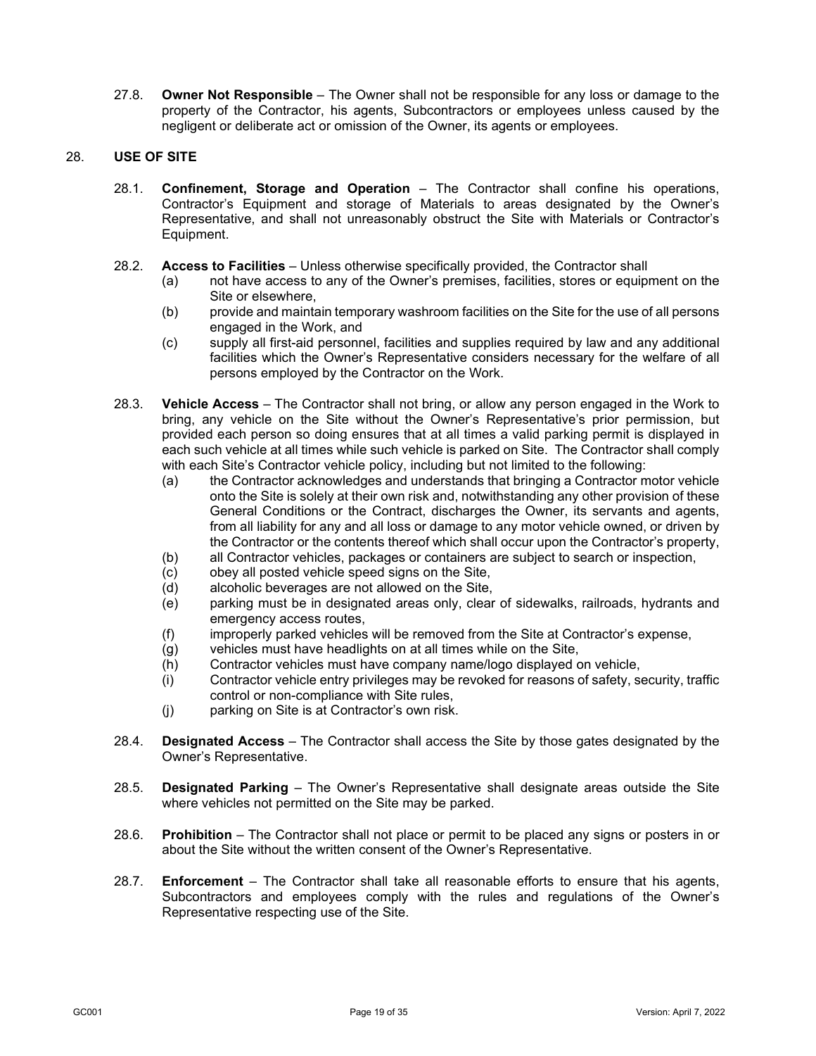27.8. **Owner Not Responsible** – The Owner shall not be responsible for any loss or damage to the property of the Contractor, his agents, Subcontractors or employees unless caused by the negligent or deliberate act or omission of the Owner, its agents or employees.

## 28. USE OF SITE

28.1. **Confinement, Storage and Operation** – The Contractor shall confine his operations, Contractor's Equipment and storage of Materials to areas designated by the Owner's Representative, and shall not unreasonably obstruct the Site with Materials or Contractor's Equipment.

28.2. **Access to Facilities** – Unless otherwise specifically provided, the Contractor shall

- (a) not have access to any of the Owner's premises, facilities, stores or equipment on the Site or elsewhere,
- (b) provide and maintain temporary washroom facilities on the Site for the use of all persons engaged in the Work, and
- (c) supply all first-aid personnel, facilities and supplies required by law and any additional facilities which the Owner's Representative considers necessary for the welfare of all persons employed by the Contractor on the Work.

28.3. **Vehicle Access** – The Contractor shall not bring, or allow any person engaged in the Work to bring, any vehicle on the Site without the Owner's Representative's prior permission, but provided each person so doing ensures that at all times a valid parking permit is displayed in each such vehicle at all times while such vehicle is parked on Site. The Contractor shall comply with each Site's Contractor vehicle policy, including but not limited to the following:

- (a) the Contractor acknowledges and understands that bringing a Contractor motor vehicle onto the Site is solely at their own risk and, notwithstanding any other provision of these General Conditions or the Contract, discharges the Owner, its servants and agents, from all liability for any and all loss or damage to any motor vehicle owned, or driven by the Contractor or the contents thereof which shall occur upon the Contractor's property,
- (b) all Contractor vehicles, packages or containers are subject to search or inspection,
- (c) obey all posted vehicle speed signs on the Site,
- (d) alcoholic beverages are not allowed on the Site,
- (e) parking must be in designated areas only, clear of sidewalks, railroads, hydrants and emergency access routes,
- (f) improperly parked vehicles will be removed from the Site at Contractor's expense,
- (g) vehicles must have headlights on at all times while on the Site,
- (h) Contractor vehicles must have company name/logo displayed on vehicle,
- (i) Contractor vehicle entry privileges may be revoked for reasons of safety, security, traffic control or non-compliance with Site rules,
- (j) parking on Site is at Contractor's own risk.

28.4. **Designated Access** – The Contractor shall access the Site by those gates designated by the Owner's Representative.

28.5. **Designated Parking** – The Owner's Representative shall designate areas outside the Site where vehicles not permitted on the Site may be parked.

28.6. **Prohibition** – The Contractor shall not place or permit to be placed any signs or posters in or about the Site without the written consent of the Owner's Representative.

28.7. **Enforcement** – The Contractor shall take all reasonable efforts to ensure that his agents, Subcontractors and employees comply with the rules and regulations of the Owner's Representative respecting use of the Site.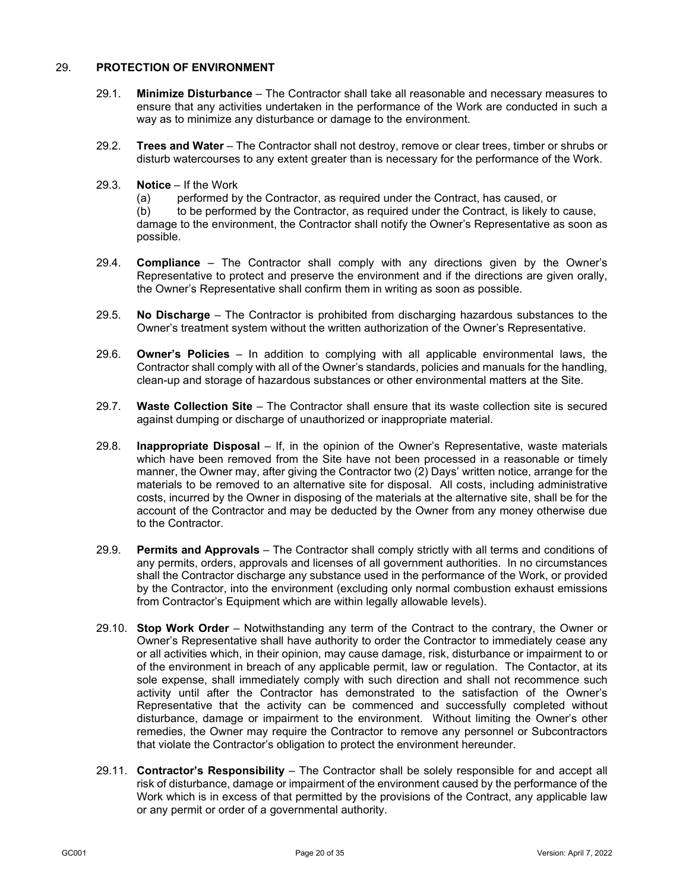## 29. PROTECTION OF ENVIRONMENT

29.1. **Minimize Disturbance** – The Contractor shall take all reasonable and necessary measures to ensure that any activities undertaken in the performance of the Work are conducted in such a way as to minimize any disturbance or damage to the environment.

29.2. **Trees and Water** – The Contractor shall not destroy, remove or clear trees, timber or shrubs or disturb watercourses to any extent greater than is necessary for the performance of the Work.

29.3. **Notice** – If the Work

(a) performed by the Contractor, as required under the Contract, has caused, or

(b) to be performed by the Contractor, as required under the Contract, is likely to cause,

damage to the environment, the Contractor shall notify the Owner's Representative as soon as possible.

29.4. **Compliance** – The Contractor shall comply with any directions given by the Owner's Representative to protect and preserve the environment and if the directions are given orally, the Owner's Representative shall confirm them in writing as soon as possible.

29.5. **No Discharge** – The Contractor is prohibited from discharging hazardous substances to the Owner's treatment system without the written authorization of the Owner's Representative.

29.6. **Owner's Policies** – In addition to complying with all applicable environmental laws, the Contractor shall comply with all of the Owner's standards, policies and manuals for the handling, clean-up and storage of hazardous substances or other environmental matters at the Site.

29.7. **Waste Collection Site** – The Contractor shall ensure that its waste collection site is secured against dumping or discharge of unauthorized or inappropriate material.

29.8. **Inappropriate Disposal** – If, in the opinion of the Owner's Representative, waste materials which have been removed from the Site have not been processed in a reasonable or timely manner, the Owner may, after giving the Contractor two (2) Days' written notice, arrange for the materials to be removed to an alternative site for disposal. All costs, including administrative costs, incurred by the Owner in disposing of the materials at the alternative site, shall be for the account of the Contractor and may be deducted by the Owner from any money otherwise due to the Contractor.

29.9. **Permits and Approvals** – The Contractor shall comply strictly with all terms and conditions of any permits, orders, approvals and licenses of all government authorities. In no circumstances shall the Contractor discharge any substance used in the performance of the Work, or provided by the Contractor, into the environment (excluding only normal combustion exhaust emissions from Contractor's Equipment which are within legally allowable levels).

29.10. **Stop Work Order** – Notwithstanding any term of the Contract to the contrary, the Owner or Owner's Representative shall have authority to order the Contractor to immediately cease any or all activities which, in their opinion, may cause damage, risk, disturbance or impairment to or of the environment in breach of any applicable permit, law or regulation. The Contactor, at its sole expense, shall immediately comply with such direction and shall not recommence such activity until after the Contractor has demonstrated to the satisfaction of the Owner's Representative that the activity can be commenced and successfully completed without disturbance, damage or impairment to the environment. Without limiting the Owner's other remedies, the Owner may require the Contractor to remove any personnel or Subcontractors that violate the Contractor's obligation to protect the environment hereunder.

29.11. **Contractor's Responsibility** – The Contractor shall be solely responsible for and accept all risk of disturbance, damage or impairment of the environment caused by the performance of the Work which is in excess of that permitted by the provisions of the Contract, any applicable law or any permit or order of a governmental authority.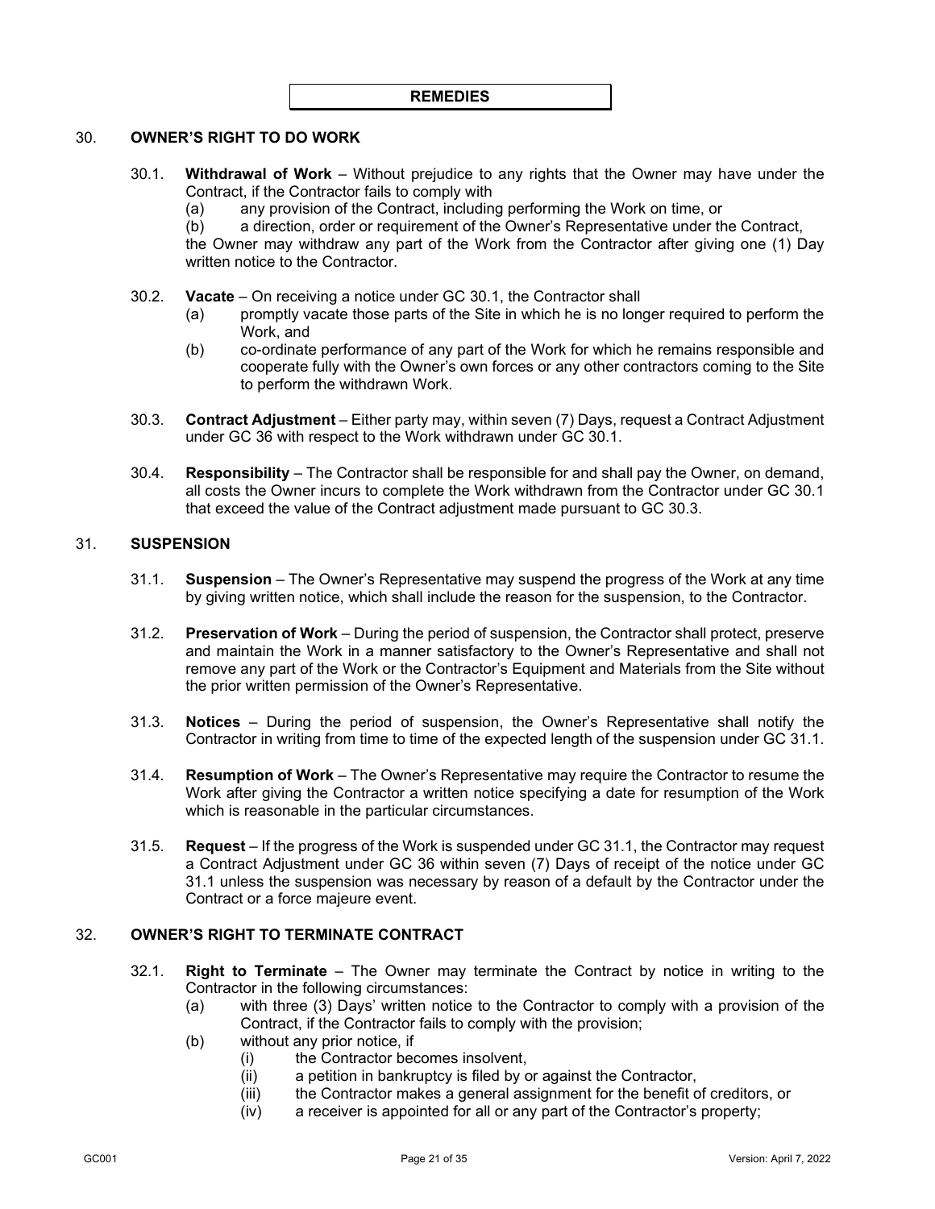## REMEDIES

### 30. OWNER'S RIGHT TO DO WORK

30.1. **Withdrawal of Work** – Without prejudice to any rights that the Owner may have under the Contract, if the Contractor fails to comply with

(a) any provision of the Contract, including performing the Work on time, or

(b) a direction, order or requirement of the Owner's Representative under the Contract,

the Owner may withdraw any part of the Work from the Contractor after giving one (1) Day written notice to the Contractor.

30.2. **Vacate** – On receiving a notice under GC 30.1, the Contractor shall

(a) promptly vacate those parts of the Site in which he is no longer required to perform the Work, and

(b) co-ordinate performance of any part of the Work for which he remains responsible and cooperate fully with the Owner's own forces or any other contractors coming to the Site to perform the withdrawn Work.

30.3. **Contract Adjustment** – Either party may, within seven (7) Days, request a Contract Adjustment under GC 36 with respect to the Work withdrawn under GC 30.1.

30.4. **Responsibility** – The Contractor shall be responsible for and shall pay the Owner, on demand, all costs the Owner incurs to complete the Work withdrawn from the Contractor under GC 30.1 that exceed the value of the Contract adjustment made pursuant to GC 30.3.

### 31. SUSPENSION

31.1. **Suspension** – The Owner's Representative may suspend the progress of the Work at any time by giving written notice, which shall include the reason for the suspension, to the Contractor.

31.2. **Preservation of Work** – During the period of suspension, the Contractor shall protect, preserve and maintain the Work in a manner satisfactory to the Owner's Representative and shall not remove any part of the Work or the Contractor's Equipment and Materials from the Site without the prior written permission of the Owner's Representative.

31.3. **Notices** – During the period of suspension, the Owner's Representative shall notify the Contractor in writing from time to time of the expected length of the suspension under GC 31.1.

31.4. **Resumption of Work** – The Owner's Representative may require the Contractor to resume the Work after giving the Contractor a written notice specifying a date for resumption of the Work which is reasonable in the particular circumstances.

31.5. **Request** – If the progress of the Work is suspended under GC 31.1, the Contractor may request a Contract Adjustment under GC 36 within seven (7) Days of receipt of the notice under GC 31.1 unless the suspension was necessary by reason of a default by the Contractor under the Contract or a force majeure event.

### 32. OWNER'S RIGHT TO TERMINATE CONTRACT

32.1. **Right to Terminate** – The Owner may terminate the Contract by notice in writing to the Contractor in the following circumstances:

(a) with three (3) Days' written notice to the Contractor to comply with a provision of the Contract, if the Contractor fails to comply with the provision;

(b) without any prior notice, if

(i) the Contractor becomes insolvent,

(ii) a petition in bankruptcy is filed by or against the Contractor,

(iii) the Contractor makes a general assignment for the benefit of creditors, or

(iv) a receiver is appointed for all or any part of the Contractor's property;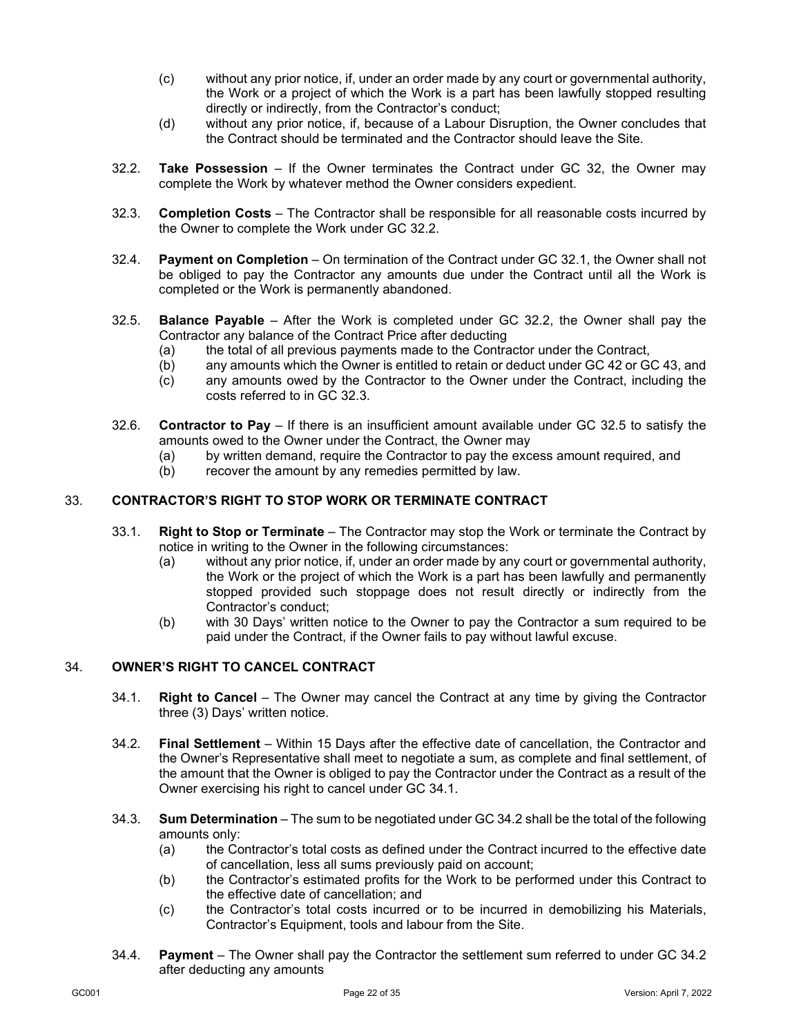(c) without any prior notice, if, under an order made by any court or governmental authority, the Work or a project of which the Work is a part has been lawfully stopped resulting directly or indirectly, from the Contractor's conduct;

(d) without any prior notice, if, because of a Labour Disruption, the Owner concludes that the Contract should be terminated and the Contractor should leave the Site.

32.2. **Take Possession** – If the Owner terminates the Contract under GC 32, the Owner may complete the Work by whatever method the Owner considers expedient.

32.3. **Completion Costs** – The Contractor shall be responsible for all reasonable costs incurred by the Owner to complete the Work under GC 32.2.

32.4. **Payment on Completion** – On termination of the Contract under GC 32.1, the Owner shall not be obliged to pay the Contractor any amounts due under the Contract until all the Work is completed or the Work is permanently abandoned.

32.5. **Balance Payable** – After the Work is completed under GC 32.2, the Owner shall pay the Contractor any balance of the Contract Price after deducting

(a) the total of all previous payments made to the Contractor under the Contract,

(b) any amounts which the Owner is entitled to retain or deduct under GC 42 or GC 43, and

(c) any amounts owed by the Contractor to the Owner under the Contract, including the costs referred to in GC 32.3.

32.6. **Contractor to Pay** – If there is an insufficient amount available under GC 32.5 to satisfy the amounts owed to the Owner under the Contract, the Owner may

(a) by written demand, require the Contractor to pay the excess amount required, and

(b) recover the amount by any remedies permitted by law.

## 33. CONTRACTOR'S RIGHT TO STOP WORK OR TERMINATE CONTRACT

33.1. **Right to Stop or Terminate** – The Contractor may stop the Work or terminate the Contract by notice in writing to the Owner in the following circumstances:

(a) without any prior notice, if, under an order made by any court or governmental authority, the Work or the project of which the Work is a part has been lawfully and permanently stopped provided such stoppage does not result directly or indirectly from the Contractor's conduct;

(b) with 30 Days' written notice to the Owner to pay the Contractor a sum required to be paid under the Contract, if the Owner fails to pay without lawful excuse.

## 34. OWNER'S RIGHT TO CANCEL CONTRACT

34.1. **Right to Cancel** – The Owner may cancel the Contract at any time by giving the Contractor three (3) Days' written notice.

34.2. **Final Settlement** – Within 15 Days after the effective date of cancellation, the Contractor and the Owner's Representative shall meet to negotiate a sum, as complete and final settlement, of the amount that the Owner is obliged to pay the Contractor under the Contract as a result of the Owner exercising his right to cancel under GC 34.1.

34.3. **Sum Determination** – The sum to be negotiated under GC 34.2 shall be the total of the following amounts only:

(a) the Contractor's total costs as defined under the Contract incurred to the effective date of cancellation, less all sums previously paid on account;

(b) the Contractor's estimated profits for the Work to be performed under this Contract to the effective date of cancellation; and

(c) the Contractor's total costs incurred or to be incurred in demobilizing his Materials, Contractor's Equipment, tools and labour from the Site.

34.4. **Payment** – The Owner shall pay the Contractor the settlement sum referred to under GC 34.2 after deducting any amounts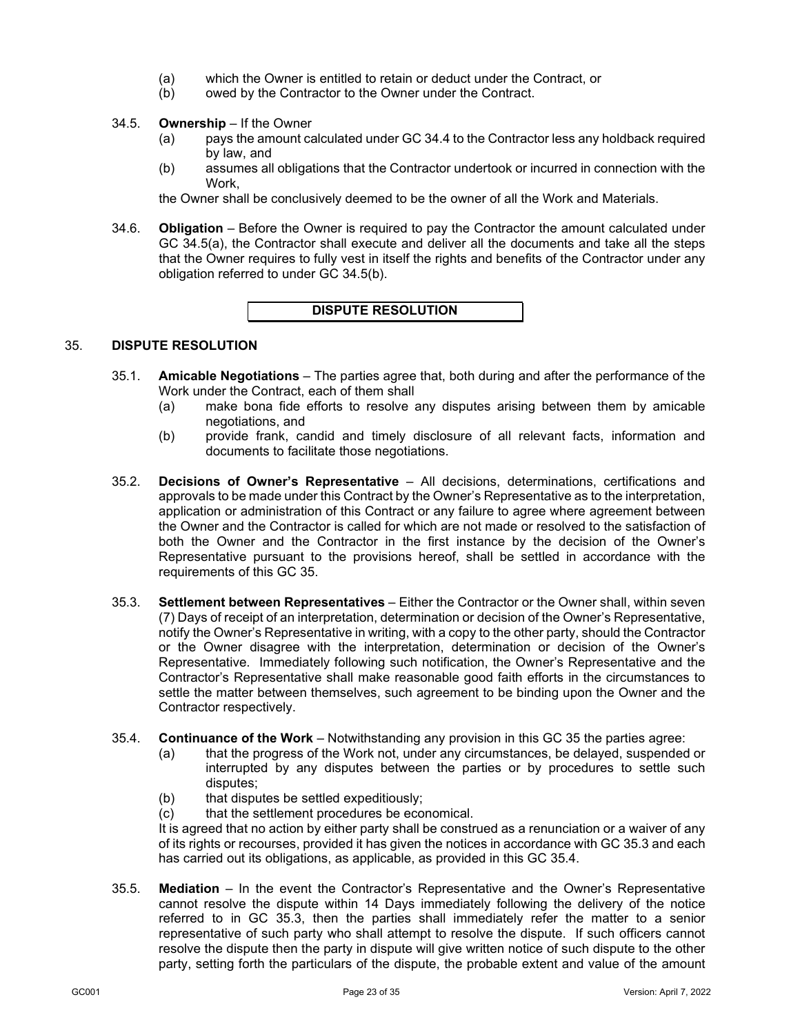(a) which the Owner is entitled to retain or deduct under the Contract, or
(b) owed by the Contractor to the Owner under the Contract.

34.5. **Ownership** – If the Owner

(a) pays the amount calculated under GC 34.4 to the Contractor less any holdback required by law, and
(b) assumes all obligations that the Contractor undertook or incurred in connection with the Work,

the Owner shall be conclusively deemed to be the owner of all the Work and Materials.

34.6. **Obligation** – Before the Owner is required to pay the Contractor the amount calculated under GC 34.5(a), the Contractor shall execute and deliver all the documents and take all the steps that the Owner requires to fully vest in itself the rights and benefits of the Contractor under any obligation referred to under GC 34.5(b).

## DISPUTE RESOLUTION

### 35. DISPUTE RESOLUTION

35.1. **Amicable Negotiations** – The parties agree that, both during and after the performance of the Work under the Contract, each of them shall

(a) make bona fide efforts to resolve any disputes arising between them by amicable negotiations, and
(b) provide frank, candid and timely disclosure of all relevant facts, information and documents to facilitate those negotiations.

35.2. **Decisions of Owner's Representative** – All decisions, determinations, certifications and approvals to be made under this Contract by the Owner's Representative as to the interpretation, application or administration of this Contract or any failure to agree where agreement between the Owner and the Contractor is called for which are not made or resolved to the satisfaction of both the Owner and the Contractor in the first instance by the decision of the Owner's Representative pursuant to the provisions hereof, shall be settled in accordance with the requirements of this GC 35.

35.3. **Settlement between Representatives** – Either the Contractor or the Owner shall, within seven (7) Days of receipt of an interpretation, determination or decision of the Owner's Representative, notify the Owner's Representative in writing, with a copy to the other party, should the Contractor or the Owner disagree with the interpretation, determination or decision of the Owner's Representative. Immediately following such notification, the Owner's Representative and the Contractor's Representative shall make reasonable good faith efforts in the circumstances to settle the matter between themselves, such agreement to be binding upon the Owner and the Contractor respectively.

35.4. **Continuance of the Work** – Notwithstanding any provision in this GC 35 the parties agree:

(a) that the progress of the Work not, under any circumstances, be delayed, suspended or interrupted by any disputes between the parties or by procedures to settle such disputes;
(b) that disputes be settled expeditiously;
(c) that the settlement procedures be economical.

It is agreed that no action by either party shall be construed as a renunciation or a waiver of any of its rights or recourses, provided it has given the notices in accordance with GC 35.3 and each has carried out its obligations, as applicable, as provided in this GC 35.4.

35.5. **Mediation** – In the event the Contractor's Representative and the Owner's Representative cannot resolve the dispute within 14 Days immediately following the delivery of the notice referred to in GC 35.3, then the parties shall immediately refer the matter to a senior representative of such party who shall attempt to resolve the dispute. If such officers cannot resolve the dispute then the party in dispute will give written notice of such dispute to the other party, setting forth the particulars of the dispute, the probable extent and value of the amount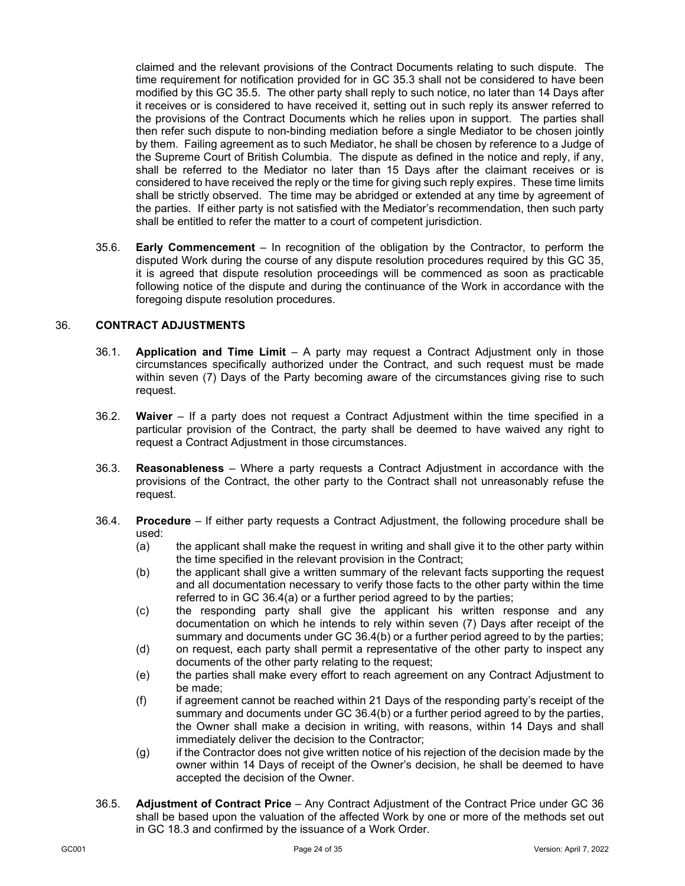claimed and the relevant provisions of the Contract Documents relating to such dispute. The time requirement for notification provided for in GC 35.3 shall not be considered to have been modified by this GC 35.5. The other party shall reply to such notice, no later than 14 Days after it receives or is considered to have received it, setting out in such reply its answer referred to the provisions of the Contract Documents which he relies upon in support. The parties shall then refer such dispute to non-binding mediation before a single Mediator to be chosen jointly by them. Failing agreement as to such Mediator, he shall be chosen by reference to a Judge of the Supreme Court of British Columbia. The dispute as defined in the notice and reply, if any, shall be referred to the Mediator no later than 15 Days after the claimant receives or is considered to have received the reply or the time for giving such reply expires. These time limits shall be strictly observed. The time may be abridged or extended at any time by agreement of the parties. If either party is not satisfied with the Mediator's recommendation, then such party shall be entitled to refer the matter to a court of competent jurisdiction.

35.6. **Early Commencement** – In recognition of the obligation by the Contractor, to perform the disputed Work during the course of any dispute resolution procedures required by this GC 35, it is agreed that dispute resolution proceedings will be commenced as soon as practicable following notice of the dispute and during the continuance of the Work in accordance with the foregoing dispute resolution procedures.

## 36. CONTRACT ADJUSTMENTS

36.1. **Application and Time Limit** – A party may request a Contract Adjustment only in those circumstances specifically authorized under the Contract, and such request must be made within seven (7) Days of the Party becoming aware of the circumstances giving rise to such request.

36.2. **Waiver** – If a party does not request a Contract Adjustment within the time specified in a particular provision of the Contract, the party shall be deemed to have waived any right to request a Contract Adjustment in those circumstances.

36.3. **Reasonableness** – Where a party requests a Contract Adjustment in accordance with the provisions of the Contract, the other party to the Contract shall not unreasonably refuse the request.

36.4. **Procedure** – If either party requests a Contract Adjustment, the following procedure shall be used:

(a) the applicant shall make the request in writing and shall give it to the other party within the time specified in the relevant provision in the Contract;

(b) the applicant shall give a written summary of the relevant facts supporting the request and all documentation necessary to verify those facts to the other party within the time referred to in GC 36.4(a) or a further period agreed to by the parties;

(c) the responding party shall give the applicant his written response and any documentation on which he intends to rely within seven (7) Days after receipt of the summary and documents under GC 36.4(b) or a further period agreed to by the parties;

(d) on request, each party shall permit a representative of the other party to inspect any documents of the other party relating to the request;

(e) the parties shall make every effort to reach agreement on any Contract Adjustment to be made;

(f) if agreement cannot be reached within 21 Days of the responding party's receipt of the summary and documents under GC 36.4(b) or a further period agreed to by the parties, the Owner shall make a decision in writing, with reasons, within 14 Days and shall immediately deliver the decision to the Contractor;

(g) if the Contractor does not give written notice of his rejection of the decision made by the owner within 14 Days of receipt of the Owner's decision, he shall be deemed to have accepted the decision of the Owner.

36.5. **Adjustment of Contract Price** – Any Contract Adjustment of the Contract Price under GC 36 shall be based upon the valuation of the affected Work by one or more of the methods set out in GC 18.3 and confirmed by the issuance of a Work Order.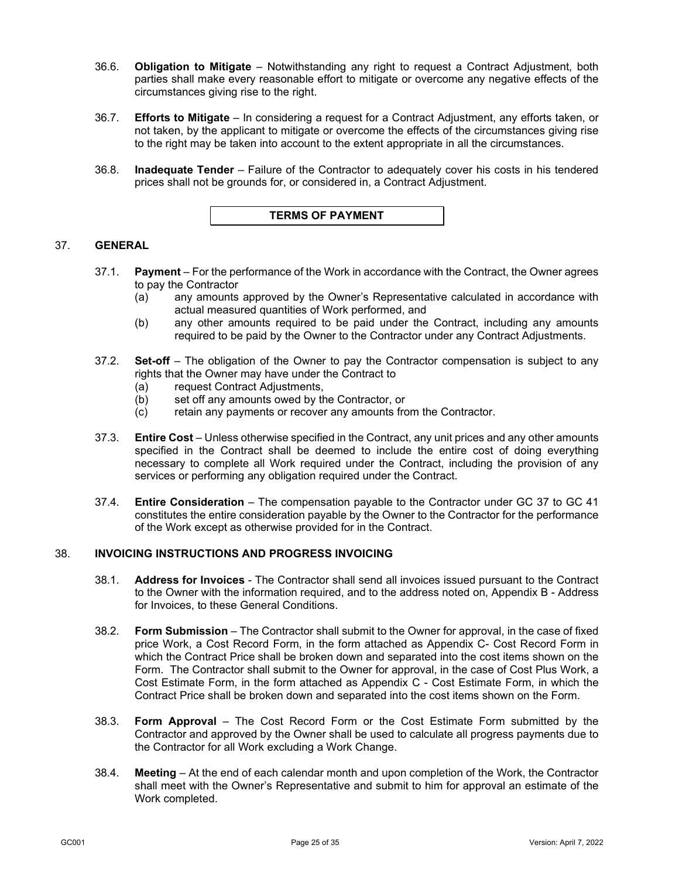36.6. **Obligation to Mitigate** – Notwithstanding any right to request a Contract Adjustment, both parties shall make every reasonable effort to mitigate or overcome any negative effects of the circumstances giving rise to the right.

36.7. **Efforts to Mitigate** – In considering a request for a Contract Adjustment, any efforts taken, or not taken, by the applicant to mitigate or overcome the effects of the circumstances giving rise to the right may be taken into account to the extent appropriate in all the circumstances.

36.8. **Inadequate Tender** – Failure of the Contractor to adequately cover his costs in his tendered prices shall not be grounds for, or considered in, a Contract Adjustment.

## TERMS OF PAYMENT

### 37. GENERAL

37.1. **Payment** – For the performance of the Work in accordance with the Contract, the Owner agrees to pay the Contractor

- (a) any amounts approved by the Owner's Representative calculated in accordance with actual measured quantities of Work performed, and
- (b) any other amounts required to be paid under the Contract, including any amounts required to be paid by the Owner to the Contractor under any Contract Adjustments.

37.2. **Set-off** – The obligation of the Owner to pay the Contractor compensation is subject to any rights that the Owner may have under the Contract to

- (a) request Contract Adjustments,
- (b) set off any amounts owed by the Contractor, or
- (c) retain any payments or recover any amounts from the Contractor.

37.3. **Entire Cost** – Unless otherwise specified in the Contract, any unit prices and any other amounts specified in the Contract shall be deemed to include the entire cost of doing everything necessary to complete all Work required under the Contract, including the provision of any services or performing any obligation required under the Contract.

37.4. **Entire Consideration** – The compensation payable to the Contractor under GC 37 to GC 41 constitutes the entire consideration payable by the Owner to the Contractor for the performance of the Work except as otherwise provided for in the Contract.

### 38. INVOICING INSTRUCTIONS AND PROGRESS INVOICING

38.1. **Address for Invoices** - The Contractor shall send all invoices issued pursuant to the Contract to the Owner with the information required, and to the address noted on, Appendix B - Address for Invoices, to these General Conditions.

38.2. **Form Submission** – The Contractor shall submit to the Owner for approval, in the case of fixed price Work, a Cost Record Form, in the form attached as Appendix C- Cost Record Form in which the Contract Price shall be broken down and separated into the cost items shown on the Form. The Contractor shall submit to the Owner for approval, in the case of Cost Plus Work, a Cost Estimate Form, in the form attached as Appendix C - Cost Estimate Form, in which the Contract Price shall be broken down and separated into the cost items shown on the Form.

38.3. **Form Approval** – The Cost Record Form or the Cost Estimate Form submitted by the Contractor and approved by the Owner shall be used to calculate all progress payments due to the Contractor for all Work excluding a Work Change.

38.4. **Meeting** – At the end of each calendar month and upon completion of the Work, the Contractor shall meet with the Owner's Representative and submit to him for approval an estimate of the Work completed.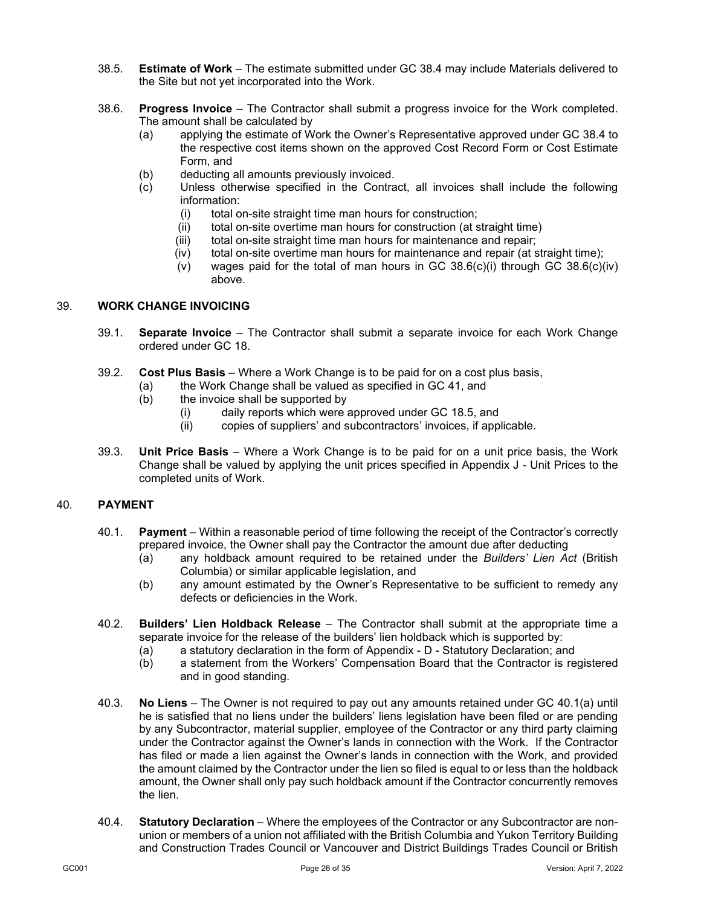38.5. **Estimate of Work** – The estimate submitted under GC 38.4 may include Materials delivered to the Site but not yet incorporated into the Work.

38.6. **Progress Invoice** – The Contractor shall submit a progress invoice for the Work completed. The amount shall be calculated by

- (a) applying the estimate of Work the Owner's Representative approved under GC 38.4 to the respective cost items shown on the approved Cost Record Form or Cost Estimate Form, and
- (b) deducting all amounts previously invoiced.
- (c) Unless otherwise specified in the Contract, all invoices shall include the following information:
  - (i) total on-site straight time man hours for construction;
  - (ii) total on-site overtime man hours for construction (at straight time)
  - (iii) total on-site straight time man hours for maintenance and repair;
  - (iv) total on-site overtime man hours for maintenance and repair (at straight time);
  - (v) wages paid for the total of man hours in GC 38.6(c)(i) through GC 38.6(c)(iv) above.

## 39. WORK CHANGE INVOICING

39.1. **Separate Invoice** – The Contractor shall submit a separate invoice for each Work Change ordered under GC 18.

39.2. **Cost Plus Basis** – Where a Work Change is to be paid for on a cost plus basis,

- (a) the Work Change shall be valued as specified in GC 41, and
- (b) the invoice shall be supported by
  - (i) daily reports which were approved under GC 18.5, and
  - (ii) copies of suppliers' and subcontractors' invoices, if applicable.

39.3. **Unit Price Basis** – Where a Work Change is to be paid for on a unit price basis, the Work Change shall be valued by applying the unit prices specified in Appendix J - Unit Prices to the completed units of Work.

## 40. PAYMENT

40.1. **Payment** – Within a reasonable period of time following the receipt of the Contractor's correctly prepared invoice, the Owner shall pay the Contractor the amount due after deducting

- (a) any holdback amount required to be retained under the *Builders' Lien Act* (British Columbia) or similar applicable legislation, and
- (b) any amount estimated by the Owner's Representative to be sufficient to remedy any defects or deficiencies in the Work.

40.2. **Builders' Lien Holdback Release** – The Contractor shall submit at the appropriate time a separate invoice for the release of the builders' lien holdback which is supported by:

- (a) a statutory declaration in the form of Appendix - D - Statutory Declaration; and
- (b) a statement from the Workers' Compensation Board that the Contractor is registered and in good standing.

40.3. **No Liens** – The Owner is not required to pay out any amounts retained under GC 40.1(a) until he is satisfied that no liens under the builders' liens legislation have been filed or are pending by any Subcontractor, material supplier, employee of the Contractor or any third party claiming under the Contractor against the Owner's lands in connection with the Work. If the Contractor has filed or made a lien against the Owner's lands in connection with the Work, and provided the amount claimed by the Contractor under the lien so filed is equal to or less than the holdback amount, the Owner shall only pay such holdback amount if the Contractor concurrently removes the lien.

40.4. **Statutory Declaration** – Where the employees of the Contractor or any Subcontractor are non-union or members of a union not affiliated with the British Columbia and Yukon Territory Building and Construction Trades Council or Vancouver and District Buildings Trades Council or British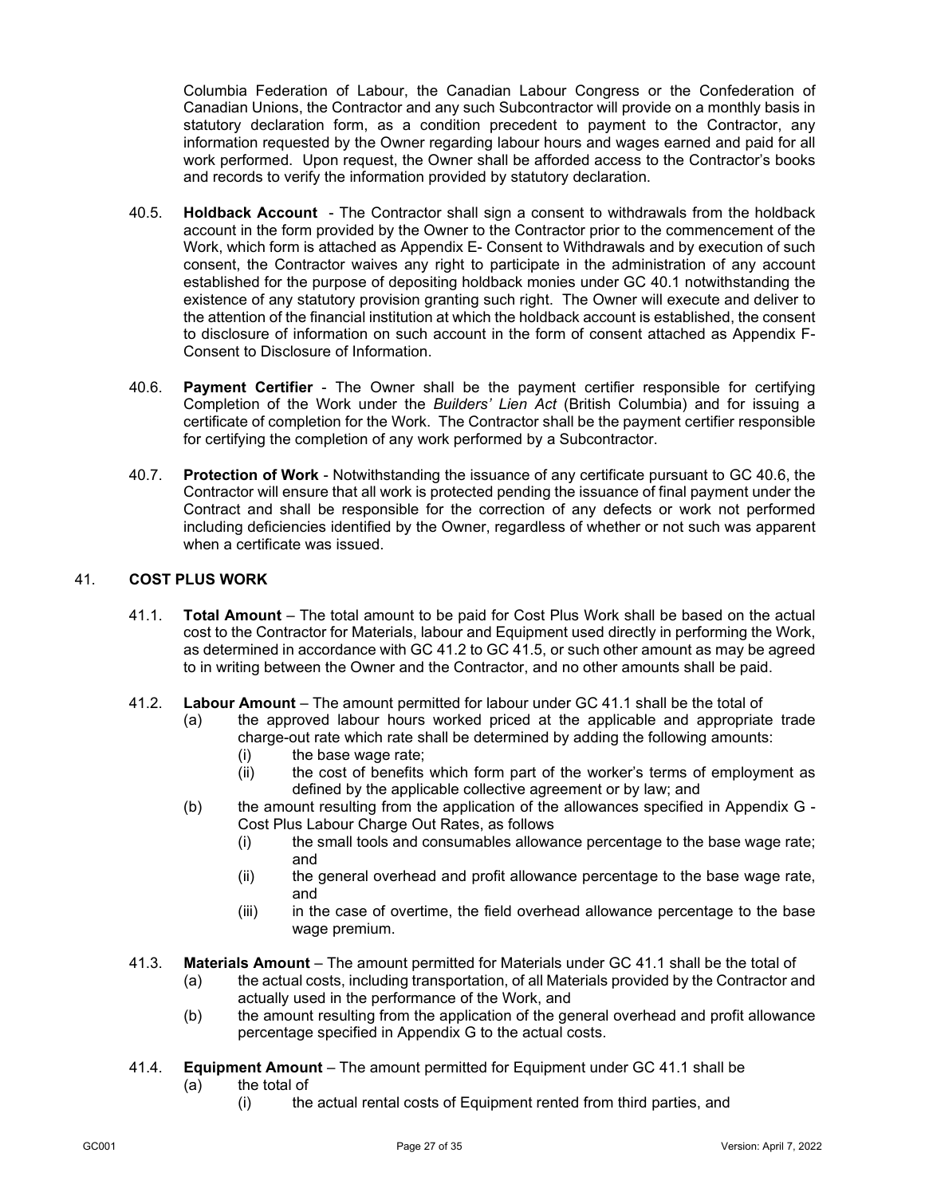Columbia Federation of Labour, the Canadian Labour Congress or the Confederation of Canadian Unions, the Contractor and any such Subcontractor will provide on a monthly basis in statutory declaration form, as a condition precedent to payment to the Contractor, any information requested by the Owner regarding labour hours and wages earned and paid for all work performed. Upon request, the Owner shall be afforded access to the Contractor's books and records to verify the information provided by statutory declaration.

40.5. **Holdback Account** - The Contractor shall sign a consent to withdrawals from the holdback account in the form provided by the Owner to the Contractor prior to the commencement of the Work, which form is attached as Appendix E- Consent to Withdrawals and by execution of such consent, the Contractor waives any right to participate in the administration of any account established for the purpose of depositing holdback monies under GC 40.1 notwithstanding the existence of any statutory provision granting such right. The Owner will execute and deliver to the attention of the financial institution at which the holdback account is established, the consent to disclosure of information on such account in the form of consent attached as Appendix F- Consent to Disclosure of Information.

40.6. **Payment Certifier** - The Owner shall be the payment certifier responsible for certifying Completion of the Work under the *Builders' Lien Act* (British Columbia) and for issuing a certificate of completion for the Work. The Contractor shall be the payment certifier responsible for certifying the completion of any work performed by a Subcontractor.

40.7. **Protection of Work** - Notwithstanding the issuance of any certificate pursuant to GC 40.6, the Contractor will ensure that all work is protected pending the issuance of final payment under the Contract and shall be responsible for the correction of any defects or work not performed including deficiencies identified by the Owner, regardless of whether or not such was apparent when a certificate was issued.

## 41. COST PLUS WORK

41.1. **Total Amount** – The total amount to be paid for Cost Plus Work shall be based on the actual cost to the Contractor for Materials, labour and Equipment used directly in performing the Work, as determined in accordance with GC 41.2 to GC 41.5, or such other amount as may be agreed to in writing between the Owner and the Contractor, and no other amounts shall be paid.

41.2. **Labour Amount** – The amount permitted for labour under GC 41.1 shall be the total of

- (a) the approved labour hours worked priced at the applicable and appropriate trade charge-out rate which rate shall be determined by adding the following amounts:
  - (i) the base wage rate;
  - (ii) the cost of benefits which form part of the worker's terms of employment as defined by the applicable collective agreement or by law; and
- (b) the amount resulting from the application of the allowances specified in Appendix G - Cost Plus Labour Charge Out Rates, as follows
  - (i) the small tools and consumables allowance percentage to the base wage rate; and
  - (ii) the general overhead and profit allowance percentage to the base wage rate, and
  - (iii) in the case of overtime, the field overhead allowance percentage to the base wage premium.

41.3. **Materials Amount** – The amount permitted for Materials under GC 41.1 shall be the total of

- (a) the actual costs, including transportation, of all Materials provided by the Contractor and actually used in the performance of the Work, and
- (b) the amount resulting from the application of the general overhead and profit allowance percentage specified in Appendix G to the actual costs.

41.4. **Equipment Amount** – The amount permitted for Equipment under GC 41.1 shall be

- (a) the total of
  - (i) the actual rental costs of Equipment rented from third parties, and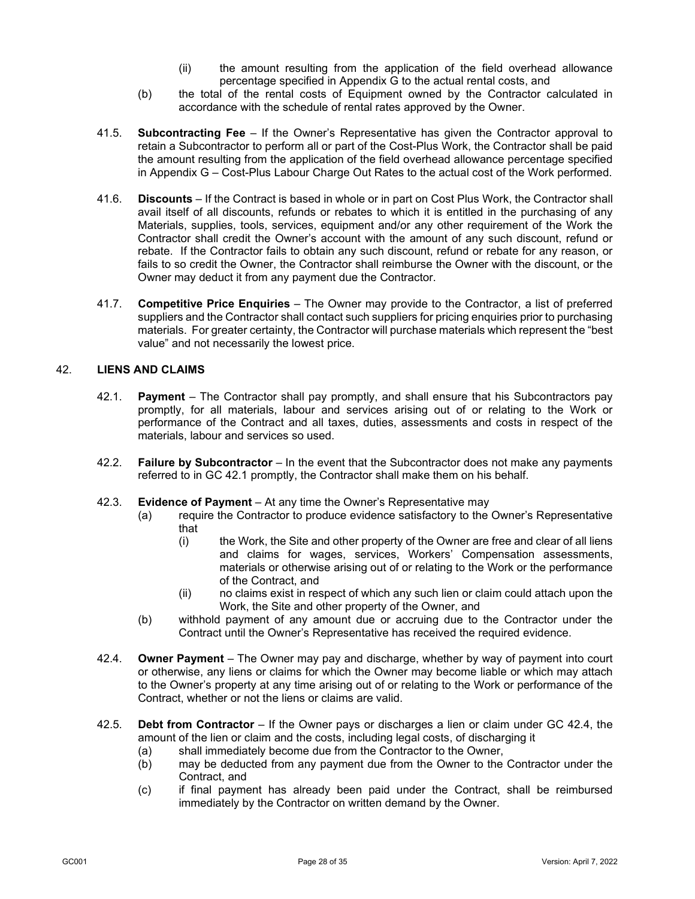(ii) the amount resulting from the application of the field overhead allowance percentage specified in Appendix G to the actual rental costs, and

(b) the total of the rental costs of Equipment owned by the Contractor calculated in accordance with the schedule of rental rates approved by the Owner.

41.5. **Subcontracting Fee** – If the Owner's Representative has given the Contractor approval to retain a Subcontractor to perform all or part of the Cost-Plus Work, the Contractor shall be paid the amount resulting from the application of the field overhead allowance percentage specified in Appendix G – Cost-Plus Labour Charge Out Rates to the actual cost of the Work performed.

41.6. **Discounts** – If the Contract is based in whole or in part on Cost Plus Work, the Contractor shall avail itself of all discounts, refunds or rebates to which it is entitled in the purchasing of any Materials, supplies, tools, services, equipment and/or any other requirement of the Work the Contractor shall credit the Owner's account with the amount of any such discount, refund or rebate. If the Contractor fails to obtain any such discount, refund or rebate for any reason, or fails to so credit the Owner, the Contractor shall reimburse the Owner with the discount, or the Owner may deduct it from any payment due the Contractor.

41.7. **Competitive Price Enquiries** – The Owner may provide to the Contractor, a list of preferred suppliers and the Contractor shall contact such suppliers for pricing enquiries prior to purchasing materials. For greater certainty, the Contractor will purchase materials which represent the "best value" and not necessarily the lowest price.

## 42. LIENS AND CLAIMS

42.1. **Payment** – The Contractor shall pay promptly, and shall ensure that his Subcontractors pay promptly, for all materials, labour and services arising out of or relating to the Work or performance of the Contract and all taxes, duties, assessments and costs in respect of the materials, labour and services so used.

42.2. **Failure by Subcontractor** – In the event that the Subcontractor does not make any payments referred to in GC 42.1 promptly, the Contractor shall make them on his behalf.

42.3. **Evidence of Payment** – At any time the Owner's Representative may

(a) require the Contractor to produce evidence satisfactory to the Owner's Representative that

(i) the Work, the Site and other property of the Owner are free and clear of all liens and claims for wages, services, Workers' Compensation assessments, materials or otherwise arising out of or relating to the Work or the performance of the Contract, and

(ii) no claims exist in respect of which any such lien or claim could attach upon the Work, the Site and other property of the Owner, and

(b) withhold payment of any amount due or accruing due to the Contractor under the Contract until the Owner's Representative has received the required evidence.

42.4. **Owner Payment** – The Owner may pay and discharge, whether by way of payment into court or otherwise, any liens or claims for which the Owner may become liable or which may attach to the Owner's property at any time arising out of or relating to the Work or performance of the Contract, whether or not the liens or claims are valid.

42.5. **Debt from Contractor** – If the Owner pays or discharges a lien or claim under GC 42.4, the amount of the lien or claim and the costs, including legal costs, of discharging it

(a) shall immediately become due from the Contractor to the Owner,

(b) may be deducted from any payment due from the Owner to the Contractor under the Contract, and

(c) if final payment has already been paid under the Contract, shall be reimbursed immediately by the Contractor on written demand by the Owner.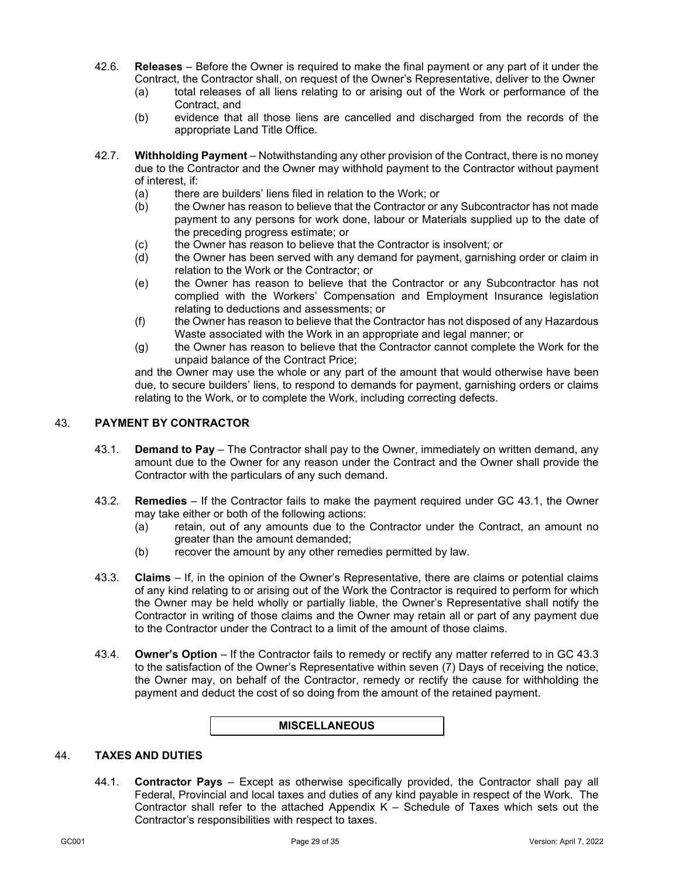42.6. **Releases** – Before the Owner is required to make the final payment or any part of it under the Contract, the Contractor shall, on request of the Owner's Representative, deliver to the Owner

- (a) total releases of all liens relating to or arising out of the Work or performance of the Contract, and
- (b) evidence that all those liens are cancelled and discharged from the records of the appropriate Land Title Office.

42.7. **Withholding Payment** – Notwithstanding any other provision of the Contract, there is no money due to the Contractor and the Owner may withhold payment to the Contractor without payment of interest, if:

- (a) there are builders' liens filed in relation to the Work; or
- (b) the Owner has reason to believe that the Contractor or any Subcontractor has not made payment to any persons for work done, labour or Materials supplied up to the date of the preceding progress estimate; or
- (c) the Owner has reason to believe that the Contractor is insolvent; or
- (d) the Owner has been served with any demand for payment, garnishing order or claim in relation to the Work or the Contractor; or
- (e) the Owner has reason to believe that the Contractor or any Subcontractor has not complied with the Workers' Compensation and Employment Insurance legislation relating to deductions and assessments; or
- (f) the Owner has reason to believe that the Contractor has not disposed of any Hazardous Waste associated with the Work in an appropriate and legal manner; or
- (g) the Owner has reason to believe that the Contractor cannot complete the Work for the unpaid balance of the Contract Price;

and the Owner may use the whole or any part of the amount that would otherwise have been due, to secure builders' liens, to respond to demands for payment, garnishing orders or claims relating to the Work, or to complete the Work, including correcting defects.

## 43. PAYMENT BY CONTRACTOR

43.1. **Demand to Pay** – The Contractor shall pay to the Owner, immediately on written demand, any amount due to the Owner for any reason under the Contract and the Owner shall provide the Contractor with the particulars of any such demand.

43.2. **Remedies** – If the Contractor fails to make the payment required under GC 43.1, the Owner may take either or both of the following actions:

- (a) retain, out of any amounts due to the Contractor under the Contract, an amount no greater than the amount demanded;
- (b) recover the amount by any other remedies permitted by law.

43.3. **Claims** – If, in the opinion of the Owner's Representative, there are claims or potential claims of any kind relating to or arising out of the Work the Contractor is required to perform for which the Owner may be held wholly or partially liable, the Owner's Representative shall notify the Contractor in writing of those claims and the Owner may retain all or part of any payment due to the Contractor under the Contract to a limit of the amount of those claims.

43.4. **Owner's Option** – If the Contractor fails to remedy or rectify any matter referred to in GC 43.3 to the satisfaction of the Owner's Representative within seven (7) Days of receiving the notice, the Owner may, on behalf of the Contractor, remedy or rectify the cause for withholding the payment and deduct the cost of so doing from the amount of the retained payment.

**MISCELLANEOUS**

## 44. TAXES AND DUTIES

44.1. **Contractor Pays** – Except as otherwise specifically provided, the Contractor shall pay all Federal, Provincial and local taxes and duties of any kind payable in respect of the Work. The Contractor shall refer to the attached Appendix K – Schedule of Taxes which sets out the Contractor's responsibilities with respect to taxes.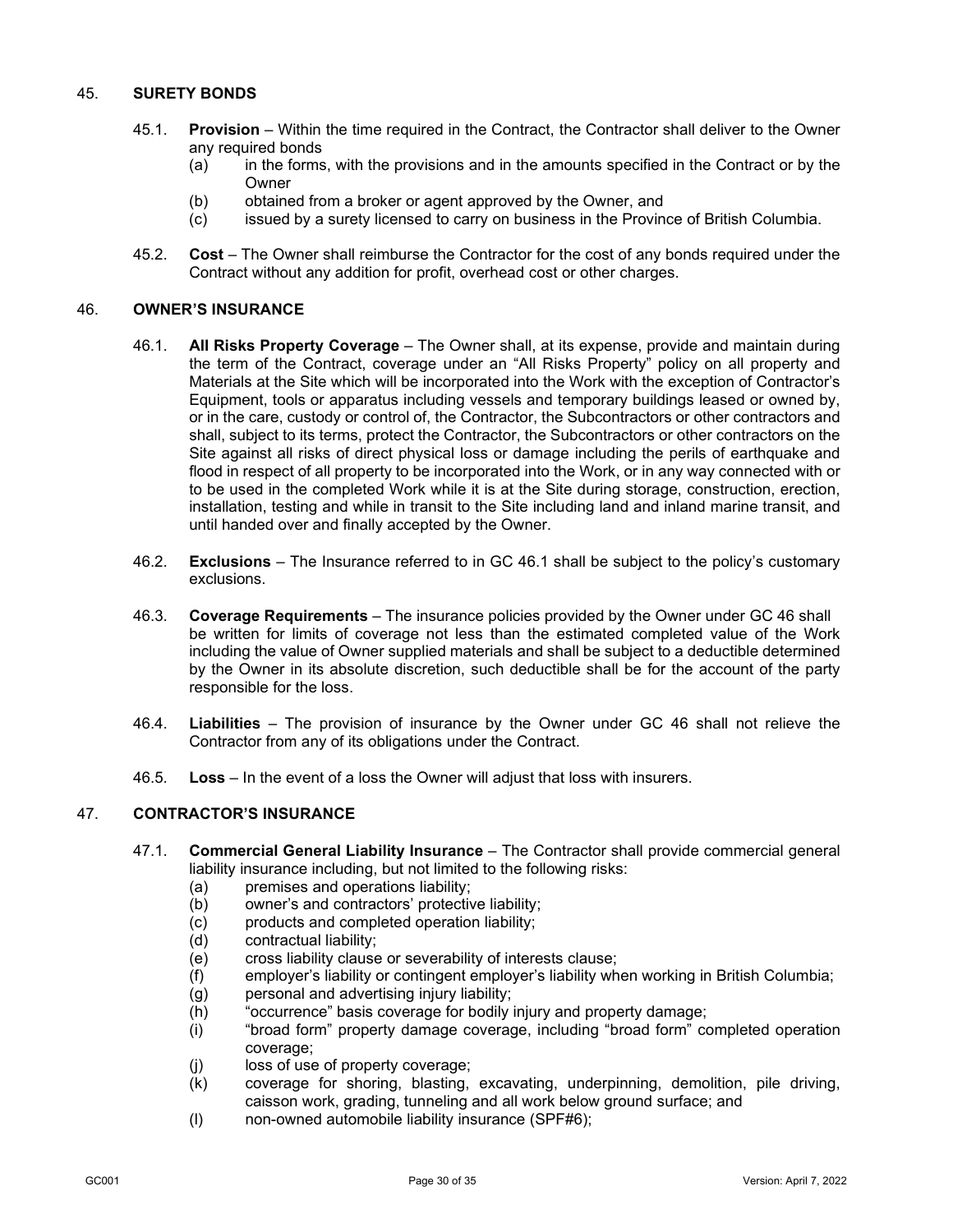## 45. SURETY BONDS

45.1. **Provision** – Within the time required in the Contract, the Contractor shall deliver to the Owner any required bonds

- (a) in the forms, with the provisions and in the amounts specified in the Contract or by the Owner
- (b) obtained from a broker or agent approved by the Owner, and
- (c) issued by a surety licensed to carry on business in the Province of British Columbia.

45.2. **Cost** – The Owner shall reimburse the Contractor for the cost of any bonds required under the Contract without any addition for profit, overhead cost or other charges.

## 46. OWNER'S INSURANCE

46.1. **All Risks Property Coverage** – The Owner shall, at its expense, provide and maintain during the term of the Contract, coverage under an "All Risks Property" policy on all property and Materials at the Site which will be incorporated into the Work with the exception of Contractor's Equipment, tools or apparatus including vessels and temporary buildings leased or owned by, or in the care, custody or control of, the Contractor, the Subcontractors or other contractors and shall, subject to its terms, protect the Contractor, the Subcontractors or other contractors on the Site against all risks of direct physical loss or damage including the perils of earthquake and flood in respect of all property to be incorporated into the Work, or in any way connected with or to be used in the completed Work while it is at the Site during storage, construction, erection, installation, testing and while in transit to the Site including land and inland marine transit, and until handed over and finally accepted by the Owner.

46.2. **Exclusions** – The Insurance referred to in GC 46.1 shall be subject to the policy's customary exclusions.

46.3. **Coverage Requirements** – The insurance policies provided by the Owner under GC 46 shall be written for limits of coverage not less than the estimated completed value of the Work including the value of Owner supplied materials and shall be subject to a deductible determined by the Owner in its absolute discretion, such deductible shall be for the account of the party responsible for the loss.

46.4. **Liabilities** – The provision of insurance by the Owner under GC 46 shall not relieve the Contractor from any of its obligations under the Contract.

46.5. **Loss** – In the event of a loss the Owner will adjust that loss with insurers.

## 47. CONTRACTOR'S INSURANCE

47.1. **Commercial General Liability Insurance** – The Contractor shall provide commercial general liability insurance including, but not limited to the following risks:

- (a) premises and operations liability;
- (b) owner's and contractors' protective liability;
- (c) products and completed operation liability;
- (d) contractual liability;
- (e) cross liability clause or severability of interests clause;
- (f) employer's liability or contingent employer's liability when working in British Columbia;
- (g) personal and advertising injury liability;
- (h) "occurrence" basis coverage for bodily injury and property damage;
- (i) "broad form" property damage coverage, including "broad form" completed operation coverage;
- (j) loss of use of property coverage;
- (k) coverage for shoring, blasting, excavating, underpinning, demolition, pile driving, caisson work, grading, tunneling and all work below ground surface; and
- (l) non-owned automobile liability insurance (SPF#6);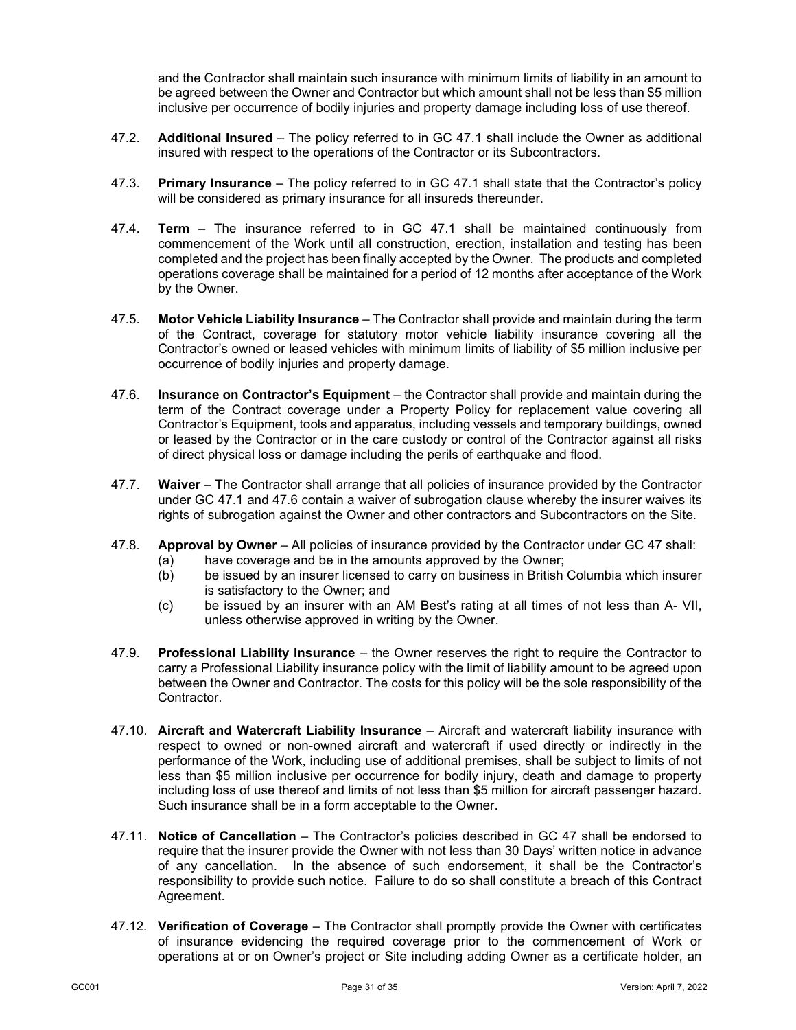and the Contractor shall maintain such insurance with minimum limits of liability in an amount to be agreed between the Owner and Contractor but which amount shall not be less than $5 million inclusive per occurrence of bodily injuries and property damage including loss of use thereof.

47.2. **Additional Insured** – The policy referred to in GC 47.1 shall include the Owner as additional insured with respect to the operations of the Contractor or its Subcontractors.

47.3. **Primary Insurance** – The policy referred to in GC 47.1 shall state that the Contractor's policy will be considered as primary insurance for all insureds thereunder.

47.4. **Term** – The insurance referred to in GC 47.1 shall be maintained continuously from commencement of the Work until all construction, erection, installation and testing has been completed and the project has been finally accepted by the Owner. The products and completed operations coverage shall be maintained for a period of 12 months after acceptance of the Work by the Owner.

47.5. **Motor Vehicle Liability Insurance** – The Contractor shall provide and maintain during the term of the Contract, coverage for statutory motor vehicle liability insurance covering all the Contractor's owned or leased vehicles with minimum limits of liability of $5 million inclusive per occurrence of bodily injuries and property damage.

47.6. **Insurance on Contractor's Equipment** – the Contractor shall provide and maintain during the term of the Contract coverage under a Property Policy for replacement value covering all Contractor's Equipment, tools and apparatus, including vessels and temporary buildings, owned or leased by the Contractor or in the care custody or control of the Contractor against all risks of direct physical loss or damage including the perils of earthquake and flood.

47.7. **Waiver** – The Contractor shall arrange that all policies of insurance provided by the Contractor under GC 47.1 and 47.6 contain a waiver of subrogation clause whereby the insurer waives its rights of subrogation against the Owner and other contractors and Subcontractors on the Site.

47.8. **Approval by Owner** – All policies of insurance provided by the Contractor under GC 47 shall:

(a) have coverage and be in the amounts approved by the Owner;

(b) be issued by an insurer licensed to carry on business in British Columbia which insurer is satisfactory to the Owner; and

(c) be issued by an insurer with an AM Best's rating at all times of not less than A- VII, unless otherwise approved in writing by the Owner.

47.9. **Professional Liability Insurance** – the Owner reserves the right to require the Contractor to carry a Professional Liability insurance policy with the limit of liability amount to be agreed upon between the Owner and Contractor. The costs for this policy will be the sole responsibility of the Contractor.

47.10. **Aircraft and Watercraft Liability Insurance** – Aircraft and watercraft liability insurance with respect to owned or non-owned aircraft and watercraft if used directly or indirectly in the performance of the Work, including use of additional premises, shall be subject to limits of not less than $5 million inclusive per occurrence for bodily injury, death and damage to property including loss of use thereof and limits of not less than $5 million for aircraft passenger hazard. Such insurance shall be in a form acceptable to the Owner.

47.11. **Notice of Cancellation** – The Contractor's policies described in GC 47 shall be endorsed to require that the insurer provide the Owner with not less than 30 Days' written notice in advance of any cancellation. In the absence of such endorsement, it shall be the Contractor's responsibility to provide such notice. Failure to do so shall constitute a breach of this Contract Agreement.

47.12. **Verification of Coverage** – The Contractor shall promptly provide the Owner with certificates of insurance evidencing the required coverage prior to the commencement of Work or operations at or on Owner's project or Site including adding Owner as a certificate holder, an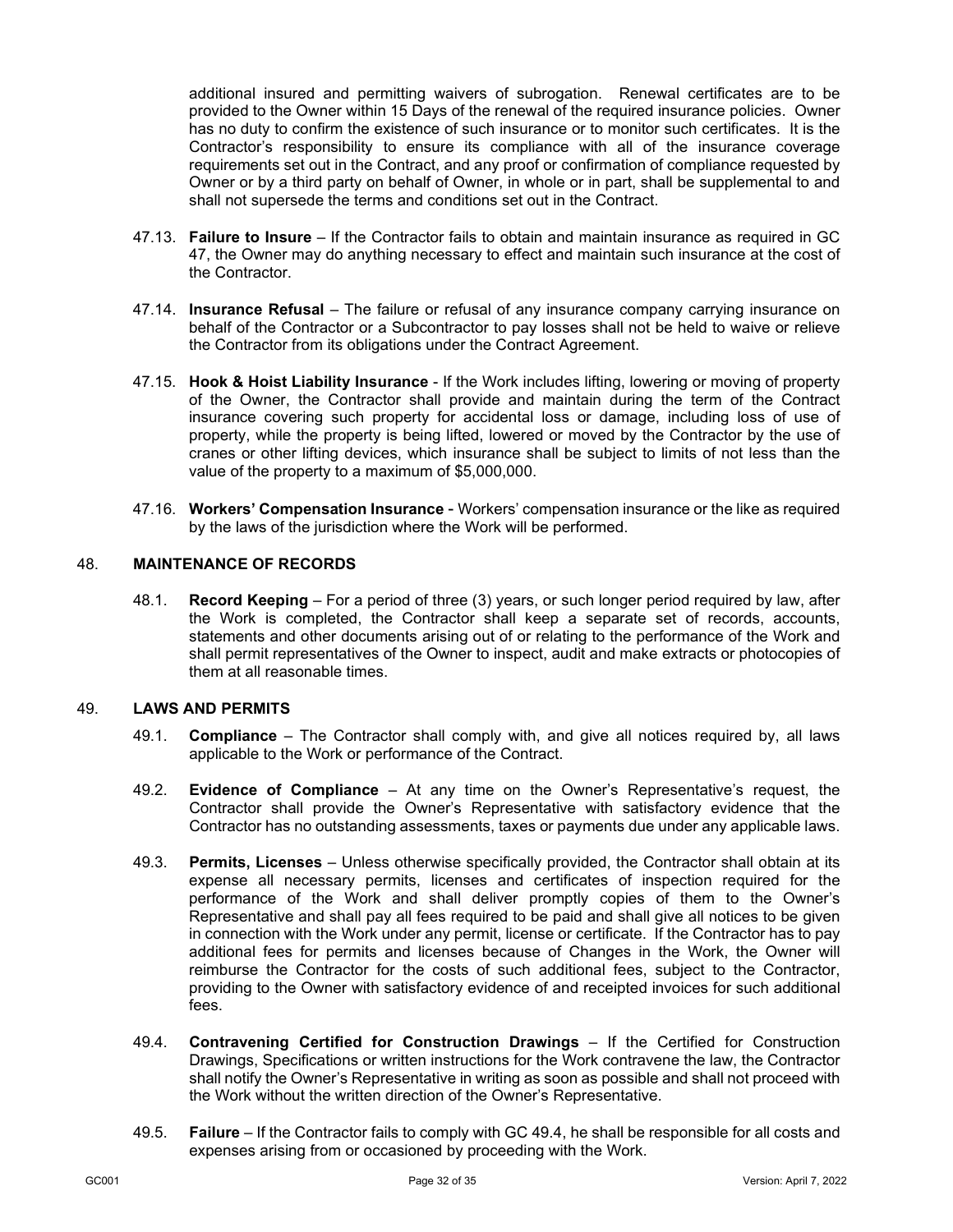additional insured and permitting waivers of subrogation. Renewal certificates are to be provided to the Owner within 15 Days of the renewal of the required insurance policies. Owner has no duty to confirm the existence of such insurance or to monitor such certificates. It is the Contractor's responsibility to ensure its compliance with all of the insurance coverage requirements set out in the Contract, and any proof or confirmation of compliance requested by Owner or by a third party on behalf of Owner, in whole or in part, shall be supplemental to and shall not supersede the terms and conditions set out in the Contract.

47.13. **Failure to Insure** – If the Contractor fails to obtain and maintain insurance as required in GC 47, the Owner may do anything necessary to effect and maintain such insurance at the cost of the Contractor.

47.14. **Insurance Refusal** – The failure or refusal of any insurance company carrying insurance on behalf of the Contractor or a Subcontractor to pay losses shall not be held to waive or relieve the Contractor from its obligations under the Contract Agreement.

47.15. **Hook & Hoist Liability Insurance** - If the Work includes lifting, lowering or moving of property of the Owner, the Contractor shall provide and maintain during the term of the Contract insurance covering such property for accidental loss or damage, including loss of use of property, while the property is being lifted, lowered or moved by the Contractor by the use of cranes or other lifting devices, which insurance shall be subject to limits of not less than the value of the property to a maximum of $5,000,000.

47.16. **Workers' Compensation Insurance** - Workers' compensation insurance or the like as required by the laws of the jurisdiction where the Work will be performed.

## 48. MAINTENANCE OF RECORDS

48.1. **Record Keeping** – For a period of three (3) years, or such longer period required by law, after the Work is completed, the Contractor shall keep a separate set of records, accounts, statements and other documents arising out of or relating to the performance of the Work and shall permit representatives of the Owner to inspect, audit and make extracts or photocopies of them at all reasonable times.

## 49. LAWS AND PERMITS

49.1. **Compliance** – The Contractor shall comply with, and give all notices required by, all laws applicable to the Work or performance of the Contract.

49.2. **Evidence of Compliance** – At any time on the Owner's Representative's request, the Contractor shall provide the Owner's Representative with satisfactory evidence that the Contractor has no outstanding assessments, taxes or payments due under any applicable laws.

49.3. **Permits, Licenses** – Unless otherwise specifically provided, the Contractor shall obtain at its expense all necessary permits, licenses and certificates of inspection required for the performance of the Work and shall deliver promptly copies of them to the Owner's Representative and shall pay all fees required to be paid and shall give all notices to be given in connection with the Work under any permit, license or certificate. If the Contractor has to pay additional fees for permits and licenses because of Changes in the Work, the Owner will reimburse the Contractor for the costs of such additional fees, subject to the Contractor, providing to the Owner with satisfactory evidence of and receipted invoices for such additional fees.

49.4. **Contravening Certified for Construction Drawings** – If the Certified for Construction Drawings, Specifications or written instructions for the Work contravene the law, the Contractor shall notify the Owner's Representative in writing as soon as possible and shall not proceed with the Work without the written direction of the Owner's Representative.

49.5. **Failure** – If the Contractor fails to comply with GC 49.4, he shall be responsible for all costs and expenses arising from or occasioned by proceeding with the Work.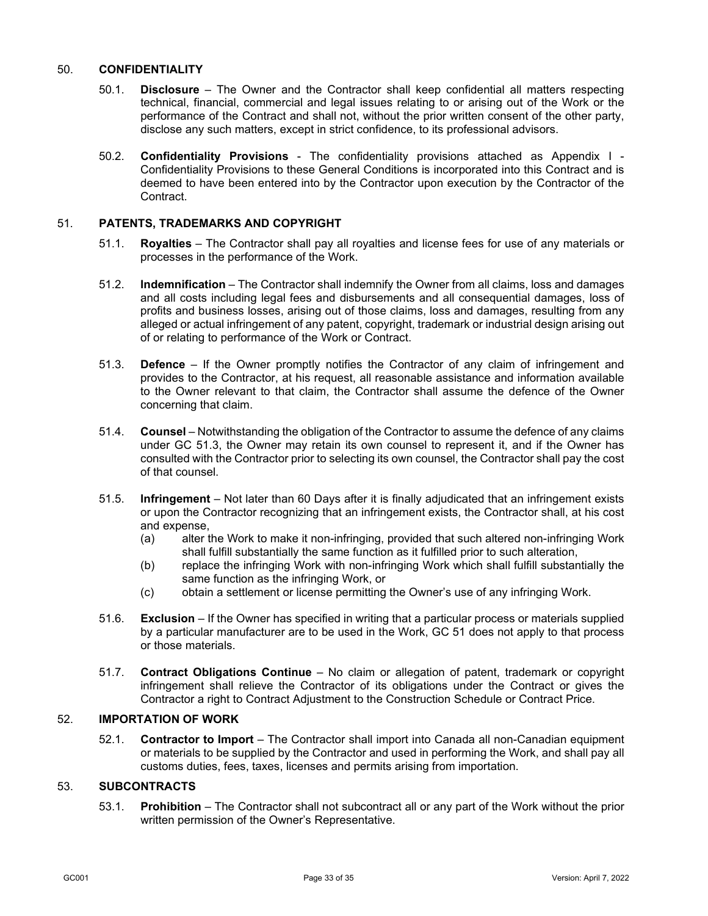## 50. CONFIDENTIALITY

50.1. **Disclosure** – The Owner and the Contractor shall keep confidential all matters respecting technical, financial, commercial and legal issues relating to or arising out of the Work or the performance of the Contract and shall not, without the prior written consent of the other party, disclose any such matters, except in strict confidence, to its professional advisors.

50.2. **Confidentiality Provisions** - The confidentiality provisions attached as Appendix I - Confidentiality Provisions to these General Conditions is incorporated into this Contract and is deemed to have been entered into by the Contractor upon execution by the Contractor of the Contract.

## 51. PATENTS, TRADEMARKS AND COPYRIGHT

51.1. **Royalties** – The Contractor shall pay all royalties and license fees for use of any materials or processes in the performance of the Work.

51.2. **Indemnification** – The Contractor shall indemnify the Owner from all claims, loss and damages and all costs including legal fees and disbursements and all consequential damages, loss of profits and business losses, arising out of those claims, loss and damages, resulting from any alleged or actual infringement of any patent, copyright, trademark or industrial design arising out of or relating to performance of the Work or Contract.

51.3. **Defence** – If the Owner promptly notifies the Contractor of any claim of infringement and provides to the Contractor, at his request, all reasonable assistance and information available to the Owner relevant to that claim, the Contractor shall assume the defence of the Owner concerning that claim.

51.4. **Counsel** – Notwithstanding the obligation of the Contractor to assume the defence of any claims under GC 51.3, the Owner may retain its own counsel to represent it, and if the Owner has consulted with the Contractor prior to selecting its own counsel, the Contractor shall pay the cost of that counsel.

51.5. **Infringement** – Not later than 60 Days after it is finally adjudicated that an infringement exists or upon the Contractor recognizing that an infringement exists, the Contractor shall, at his cost and expense,

(a) alter the Work to make it non-infringing, provided that such altered non-infringing Work shall fulfill substantially the same function as it fulfilled prior to such alteration,

(b) replace the infringing Work with non-infringing Work which shall fulfill substantially the same function as the infringing Work, or

(c) obtain a settlement or license permitting the Owner's use of any infringing Work.

51.6. **Exclusion** – If the Owner has specified in writing that a particular process or materials supplied by a particular manufacturer are to be used in the Work, GC 51 does not apply to that process or those materials.

51.7. **Contract Obligations Continue** – No claim or allegation of patent, trademark or copyright infringement shall relieve the Contractor of its obligations under the Contract or gives the Contractor a right to Contract Adjustment to the Construction Schedule or Contract Price.

## 52. IMPORTATION OF WORK

52.1. **Contractor to Import** – The Contractor shall import into Canada all non-Canadian equipment or materials to be supplied by the Contractor and used in performing the Work, and shall pay all customs duties, fees, taxes, licenses and permits arising from importation.

## 53. SUBCONTRACTS

53.1. **Prohibition** – The Contractor shall not subcontract all or any part of the Work without the prior written permission of the Owner's Representative.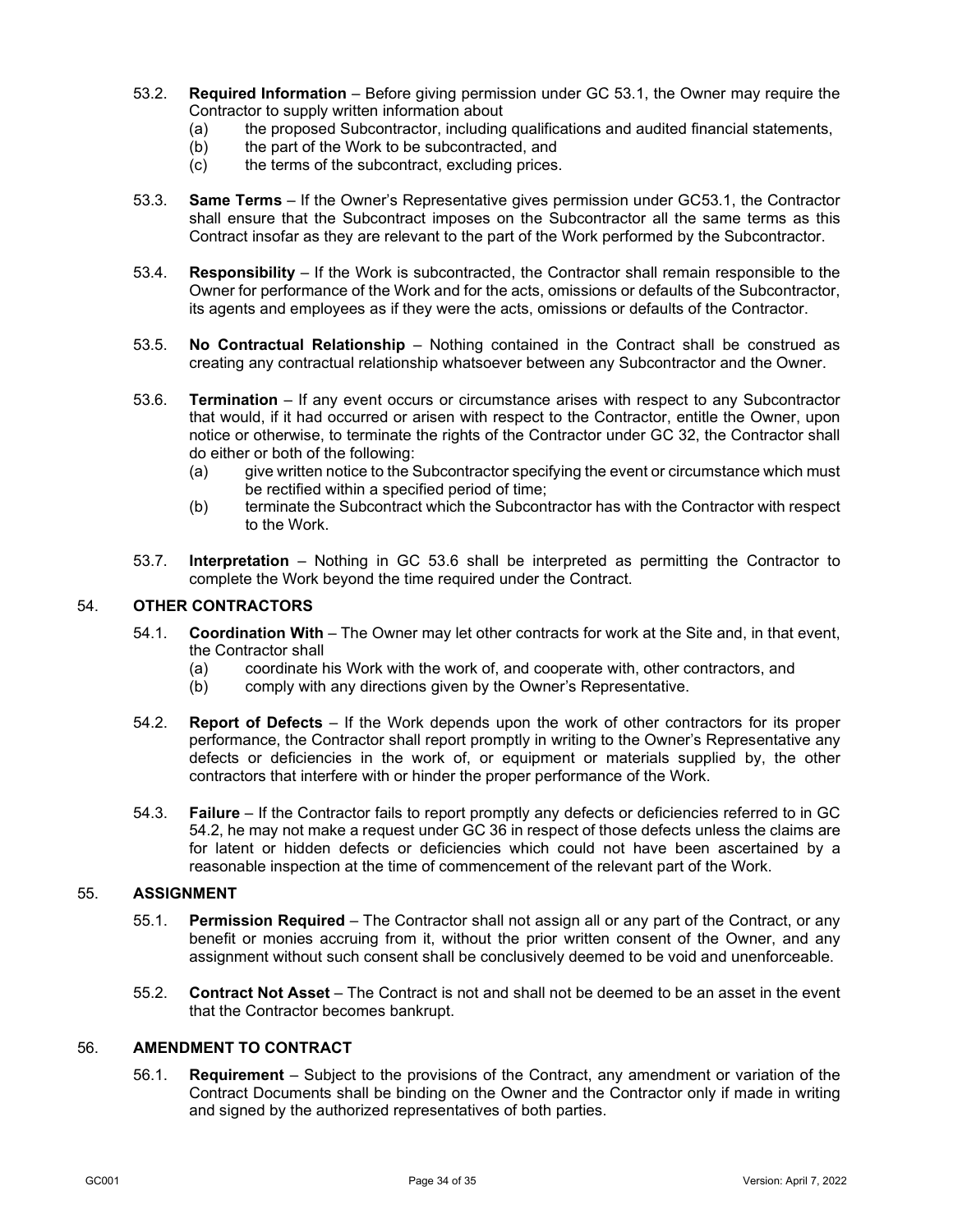53.2. **Required Information** – Before giving permission under GC 53.1, the Owner may require the Contractor to supply written information about

(a) the proposed Subcontractor, including qualifications and audited financial statements,
(b) the part of the Work to be subcontracted, and
(c) the terms of the subcontract, excluding prices.

53.3. **Same Terms** – If the Owner's Representative gives permission under GC53.1, the Contractor shall ensure that the Subcontract imposes on the Subcontractor all the same terms as this Contract insofar as they are relevant to the part of the Work performed by the Subcontractor.

53.4. **Responsibility** – If the Work is subcontracted, the Contractor shall remain responsible to the Owner for performance of the Work and for the acts, omissions or defaults of the Subcontractor, its agents and employees as if they were the acts, omissions or defaults of the Contractor.

53.5. **No Contractual Relationship** – Nothing contained in the Contract shall be construed as creating any contractual relationship whatsoever between any Subcontractor and the Owner.

53.6. **Termination** – If any event occurs or circumstance arises with respect to any Subcontractor that would, if it had occurred or arisen with respect to the Contractor, entitle the Owner, upon notice or otherwise, to terminate the rights of the Contractor under GC 32, the Contractor shall do either or both of the following:

(a) give written notice to the Subcontractor specifying the event or circumstance which must be rectified within a specified period of time;
(b) terminate the Subcontract which the Subcontractor has with the Contractor with respect to the Work.

53.7. **Interpretation** – Nothing in GC 53.6 shall be interpreted as permitting the Contractor to complete the Work beyond the time required under the Contract.

## 54. OTHER CONTRACTORS

54.1. **Coordination With** – The Owner may let other contracts for work at the Site and, in that event, the Contractor shall

(a) coordinate his Work with the work of, and cooperate with, other contractors, and
(b) comply with any directions given by the Owner's Representative.

54.2. **Report of Defects** – If the Work depends upon the work of other contractors for its proper performance, the Contractor shall report promptly in writing to the Owner's Representative any defects or deficiencies in the work of, or equipment or materials supplied by, the other contractors that interfere with or hinder the proper performance of the Work.

54.3. **Failure** – If the Contractor fails to report promptly any defects or deficiencies referred to in GC 54.2, he may not make a request under GC 36 in respect of those defects unless the claims are for latent or hidden defects or deficiencies which could not have been ascertained by a reasonable inspection at the time of commencement of the relevant part of the Work.

## 55. ASSIGNMENT

55.1. **Permission Required** – The Contractor shall not assign all or any part of the Contract, or any benefit or monies accruing from it, without the prior written consent of the Owner, and any assignment without such consent shall be conclusively deemed to be void and unenforceable.

55.2. **Contract Not Asset** – The Contract is not and shall not be deemed to be an asset in the event that the Contractor becomes bankrupt.

## 56. AMENDMENT TO CONTRACT

56.1. **Requirement** – Subject to the provisions of the Contract, any amendment or variation of the Contract Documents shall be binding on the Owner and the Contractor only if made in writing and signed by the authorized representatives of both parties.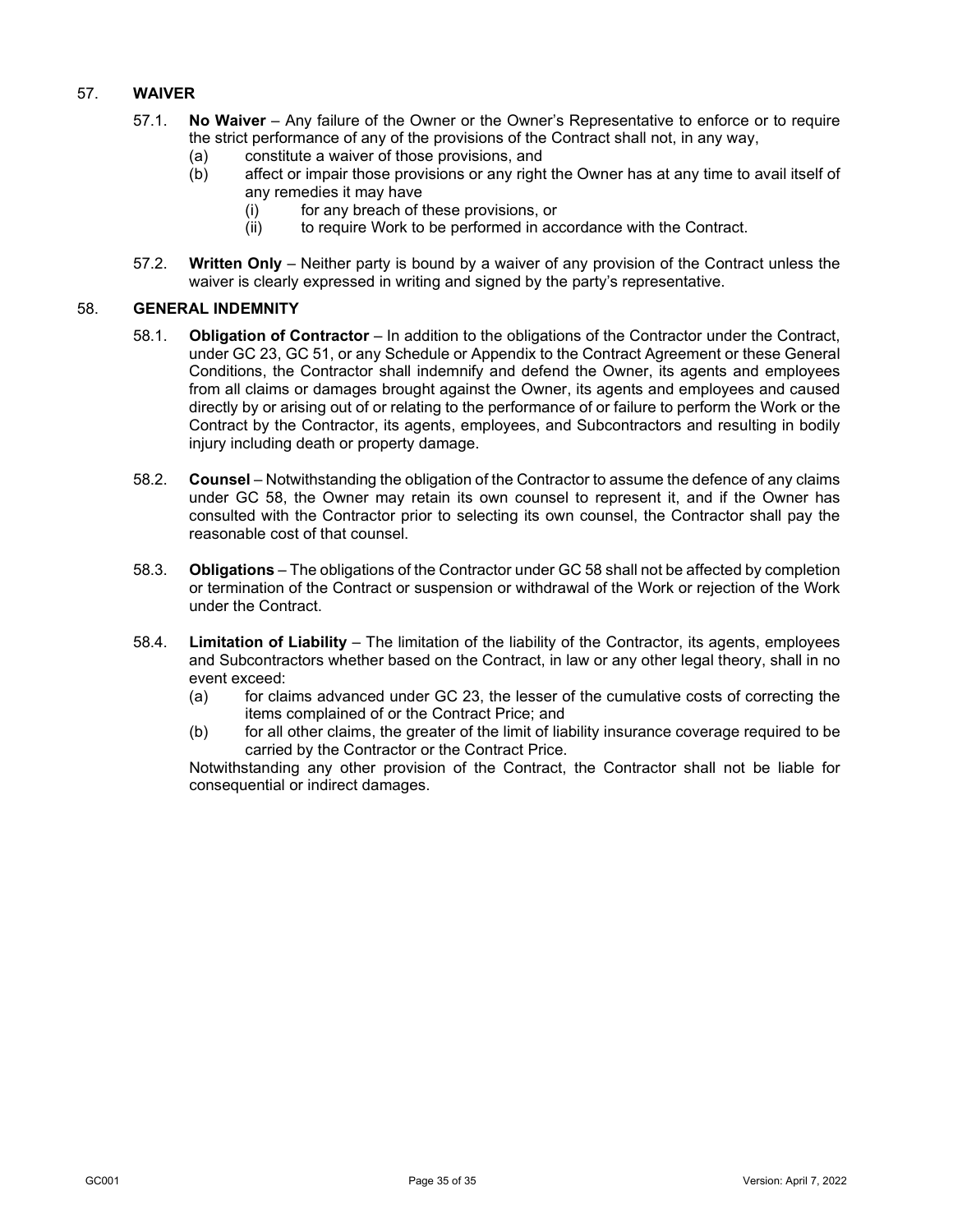## 57. WAIVER

57.1. **No Waiver** – Any failure of the Owner or the Owner's Representative to enforce or to require the strict performance of any of the provisions of the Contract shall not, in any way,

- (a) constitute a waiver of those provisions, and
- (b) affect or impair those provisions or any right the Owner has at any time to avail itself of any remedies it may have
  - (i) for any breach of these provisions, or
  - (ii) to require Work to be performed in accordance with the Contract.

57.2. **Written Only** – Neither party is bound by a waiver of any provision of the Contract unless the waiver is clearly expressed in writing and signed by the party's representative.

## 58. GENERAL INDEMNITY

58.1. **Obligation of Contractor** – In addition to the obligations of the Contractor under the Contract, under GC 23, GC 51, or any Schedule or Appendix to the Contract Agreement or these General Conditions, the Contractor shall indemnify and defend the Owner, its agents and employees from all claims or damages brought against the Owner, its agents and employees and caused directly by or arising out of or relating to the performance of or failure to perform the Work or the Contract by the Contractor, its agents, employees, and Subcontractors and resulting in bodily injury including death or property damage.

58.2. **Counsel** – Notwithstanding the obligation of the Contractor to assume the defence of any claims under GC 58, the Owner may retain its own counsel to represent it, and if the Owner has consulted with the Contractor prior to selecting its own counsel, the Contractor shall pay the reasonable cost of that counsel.

58.3. **Obligations** – The obligations of the Contractor under GC 58 shall not be affected by completion or termination of the Contract or suspension or withdrawal of the Work or rejection of the Work under the Contract.

58.4. **Limitation of Liability** – The limitation of the liability of the Contractor, its agents, employees and Subcontractors whether based on the Contract, in law or any other legal theory, shall in no event exceed:

- (a) for claims advanced under GC 23, the lesser of the cumulative costs of correcting the items complained of or the Contract Price; and
- (b) for all other claims, the greater of the limit of liability insurance coverage required to be carried by the Contractor or the Contract Price.

Notwithstanding any other provision of the Contract, the Contractor shall not be liable for consequential or indirect damages.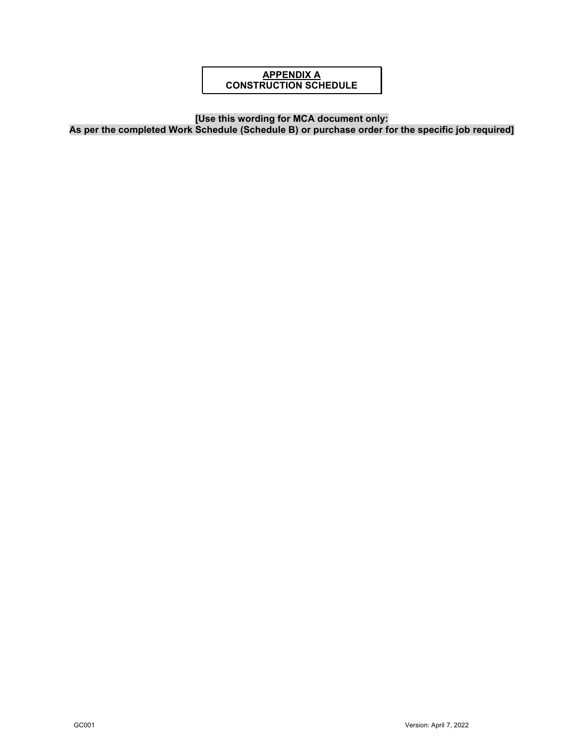# APPENDIX A
# CONSTRUCTION SCHEDULE

**[Use this wording for MCA document only:**
**As per the completed Work Schedule (Schedule B) or purchase order for the specific job required]**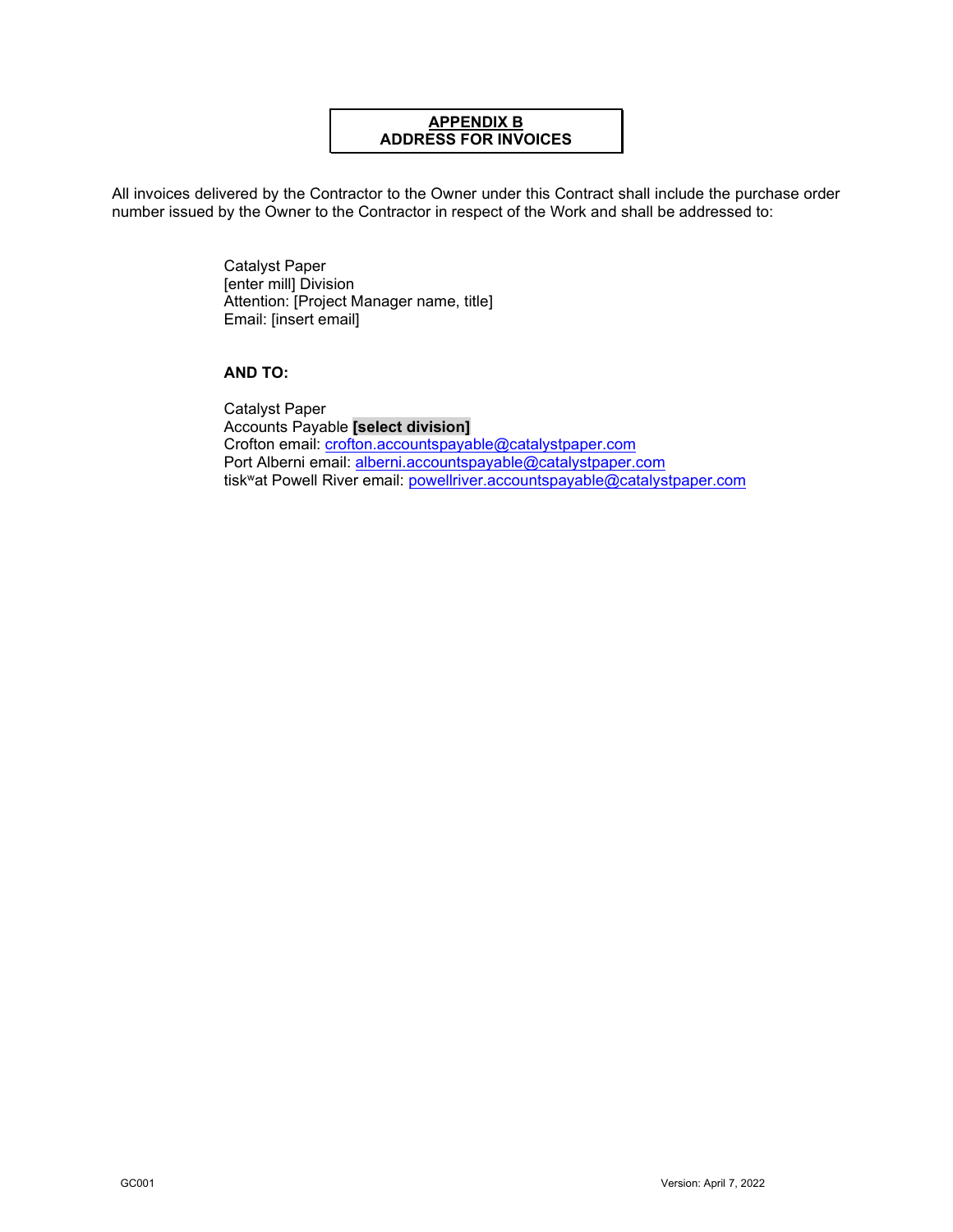# APPENDIX B
## ADDRESS FOR INVOICES

All invoices delivered by the Contractor to the Owner under this Contract shall include the purchase order number issued by the Owner to the Contractor in respect of the Work and shall be addressed to:

> Catalyst Paper
> [enter mill] Division
> Attention: [Project Manager name, title]
> Email: [insert email]

**AND TO:**

> Catalyst Paper
> Accounts Payable **[select division]**
> Crofton email: crofton.accountspayable@catalystpaper.com
> Port Alberni email: alberni.accountspayable@catalystpaper.com
> tiskʷat Powell River email: powellriver.accountspayable@catalystpaper.com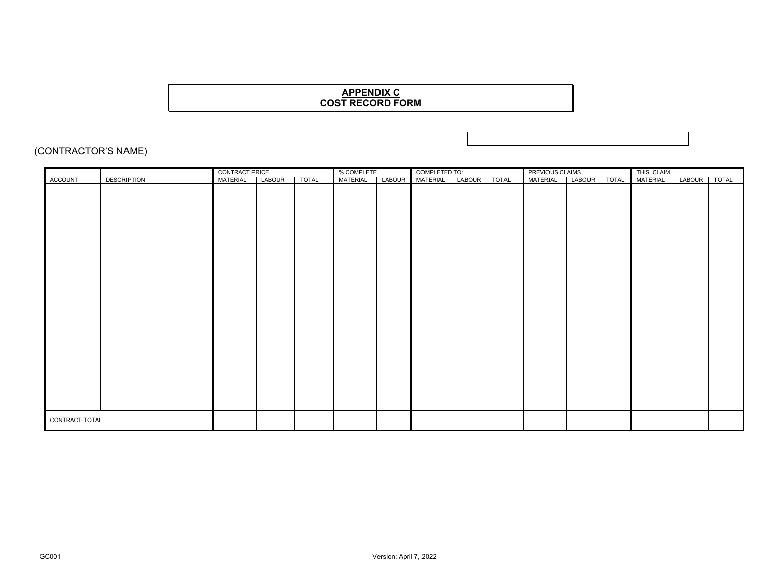**APPENDIX C**
**COST RECORD FORM**

(CONTRACTOR'S NAME)

| ACCOUNT | DESCRIPTION | CONTRACT PRICE MATERIAL | CONTRACT PRICE LABOUR | CONTRACT PRICE TOTAL | % COMPLETE MATERIAL | % COMPLETE LABOUR | COMPLETED TO: MATERIAL | COMPLETED TO: LABOUR | COMPLETED TO: TOTAL | PREVIOUS CLAIMS MATERIAL | PREVIOUS CLAIMS LABOUR | PREVIOUS CLAIMS TOTAL | THIS CLAIM MATERIAL | THIS CLAIM LABOUR | THIS CLAIM TOTAL |
|---|---|---|---|---|---|---|---|---|---|---|---|---|---|---|---|
| | | | | | | | | | | | | | | | |
| CONTRACT TOTAL | | | | | | | | | | | | | | | |

GC001

Version: April 7, 2022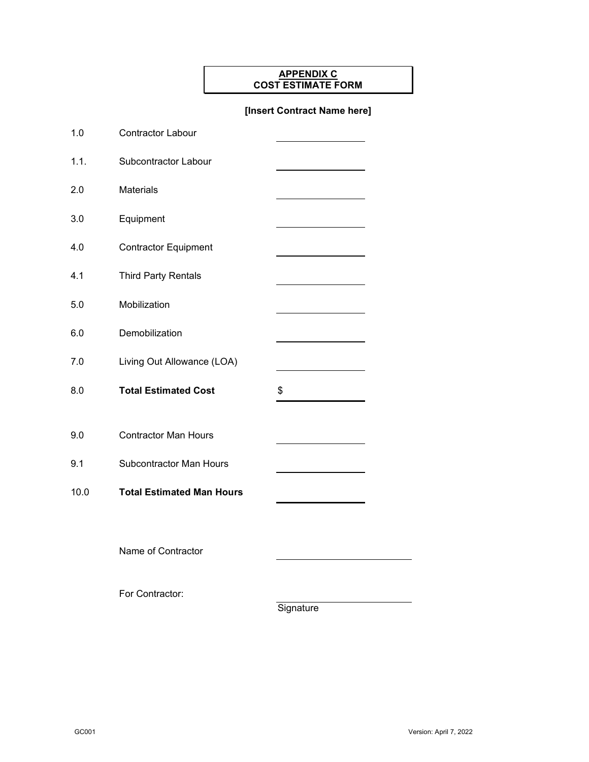**APPENDIX C**
**COST ESTIMATE FORM**

**[Insert Contract Name here]**

| | | |
|---|---|---|
| 1.0 | Contractor Labour | |
| 1.1. | Subcontractor Labour | |
| 2.0 | Materials | |
| 3.0 | Equipment | |
| 4.0 | Contractor Equipment | |
| 4.1 | Third Party Rentals | |
| 5.0 | Mobilization | |
| 6.0 | Demobilization | |
| 7.0 | Living Out Allowance (LOA) | |
| 8.0 | **Total Estimated Cost** | $ |
| 9.0 | Contractor Man Hours | |
| 9.1 | Subcontractor Man Hours | |
| 10.0 | **Total Estimated Man Hours** | |

Name of Contractor ______________________

For Contractor: ______________________
Signature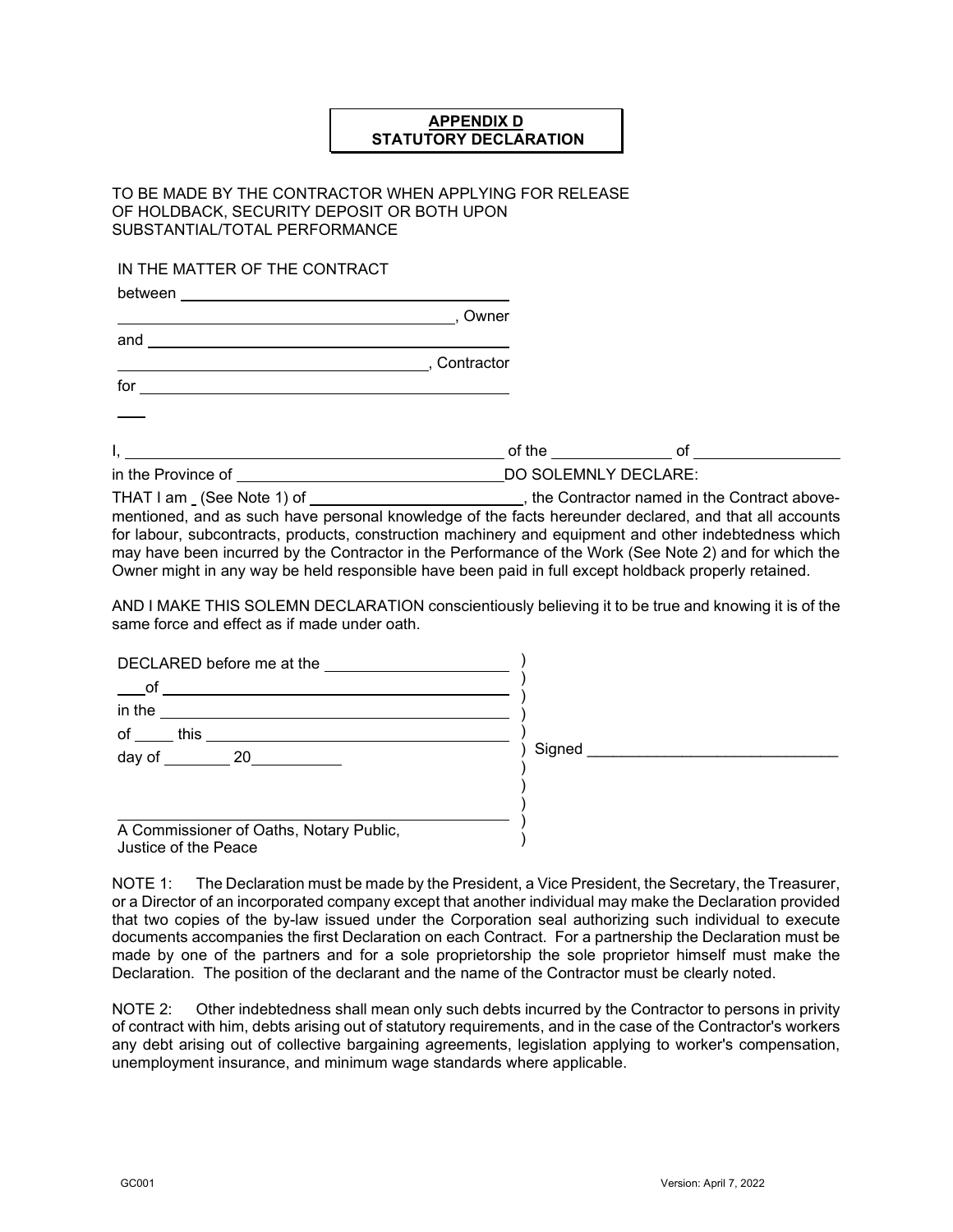## APPENDIX D
## STATUTORY DECLARATION

TO BE MADE BY THE CONTRACTOR WHEN APPLYING FOR RELEASE OF HOLDBACK, SECURITY DEPOSIT OR BOTH UPON SUBSTANTIAL/TOTAL PERFORMANCE

IN THE MATTER OF THE CONTRACT

between ______________________________

______________________________, Owner

and ______________________________

______________________________, Contractor

for ______________________________

___

I, ______________________________ of the ____________ of ______________

in the Province of ______________________DO SOLEMNLY DECLARE:

THAT I am _ (See Note 1) of ____________________, the Contractor named in the Contract above-mentioned, and as such have personal knowledge of the facts hereunder declared, and that all accounts for labour, subcontracts, products, construction machinery and equipment and other indebtedness which may have been incurred by the Contractor in the Performance of the Work (See Note 2) and for which the Owner might in any way be held responsible have been paid in full except holdback properly retained.

AND I MAKE THIS SOLEMN DECLARATION conscientiously believing it to be true and knowing it is of the same force and effect as if made under oath.

DECLARED before me at the ____________________ )
___of ______________________________ )
in the ______________________________ )
of _____ this ______________________________ )
day of ________ 20__________ ) Signed ______________________________

______________________________
A Commissioner of Oaths, Notary Public, Justice of the Peace

NOTE 1: The Declaration must be made by the President, a Vice President, the Secretary, the Treasurer, or a Director of an incorporated company except that another individual may make the Declaration provided that two copies of the by-law issued under the Corporation seal authorizing such individual to execute documents accompanies the first Declaration on each Contract. For a partnership the Declaration must be made by one of the partners and for a sole proprietorship the sole proprietor himself must make the Declaration. The position of the declarant and the name of the Contractor must be clearly noted.

NOTE 2: Other indebtedness shall mean only such debts incurred by the Contractor to persons in privity of contract with him, debts arising out of statutory requirements, and in the case of the Contractor's workers any debt arising out of collective bargaining agreements, legislation applying to worker's compensation, unemployment insurance, and minimum wage standards where applicable.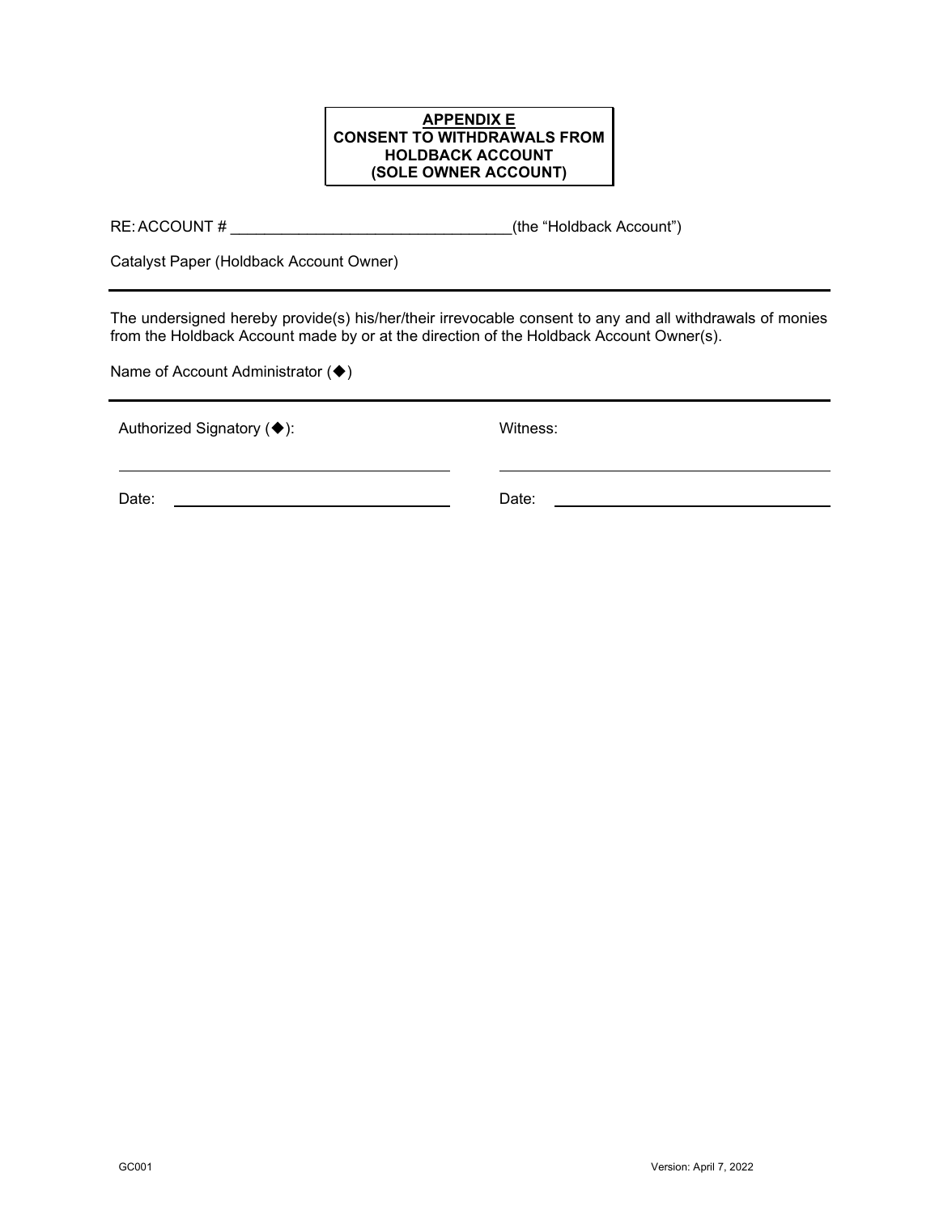**APPENDIX E**
**CONSENT TO WITHDRAWALS FROM HOLDBACK ACCOUNT**
**(SOLE OWNER ACCOUNT)**

RE: ACCOUNT # ________________________________(the “Holdback Account”)

Catalyst Paper (Holdback Account Owner)

---

The undersigned hereby provide(s) his/her/their irrevocable consent to any and all withdrawals of monies from the Holdback Account made by or at the direction of the Holdback Account Owner(s).

Name of Account Administrator (◆)

---

| Authorized Signatory (◆): | Witness: |
|---|---|
| ______________________________ | ______________________________ |
| Date: ______________________ | Date: ______________________ |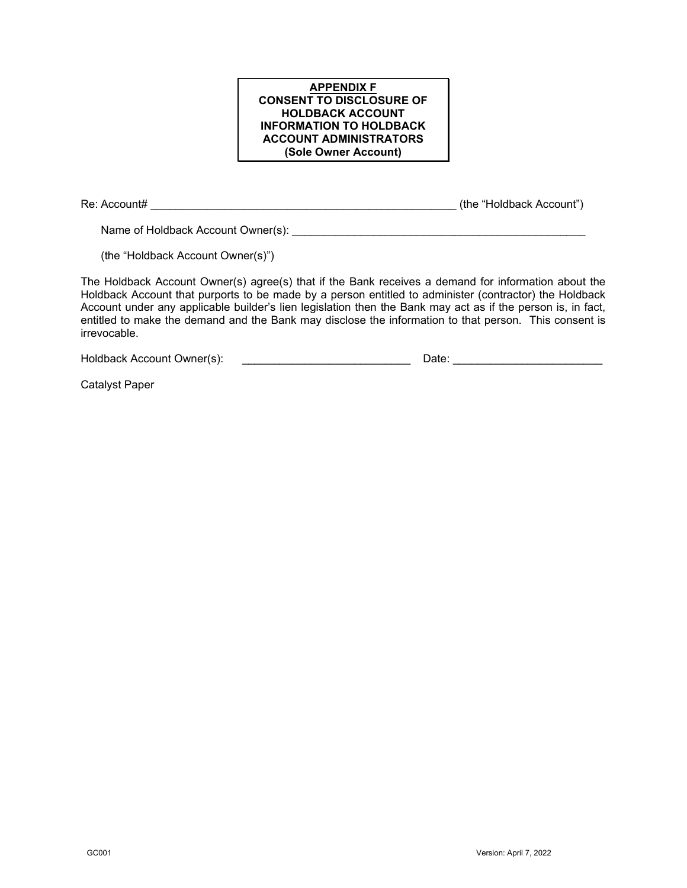**APPENDIX F**
**CONSENT TO DISCLOSURE OF HOLDBACK ACCOUNT INFORMATION TO HOLDBACK ACCOUNT ADMINISTRATORS**
**(Sole Owner Account)**

Re: Account# ___________________________________________________ (the "Holdback Account")

Name of Holdback Account Owner(s): _________________________________________________

(the "Holdback Account Owner(s)")

The Holdback Account Owner(s) agree(s) that if the Bank receives a demand for information about the Holdback Account that purports to be made by a person entitled to administer (contractor) the Holdback Account under any applicable builder's lien legislation then the Bank may act as if the person is, in fact, entitled to make the demand and the Bank may disclose the information to that person. This consent is irrevocable.

Holdback Account Owner(s): ____________________________ Date: ________________________

Catalyst Paper

GC001 Version: April 7, 2022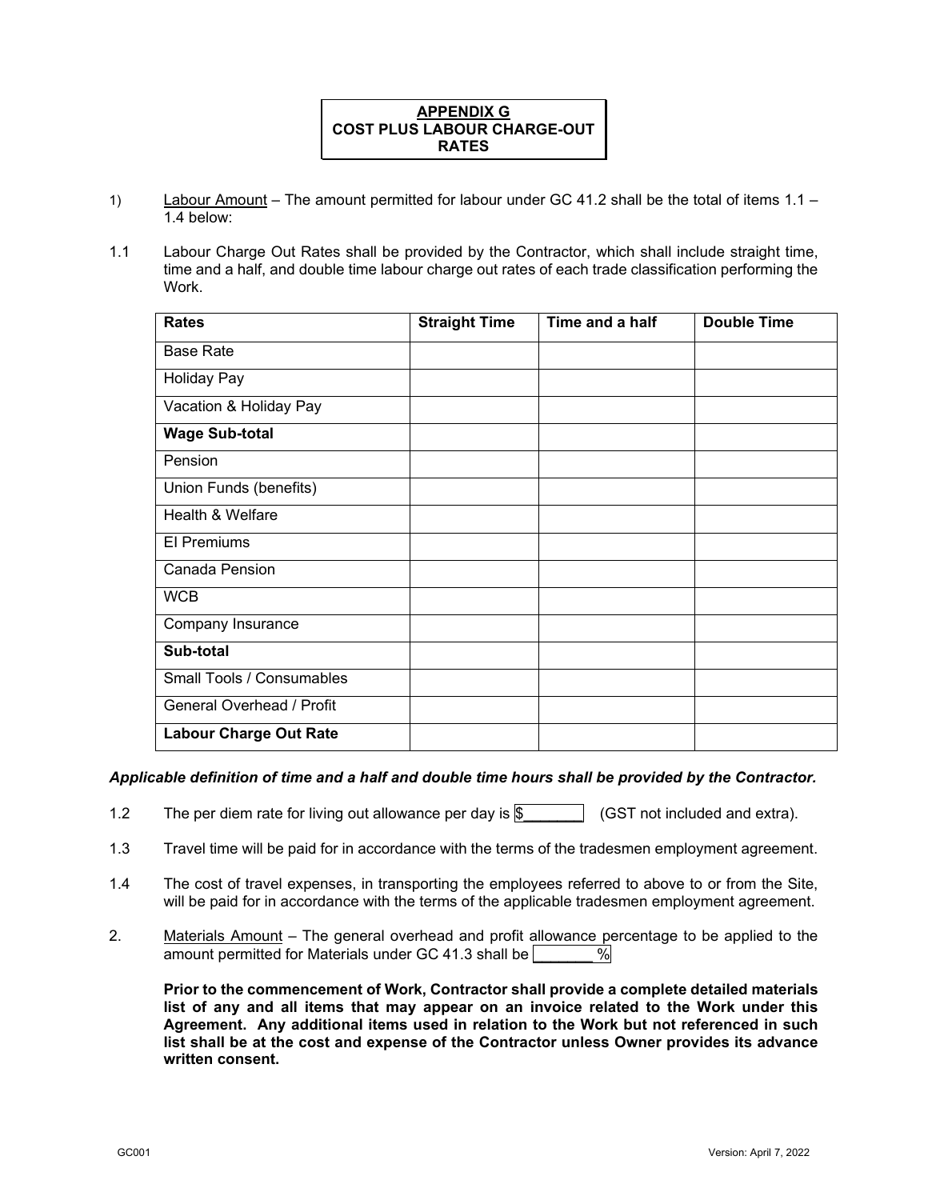# APPENDIX G
# COST PLUS LABOUR CHARGE-OUT RATES

1) Labour Amount – The amount permitted for labour under GC 41.2 shall be the total of items 1.1 – 1.4 below:

1.1 Labour Charge Out Rates shall be provided by the Contractor, which shall include straight time, time and a half, and double time labour charge out rates of each trade classification performing the Work.

| Rates | Straight Time | Time and a half | Double Time |
|---|---|---|---|
| Base Rate | | | |
| Holiday Pay | | | |
| Vacation & Holiday Pay | | | |
| **Wage Sub-total** | | | |
| Pension | | | |
| Union Funds (benefits) | | | |
| Health & Welfare | | | |
| EI Premiums | | | |
| Canada Pension | | | |
| WCB | | | |
| Company Insurance | | | |
| **Sub-total** | | | |
| Small Tools / Consumables | | | |
| General Overhead / Profit | | | |
| **Labour Charge Out Rate** | | | |

***Applicable definition of time and a half and double time hours shall be provided by the Contractor.***

1.2 The per diem rate for living out allowance per day is $_______ (GST not included and extra).

1.3 Travel time will be paid for in accordance with the terms of the tradesmen employment agreement.

1.4 The cost of travel expenses, in transporting the employees referred to above to or from the Site, will be paid for in accordance with the terms of the applicable tradesmen employment agreement.

2. Materials Amount – The general overhead and profit allowance percentage to be applied to the amount permitted for Materials under GC 41.3 shall be _______ %

**Prior to the commencement of Work, Contractor shall provide a complete detailed materials list of any and all items that may appear on an invoice related to the Work under this Agreement. Any additional items used in relation to the Work but not referenced in such list shall be at the cost and expense of the Contractor unless Owner provides its advance written consent.**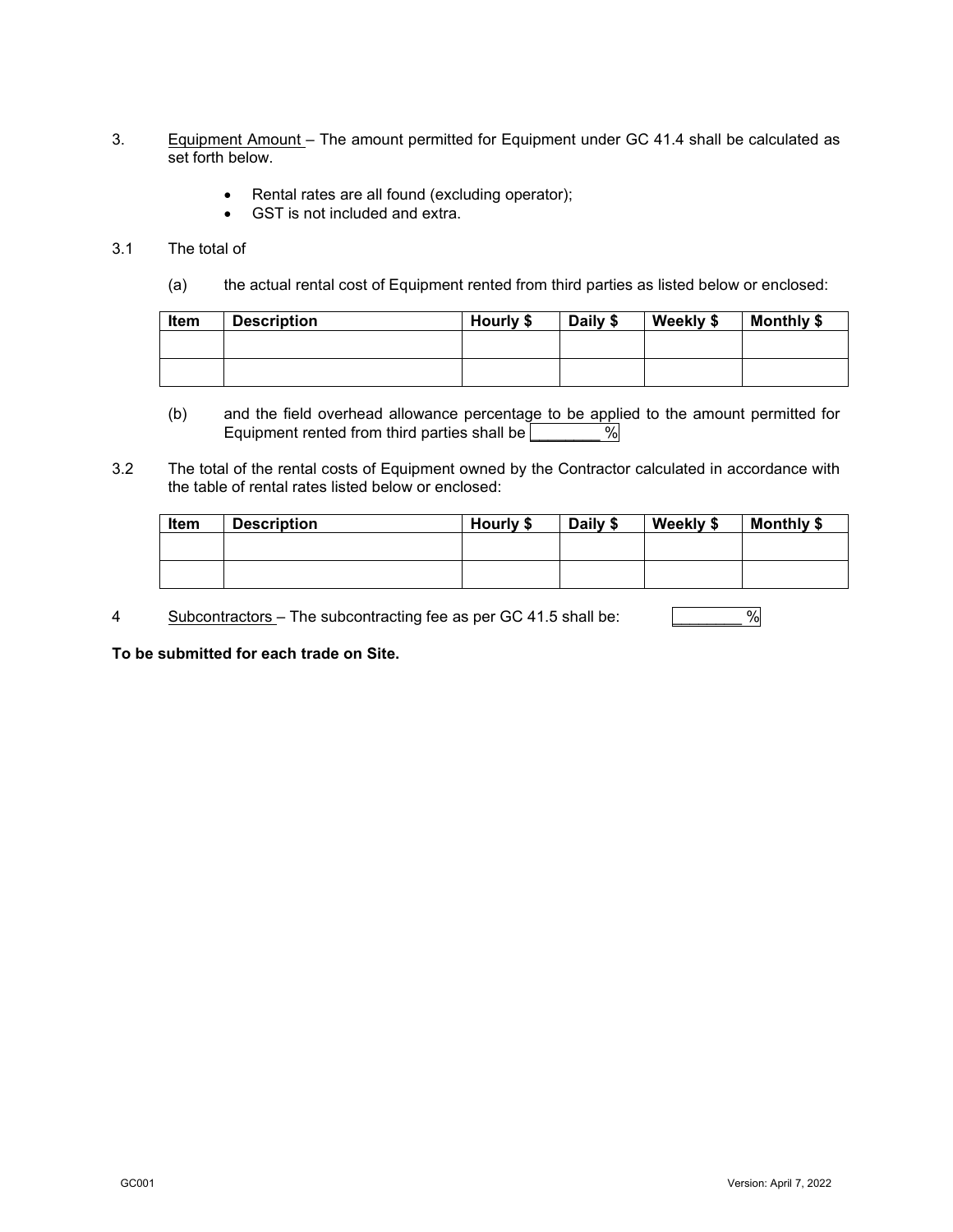3. <u>Equipment Amount</u> – The amount permitted for Equipment under GC 41.4 shall be calculated as set forth below.

   - Rental rates are all found (excluding operator);
   - GST is not included and extra.

3.1 The total of

   (a) the actual rental cost of Equipment rented from third parties as listed below or enclosed:

| Item | Description | Hourly $ | Daily $ | Weekly $ | Monthly $ |
|---|---|---|---|---|---|
| | | | | | |
| | | | | | |

   (b) and the field overhead allowance percentage to be applied to the amount permitted for Equipment rented from third parties shall be ________ %

3.2 The total of the rental costs of Equipment owned by the Contractor calculated in accordance with the table of rental rates listed below or enclosed:

| Item | Description | Hourly $ | Daily $ | Weekly $ | Monthly $ |
|---|---|---|---|---|---|
| | | | | | |
| | | | | | |

4 <u>Subcontractors</u> – The subcontracting fee as per GC 41.5 shall be: ________ %

**To be submitted for each trade on Site.**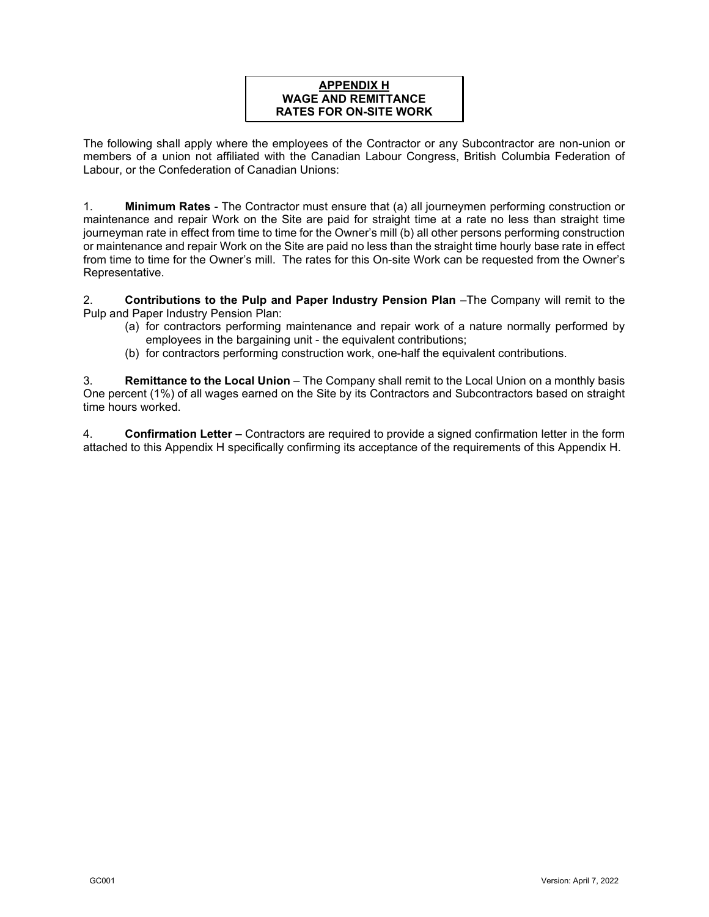# APPENDIX H
## WAGE AND REMITTANCE RATES FOR ON-SITE WORK

The following shall apply where the employees of the Contractor or any Subcontractor are non-union or members of a union not affiliated with the Canadian Labour Congress, British Columbia Federation of Labour, or the Confederation of Canadian Unions:

1. **Minimum Rates** - The Contractor must ensure that (a) all journeymen performing construction or maintenance and repair Work on the Site are paid for straight time at a rate no less than straight time journeyman rate in effect from time to time for the Owner's mill (b) all other persons performing construction or maintenance and repair Work on the Site are paid no less than the straight time hourly base rate in effect from time to time for the Owner's mill. The rates for this On-site Work can be requested from the Owner's Representative.

2. **Contributions to the Pulp and Paper Industry Pension Plan** –The Company will remit to the Pulp and Paper Industry Pension Plan:
   - (a) for contractors performing maintenance and repair work of a nature normally performed by employees in the bargaining unit - the equivalent contributions;
   - (b) for contractors performing construction work, one-half the equivalent contributions.

3. **Remittance to the Local Union** – The Company shall remit to the Local Union on a monthly basis One percent (1%) of all wages earned on the Site by its Contractors and Subcontractors based on straight time hours worked.

4. **Confirmation Letter –** Contractors are required to provide a signed confirmation letter in the form attached to this Appendix H specifically confirming its acceptance of the requirements of this Appendix H.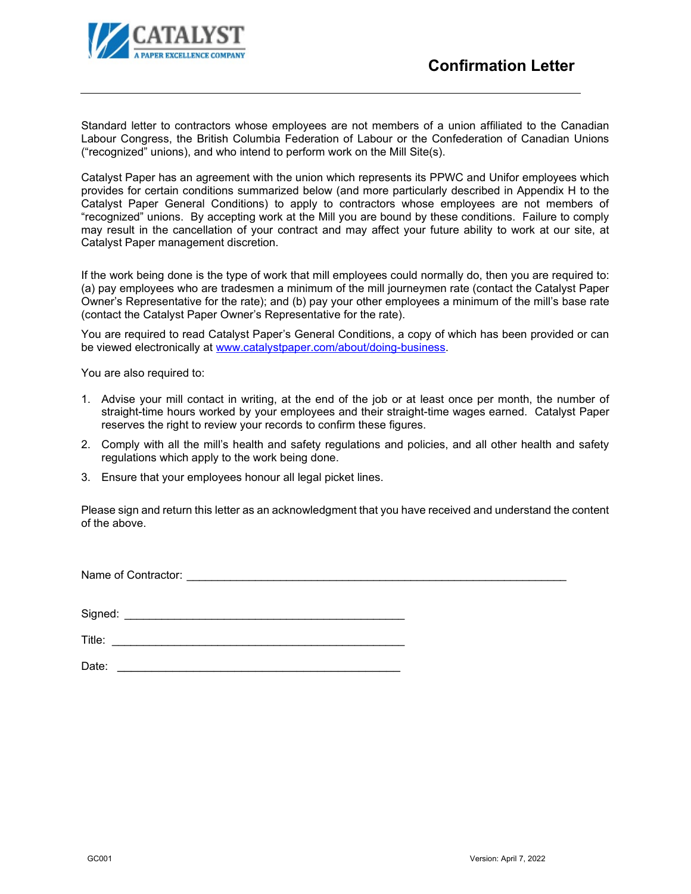CATALYST
A PAPER EXCELLENCE COMPANY

# Confirmation Letter

Standard letter to contractors whose employees are not members of a union affiliated to the Canadian Labour Congress, the British Columbia Federation of Labour or the Confederation of Canadian Unions ("recognized" unions), and who intend to perform work on the Mill Site(s).

Catalyst Paper has an agreement with the union which represents its PPWC and Unifor employees which provides for certain conditions summarized below (and more particularly described in Appendix H to the Catalyst Paper General Conditions) to apply to contractors whose employees are not members of "recognized" unions. By accepting work at the Mill you are bound by these conditions. Failure to comply may result in the cancellation of your contract and may affect your future ability to work at our site, at Catalyst Paper management discretion.

If the work being done is the type of work that mill employees could normally do, then you are required to: (a) pay employees who are tradesmen a minimum of the mill journeymen rate (contact the Catalyst Paper Owner's Representative for the rate); and (b) pay your other employees a minimum of the mill's base rate (contact the Catalyst Paper Owner's Representative for the rate).

You are required to read Catalyst Paper's General Conditions, a copy of which has been provided or can be viewed electronically at www.catalystpaper.com/about/doing-business.

You are also required to:

1. Advise your mill contact in writing, at the end of the job or at least once per month, the number of straight-time hours worked by your employees and their straight-time wages earned. Catalyst Paper reserves the right to review your records to confirm these figures.
2. Comply with all the mill's health and safety regulations and policies, and all other health and safety regulations which apply to the work being done.
3. Ensure that your employees honour all legal picket lines.

Please sign and return this letter as an acknowledgment that you have received and understand the content of the above.

Name of Contractor: ____________________________________________________________

Signed: ____________________________________________

Title: ______________________________________________

Date: ______________________________________________

GC001 Version: April 7, 2022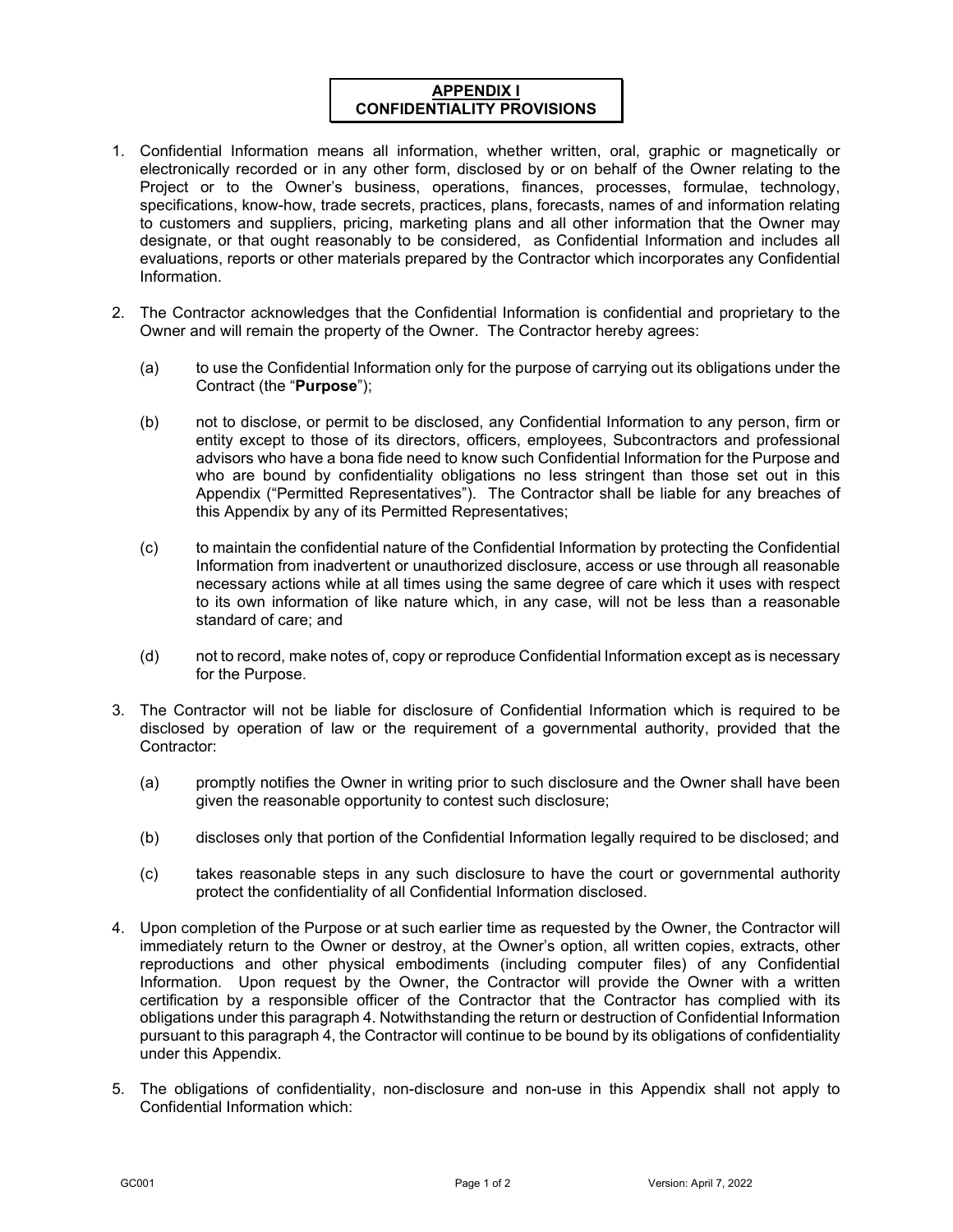**APPENDIX I**
**CONFIDENTIALITY PROVISIONS**

1. Confidential Information means all information, whether written, oral, graphic or magnetically or electronically recorded or in any other form, disclosed by or on behalf of the Owner relating to the Project or to the Owner's business, operations, finances, processes, formulae, technology, specifications, know-how, trade secrets, practices, plans, forecasts, names of and information relating to customers and suppliers, pricing, marketing plans and all other information that the Owner may designate, or that ought reasonably to be considered, as Confidential Information and includes all evaluations, reports or other materials prepared by the Contractor which incorporates any Confidential Information.

2. The Contractor acknowledges that the Confidential Information is confidential and proprietary to the Owner and will remain the property of the Owner. The Contractor hereby agrees:

   (a) to use the Confidential Information only for the purpose of carrying out its obligations under the Contract (the "**Purpose**");

   (b) not to disclose, or permit to be disclosed, any Confidential Information to any person, firm or entity except to those of its directors, officers, employees, Subcontractors and professional advisors who have a bona fide need to know such Confidential Information for the Purpose and who are bound by confidentiality obligations no less stringent than those set out in this Appendix ("Permitted Representatives"). The Contractor shall be liable for any breaches of this Appendix by any of its Permitted Representatives;

   (c) to maintain the confidential nature of the Confidential Information by protecting the Confidential Information from inadvertent or unauthorized disclosure, access or use through all reasonable necessary actions while at all times using the same degree of care which it uses with respect to its own information of like nature which, in any case, will not be less than a reasonable standard of care; and

   (d) not to record, make notes of, copy or reproduce Confidential Information except as is necessary for the Purpose.

3. The Contractor will not be liable for disclosure of Confidential Information which is required to be disclosed by operation of law or the requirement of a governmental authority, provided that the Contractor:

   (a) promptly notifies the Owner in writing prior to such disclosure and the Owner shall have been given the reasonable opportunity to contest such disclosure;

   (b) discloses only that portion of the Confidential Information legally required to be disclosed; and

   (c) takes reasonable steps in any such disclosure to have the court or governmental authority protect the confidentiality of all Confidential Information disclosed.

4. Upon completion of the Purpose or at such earlier time as requested by the Owner, the Contractor will immediately return to the Owner or destroy, at the Owner's option, all written copies, extracts, other reproductions and other physical embodiments (including computer files) of any Confidential Information. Upon request by the Owner, the Contractor will provide the Owner with a written certification by a responsible officer of the Contractor that the Contractor has complied with its obligations under this paragraph 4. Notwithstanding the return or destruction of Confidential Information pursuant to this paragraph 4, the Contractor will continue to be bound by its obligations of confidentiality under this Appendix.

5. The obligations of confidentiality, non-disclosure and non-use in this Appendix shall not apply to Confidential Information which: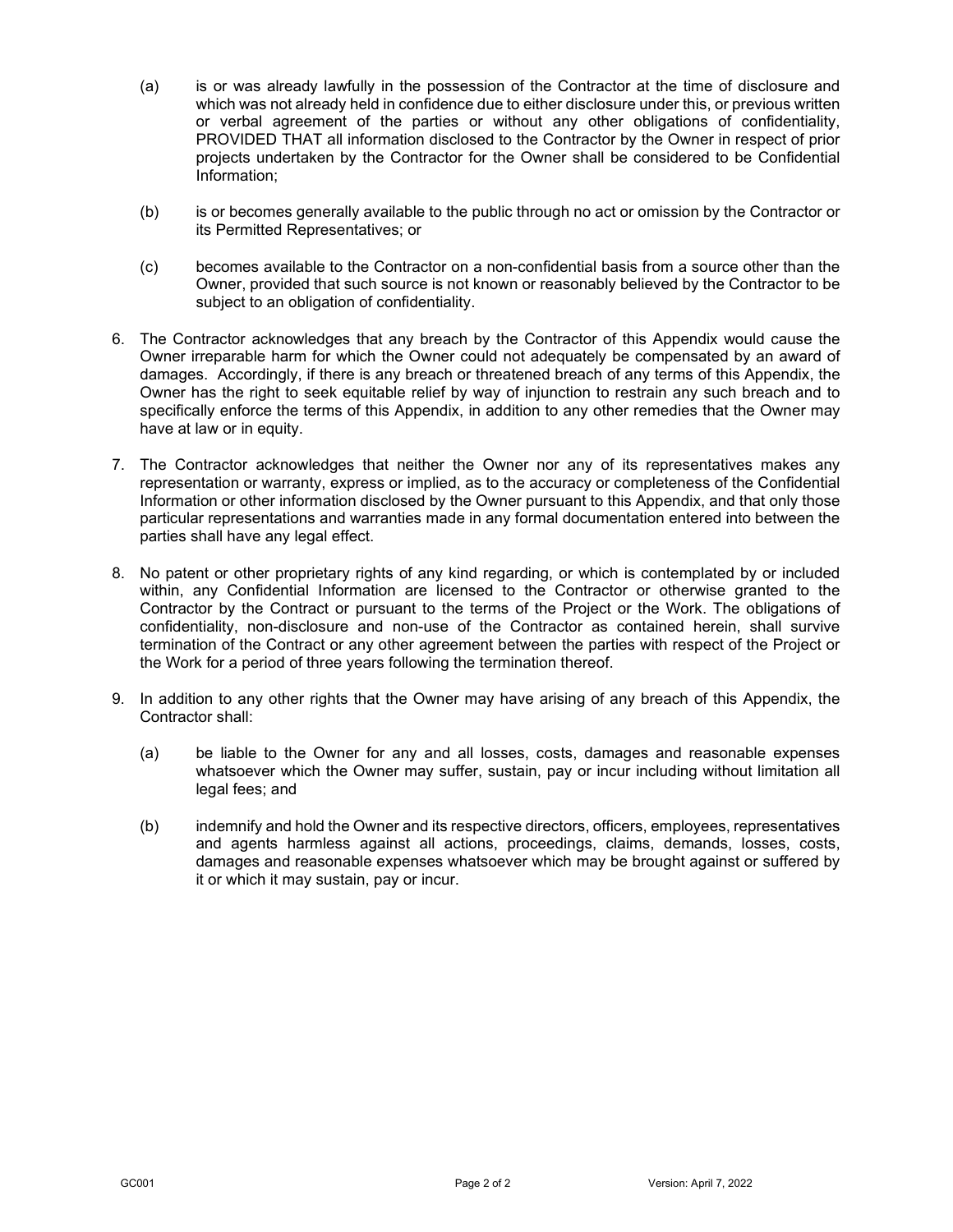(a) is or was already lawfully in the possession of the Contractor at the time of disclosure and which was not already held in confidence due to either disclosure under this, or previous written or verbal agreement of the parties or without any other obligations of confidentiality, PROVIDED THAT all information disclosed to the Contractor by the Owner in respect of prior projects undertaken by the Contractor for the Owner shall be considered to be Confidential Information;

(b) is or becomes generally available to the public through no act or omission by the Contractor or its Permitted Representatives; or

(c) becomes available to the Contractor on a non-confidential basis from a source other than the Owner, provided that such source is not known or reasonably believed by the Contractor to be subject to an obligation of confidentiality.

6. The Contractor acknowledges that any breach by the Contractor of this Appendix would cause the Owner irreparable harm for which the Owner could not adequately be compensated by an award of damages. Accordingly, if there is any breach or threatened breach of any terms of this Appendix, the Owner has the right to seek equitable relief by way of injunction to restrain any such breach and to specifically enforce the terms of this Appendix, in addition to any other remedies that the Owner may have at law or in equity.

7. The Contractor acknowledges that neither the Owner nor any of its representatives makes any representation or warranty, express or implied, as to the accuracy or completeness of the Confidential Information or other information disclosed by the Owner pursuant to this Appendix, and that only those particular representations and warranties made in any formal documentation entered into between the parties shall have any legal effect.

8. No patent or other proprietary rights of any kind regarding, or which is contemplated by or included within, any Confidential Information are licensed to the Contractor or otherwise granted to the Contractor by the Contract or pursuant to the terms of the Project or the Work. The obligations of confidentiality, non-disclosure and non-use of the Contractor as contained herein, shall survive termination of the Contract or any other agreement between the parties with respect of the Project or the Work for a period of three years following the termination thereof.

9. In addition to any other rights that the Owner may have arising of any breach of this Appendix, the Contractor shall:

   (a) be liable to the Owner for any and all losses, costs, damages and reasonable expenses whatsoever which the Owner may suffer, sustain, pay or incur including without limitation all legal fees; and

   (b) indemnify and hold the Owner and its respective directors, officers, employees, representatives and agents harmless against all actions, proceedings, claims, demands, losses, costs, damages and reasonable expenses whatsoever which may be brought against or suffered by it or which it may sustain, pay or incur.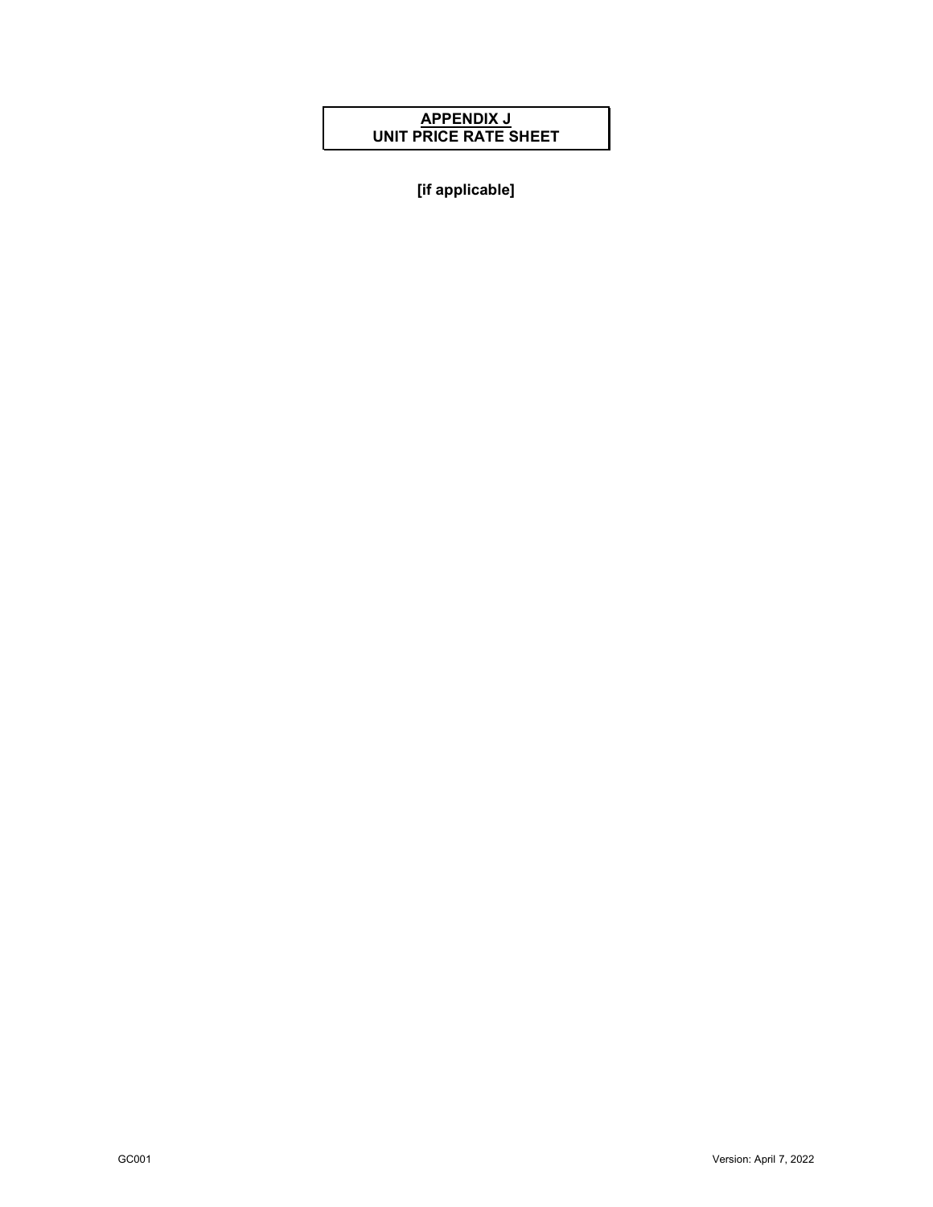# APPENDIX J
# UNIT PRICE RATE SHEET

**[if applicable]**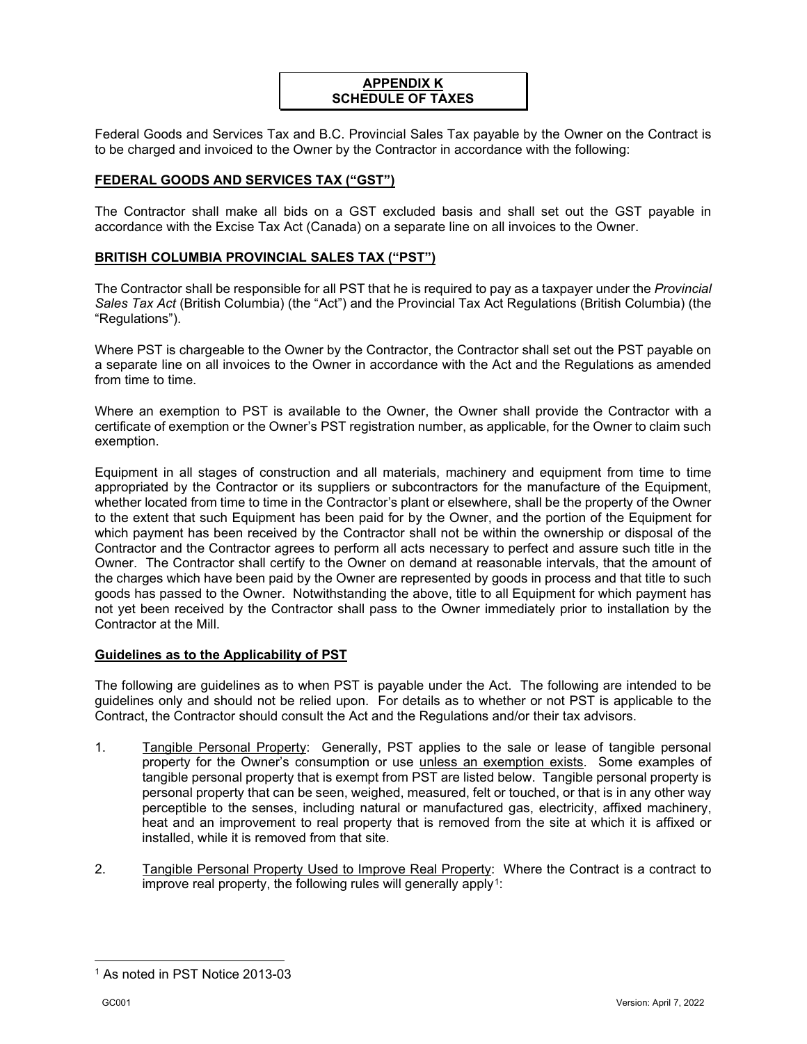# APPENDIX K
# SCHEDULE OF TAXES

Federal Goods and Services Tax and B.C. Provincial Sales Tax payable by the Owner on the Contract is to be charged and invoiced to the Owner by the Contractor in accordance with the following:

## FEDERAL GOODS AND SERVICES TAX ("GST")

The Contractor shall make all bids on a GST excluded basis and shall set out the GST payable in accordance with the Excise Tax Act (Canada) on a separate line on all invoices to the Owner.

## BRITISH COLUMBIA PROVINCIAL SALES TAX ("PST")

The Contractor shall be responsible for all PST that he is required to pay as a taxpayer under the *Provincial Sales Tax Act* (British Columbia) (the "Act") and the Provincial Tax Act Regulations (British Columbia) (the "Regulations").

Where PST is chargeable to the Owner by the Contractor, the Contractor shall set out the PST payable on a separate line on all invoices to the Owner in accordance with the Act and the Regulations as amended from time to time.

Where an exemption to PST is available to the Owner, the Owner shall provide the Contractor with a certificate of exemption or the Owner's PST registration number, as applicable, for the Owner to claim such exemption.

Equipment in all stages of construction and all materials, machinery and equipment from time to time appropriated by the Contractor or its suppliers or subcontractors for the manufacture of the Equipment, whether located from time to time in the Contractor's plant or elsewhere, shall be the property of the Owner to the extent that such Equipment has been paid for by the Owner, and the portion of the Equipment for which payment has been received by the Contractor shall not be within the ownership or disposal of the Contractor and the Contractor agrees to perform all acts necessary to perfect and assure such title in the Owner. The Contractor shall certify to the Owner on demand at reasonable intervals, that the amount of the charges which have been paid by the Owner are represented by goods in process and that title to such goods has passed to the Owner. Notwithstanding the above, title to all Equipment for which payment has not yet been received by the Contractor shall pass to the Owner immediately prior to installation by the Contractor at the Mill.

### Guidelines as to the Applicability of PST

The following are guidelines as to when PST is payable under the Act. The following are intended to be guidelines only and should not be relied upon. For details as to whether or not PST is applicable to the Contract, the Contractor should consult the Act and the Regulations and/or their tax advisors.

1. Tangible Personal Property: Generally, PST applies to the sale or lease of tangible personal property for the Owner's consumption or use unless an exemption exists. Some examples of tangible personal property that is exempt from PST are listed below. Tangible personal property is personal property that can be seen, weighed, measured, felt or touched, or that is in any other way perceptible to the senses, including natural or manufactured gas, electricity, affixed machinery, heat and an improvement to real property that is removed from the site at which it is affixed or installed, while it is removed from that site.

2. Tangible Personal Property Used to Improve Real Property: Where the Contract is a contract to improve real property, the following rules will generally apply[1]:

[1] As noted in PST Notice 2013-03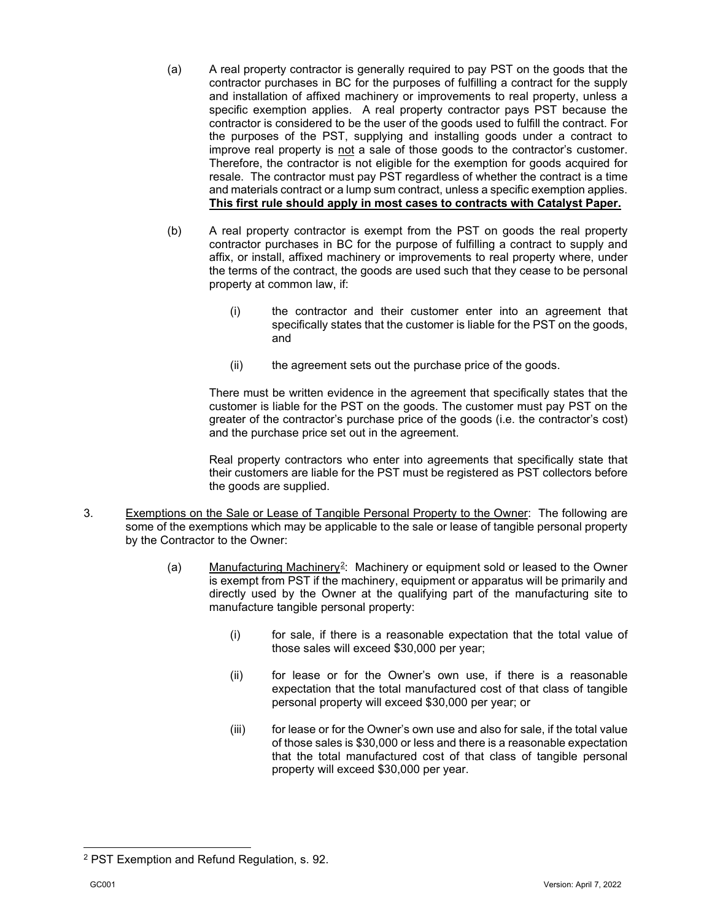(a) A real property contractor is generally required to pay PST on the goods that the contractor purchases in BC for the purposes of fulfilling a contract for the supply and installation of affixed machinery or improvements to real property, unless a specific exemption applies. A real property contractor pays PST because the contractor is considered to be the user of the goods used to fulfill the contract. For the purposes of the PST, supplying and installing goods under a contract to improve real property is not a sale of those goods to the contractor's customer. Therefore, the contractor is not eligible for the exemption for goods acquired for resale. The contractor must pay PST regardless of whether the contract is a time and materials contract or a lump sum contract, unless a specific exemption applies. **This first rule should apply in most cases to contracts with Catalyst Paper.**

(b) A real property contractor is exempt from the PST on goods the real property contractor purchases in BC for the purpose of fulfilling a contract to supply and affix, or install, affixed machinery or improvements to real property where, under the terms of the contract, the goods are used such that they cease to be personal property at common law, if:

   (i) the contractor and their customer enter into an agreement that specifically states that the customer is liable for the PST on the goods, and

   (ii) the agreement sets out the purchase price of the goods.

   There must be written evidence in the agreement that specifically states that the customer is liable for the PST on the goods. The customer must pay PST on the greater of the contractor's purchase price of the goods (i.e. the contractor's cost) and the purchase price set out in the agreement.

   Real property contractors who enter into agreements that specifically state that their customers are liable for the PST must be registered as PST collectors before the goods are supplied.

3. Exemptions on the Sale or Lease of Tangible Personal Property to the Owner: The following are some of the exemptions which may be applicable to the sale or lease of tangible personal property by the Contractor to the Owner:

   (a) Manufacturing Machinery[2]: Machinery or equipment sold or leased to the Owner is exempt from PST if the machinery, equipment or apparatus will be primarily and directly used by the Owner at the qualifying part of the manufacturing site to manufacture tangible personal property:

      (i) for sale, if there is a reasonable expectation that the total value of those sales will exceed $30,000 per year;

      (ii) for lease or for the Owner's own use, if there is a reasonable expectation that the total manufactured cost of that class of tangible personal property will exceed $30,000 per year; or

      (iii) for lease or for the Owner's own use and also for sale, if the total value of those sales is $30,000 or less and there is a reasonable expectation that the total manufactured cost of that class of tangible personal property will exceed $30,000 per year.

[2] PST Exemption and Refund Regulation, s. 92.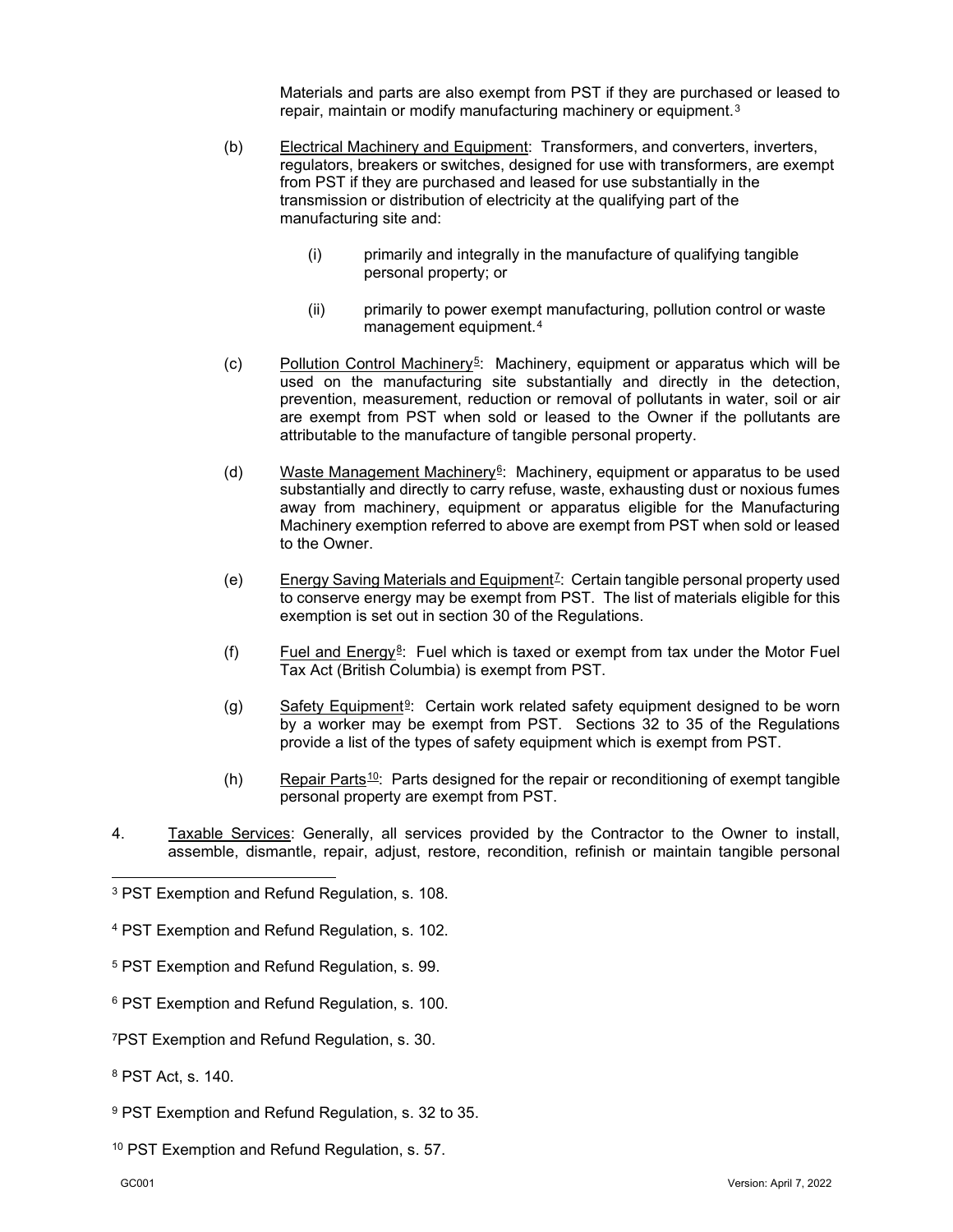Materials and parts are also exempt from PST if they are purchased or leased to repair, maintain or modify manufacturing machinery or equipment.[3]

(b) Electrical Machinery and Equipment: Transformers, and converters, inverters, regulators, breakers or switches, designed for use with transformers, are exempt from PST if they are purchased and leased for use substantially in the transmission or distribution of electricity at the qualifying part of the manufacturing site and:

> (i) primarily and integrally in the manufacture of qualifying tangible personal property; or
>
> (ii) primarily to power exempt manufacturing, pollution control or waste management equipment.[4]

(c) Pollution Control Machinery[5]: Machinery, equipment or apparatus which will be used on the manufacturing site substantially and directly in the detection, prevention, measurement, reduction or removal of pollutants in water, soil or air are exempt from PST when sold or leased to the Owner if the pollutants are attributable to the manufacture of tangible personal property.

(d) Waste Management Machinery[6]: Machinery, equipment or apparatus to be used substantially and directly to carry refuse, waste, exhausting dust or noxious fumes away from machinery, equipment or apparatus eligible for the Manufacturing Machinery exemption referred to above are exempt from PST when sold or leased to the Owner.

(e) Energy Saving Materials and Equipment[7]: Certain tangible personal property used to conserve energy may be exempt from PST. The list of materials eligible for this exemption is set out in section 30 of the Regulations.

(f) Fuel and Energy[8]: Fuel which is taxed or exempt from tax under the Motor Fuel Tax Act (British Columbia) is exempt from PST.

(g) Safety Equipment[9]: Certain work related safety equipment designed to be worn by a worker may be exempt from PST. Sections 32 to 35 of the Regulations provide a list of the types of safety equipment which is exempt from PST.

(h) Repair Parts[10]: Parts designed for the repair or reconditioning of exempt tangible personal property are exempt from PST.

4. Taxable Services: Generally, all services provided by the Contractor to the Owner to install, assemble, dismantle, repair, adjust, restore, recondition, refinish or maintain tangible personal

---

[3] PST Exemption and Refund Regulation, s. 108.

[4] PST Exemption and Refund Regulation, s. 102.

[5] PST Exemption and Refund Regulation, s. 99.

[6] PST Exemption and Refund Regulation, s. 100.

[7] PST Exemption and Refund Regulation, s. 30.

[8] PST Act, s. 140.

[9] PST Exemption and Refund Regulation, s. 32 to 35.

[10] PST Exemption and Refund Regulation, s. 57.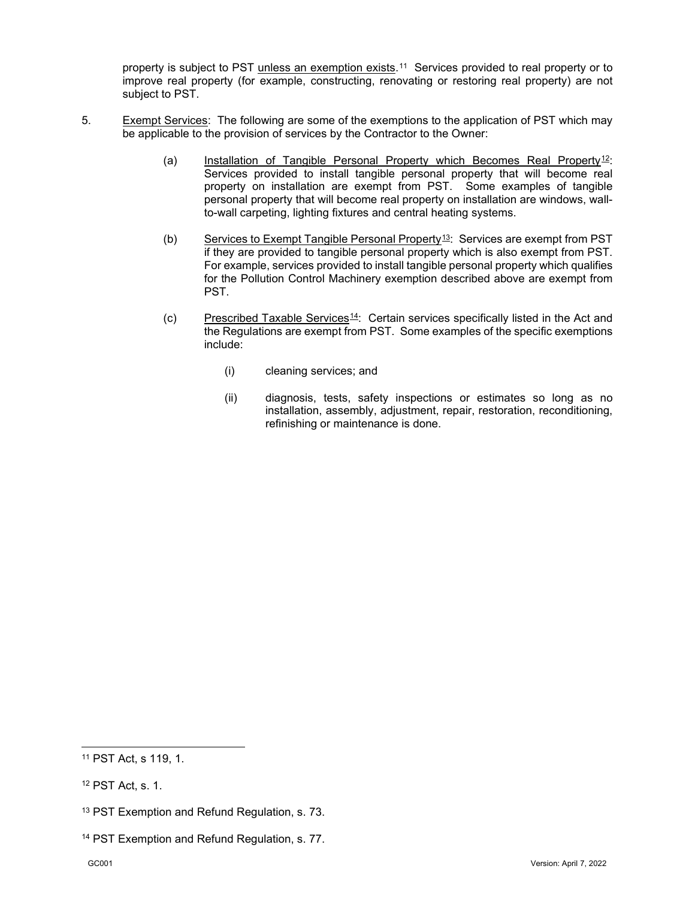property is subject to PST unless an exemption exists.[11] Services provided to real property or to improve real property (for example, constructing, renovating or restoring real property) are not subject to PST.

5. Exempt Services: The following are some of the exemptions to the application of PST which may be applicable to the provision of services by the Contractor to the Owner:

   (a) Installation of Tangible Personal Property which Becomes Real Property[12]: Services provided to install tangible personal property that will become real property on installation are exempt from PST. Some examples of tangible personal property that will become real property on installation are windows, wall-to-wall carpeting, lighting fixtures and central heating systems.

   (b) Services to Exempt Tangible Personal Property[13]: Services are exempt from PST if they are provided to tangible personal property which is also exempt from PST. For example, services provided to install tangible personal property which qualifies for the Pollution Control Machinery exemption described above are exempt from PST.

   (c) Prescribed Taxable Services[14]: Certain services specifically listed in the Act and the Regulations are exempt from PST. Some examples of the specific exemptions include:

      (i) cleaning services; and

      (ii) diagnosis, tests, safety inspections or estimates so long as no installation, assembly, adjustment, repair, restoration, reconditioning, refinishing or maintenance is done.

---

[11] PST Act, s 119, 1.

[12] PST Act, s. 1.

[13] PST Exemption and Refund Regulation, s. 73.

[14] PST Exemption and Refund Regulation, s. 77.